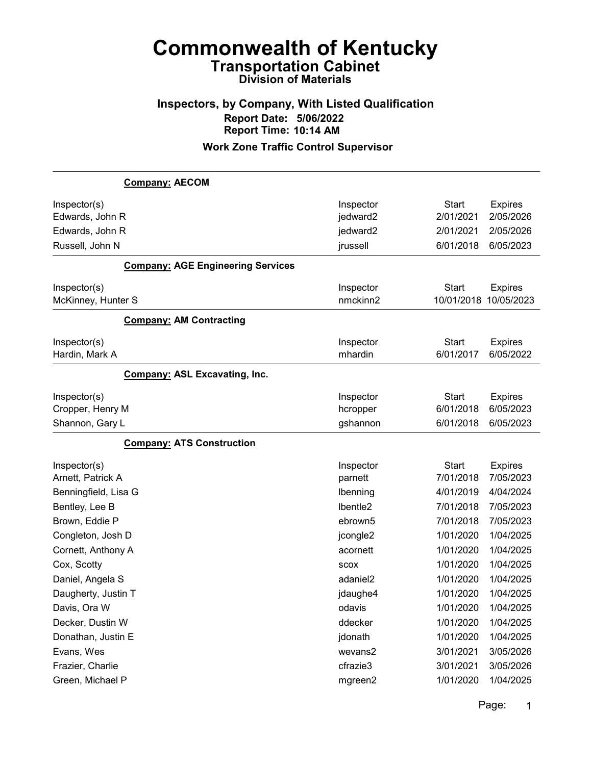# Commonwealth of Kentucky

## Transportation Cabinet

### Division of Materials

### Inspectors, by Company, With Listed Qualification

**Report Date: 5/06/2022**
**Report Time: 10:14 AM**

**Work Zone Traffic Control Supervisor**

---

**Company: AECOM**

| Inspector(s) | Inspector | Start | Expires |
|---|---|---|---|
| Edwards, John R | jedward2 | 2/01/2021 | 2/05/2026 |
| Edwards, John R | jedward2 | 2/01/2021 | 2/05/2026 |
| Russell, John N | jrussell | 6/01/2018 | 6/05/2023 |

**Company: AGE Engineering Services**

| Inspector(s) | Inspector | Start | Expires |
|---|---|---|---|
| McKinney, Hunter S | nmckinn2 | 10/01/2018 | 10/05/2023 |

**Company: AM Contracting**

| Inspector(s) | Inspector | Start | Expires |
|---|---|---|---|
| Hardin, Mark A | mhardin | 6/01/2017 | 6/05/2022 |

**Company: ASL Excavating, Inc.**

| Inspector(s) | Inspector | Start | Expires |
|---|---|---|---|
| Cropper, Henry M | hcropper | 6/01/2018 | 6/05/2023 |
| Shannon, Gary L | gshannon | 6/01/2018 | 6/05/2023 |

**Company: ATS Construction**

| Inspector(s) | Inspector | Start | Expires |
|---|---|---|---|
| Arnett, Patrick A | parnett | 7/01/2018 | 7/05/2023 |
| Benningfield, Lisa G | lbenning | 4/01/2019 | 4/04/2024 |
| Bentley, Lee B | lbentle2 | 7/01/2018 | 7/05/2023 |
| Brown, Eddie P | ebrown5 | 7/01/2018 | 7/05/2023 |
| Congleton, Josh D | jcongle2 | 1/01/2020 | 1/04/2025 |
| Cornett, Anthony A | acornett | 1/01/2020 | 1/04/2025 |
| Cox, Scotty | scox | 1/01/2020 | 1/04/2025 |
| Daniel, Angela S | adaniel2 | 1/01/2020 | 1/04/2025 |
| Daugherty, Justin T | jdaughe4 | 1/01/2020 | 1/04/2025 |
| Davis, Ora W | odavis | 1/01/2020 | 1/04/2025 |
| Decker, Dustin W | ddecker | 1/01/2020 | 1/04/2025 |
| Donathan, Justin E | jdonath | 1/01/2020 | 1/04/2025 |
| Evans, Wes | wevans2 | 3/01/2021 | 3/05/2026 |
| Frazier, Charlie | cfrazie3 | 3/01/2021 | 3/05/2026 |
| Green, Michael P | mgreen2 | 1/01/2020 | 1/04/2025 |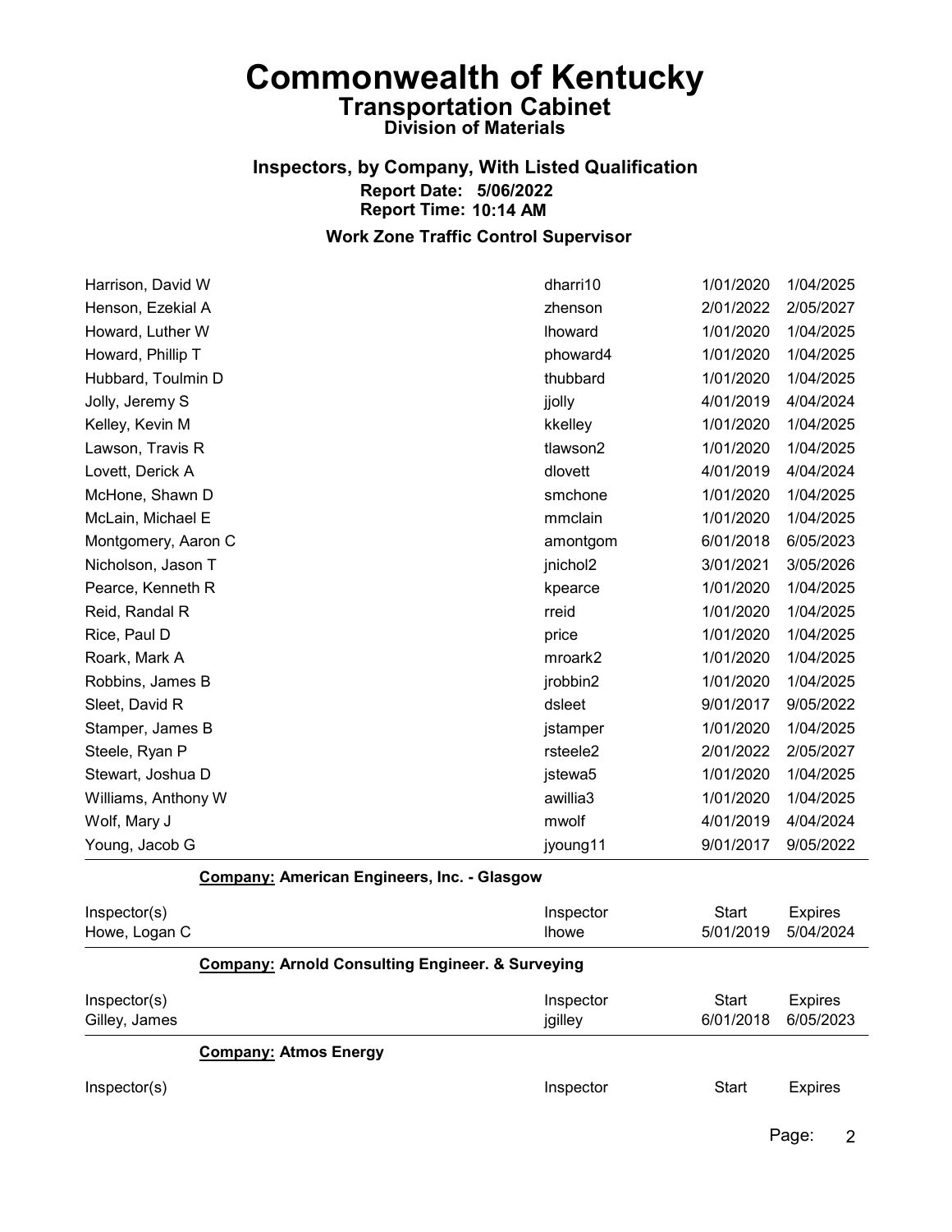# Commonwealth of Kentucky
## Transportation Cabinet
### Division of Materials

### Inspectors, by Company, With Listed Qualification
**Report Date: 5/06/2022**
**Report Time: 10:14 AM**

### Work Zone Traffic Control Supervisor

| Inspector(s) | Inspector | Start | Expires |
|---|---|---|---|
| Harrison, David W | dharri10 | 1/01/2020 | 1/04/2025 |
| Henson, Ezekial A | zhenson | 2/01/2022 | 2/05/2027 |
| Howard, Luther W | lhoward | 1/01/2020 | 1/04/2025 |
| Howard, Phillip T | phoward4 | 1/01/2020 | 1/04/2025 |
| Hubbard, Toulmin D | thubbard | 1/01/2020 | 1/04/2025 |
| Jolly, Jeremy S | jjolly | 4/01/2019 | 4/04/2024 |
| Kelley, Kevin M | kkelley | 1/01/2020 | 1/04/2025 |
| Lawson, Travis R | tlawson2 | 1/01/2020 | 1/04/2025 |
| Lovett, Derick A | dlovett | 4/01/2019 | 4/04/2024 |
| McHone, Shawn D | smchone | 1/01/2020 | 1/04/2025 |
| McLain, Michael E | mmclain | 1/01/2020 | 1/04/2025 |
| Montgomery, Aaron C | amontgom | 6/01/2018 | 6/05/2023 |
| Nicholson, Jason T | jnichol2 | 3/01/2021 | 3/05/2026 |
| Pearce, Kenneth R | kpearce | 1/01/2020 | 1/04/2025 |
| Reid, Randal R | rreid | 1/01/2020 | 1/04/2025 |
| Rice, Paul D | price | 1/01/2020 | 1/04/2025 |
| Roark, Mark A | mroark2 | 1/01/2020 | 1/04/2025 |
| Robbins, James B | jrobbin2 | 1/01/2020 | 1/04/2025 |
| Sleet, David R | dsleet | 9/01/2017 | 9/05/2022 |
| Stamper, James B | jstamper | 1/01/2020 | 1/04/2025 |
| Steele, Ryan P | rsteele2 | 2/01/2022 | 2/05/2027 |
| Stewart, Joshua D | jstewa5 | 1/01/2020 | 1/04/2025 |
| Williams, Anthony W | awillia3 | 1/01/2020 | 1/04/2025 |
| Wolf, Mary J | mwolf | 4/01/2019 | 4/04/2024 |
| Young, Jacob G | jyoung11 | 9/01/2017 | 9/05/2022 |

**Company: American Engineers, Inc. - Glasgow**

| Inspector(s) | Inspector | Start | Expires |
|---|---|---|---|
| Howe, Logan C | lhowe | 5/01/2019 | 5/04/2024 |

**Company: Arnold Consulting Engineer. & Surveying**

| Inspector(s) | Inspector | Start | Expires |
|---|---|---|---|
| Gilley, James | jgilley | 6/01/2018 | 6/05/2023 |

**Company: Atmos Energy**

| Inspector(s) | Inspector | Start | Expires |
|---|---|---|---|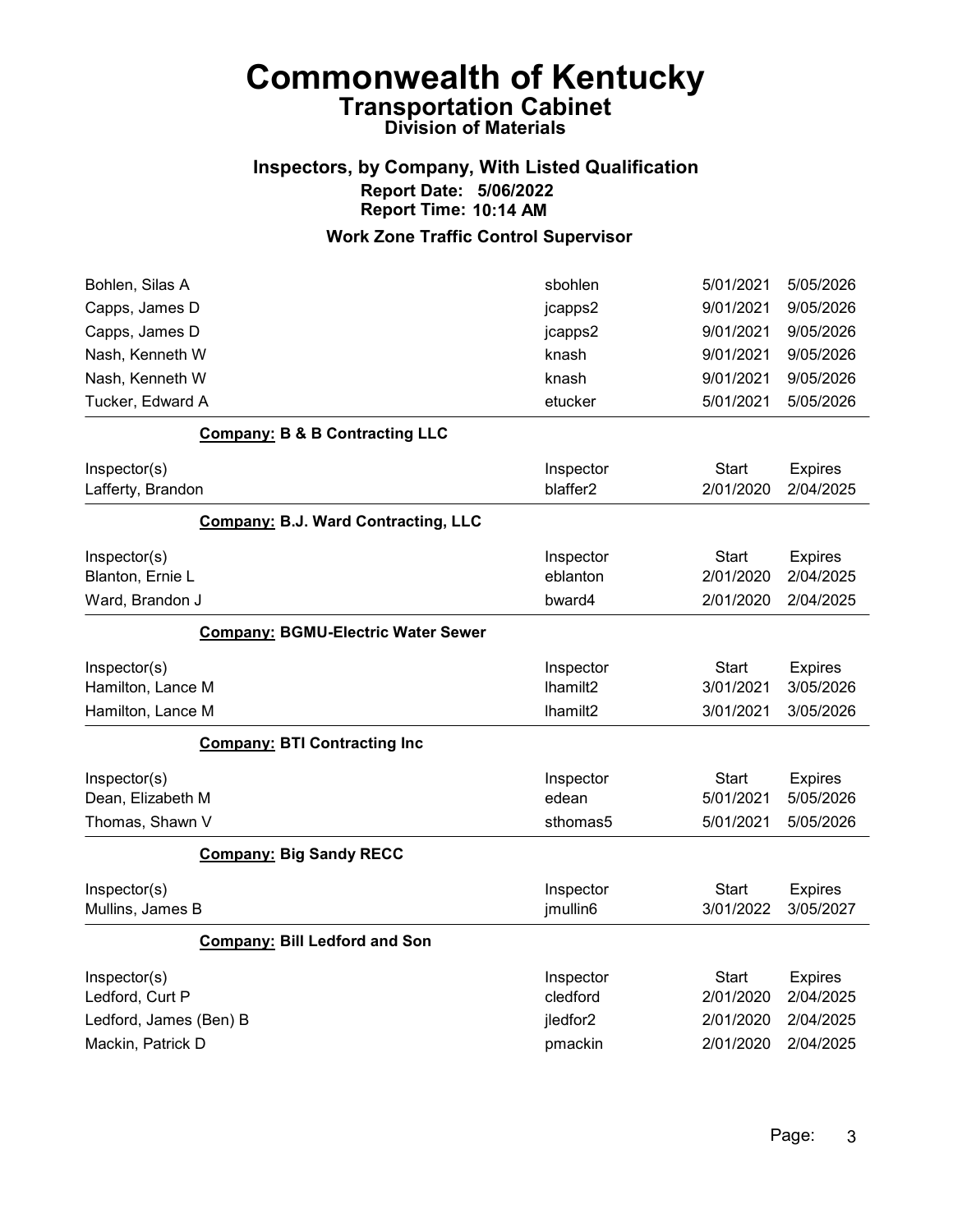# Commonwealth of Kentucky

## Transportation Cabinet

### Division of Materials

### Inspectors, by Company, With Listed Qualification

**Report Date: 5/06/2022**
**Report Time: 10:14 AM**

### Work Zone Traffic Control Supervisor

| | | | |
|---|---|---|---|
| Bohlen, Silas A | sbohlen | 5/01/2021 | 5/05/2026 |
| Capps, James D | jcapps2 | 9/01/2021 | 9/05/2026 |
| Capps, James D | jcapps2 | 9/01/2021 | 9/05/2026 |
| Nash, Kenneth W | knash | 9/01/2021 | 9/05/2026 |
| Nash, Kenneth W | knash | 9/01/2021 | 9/05/2026 |
| Tucker, Edward A | etucker | 5/01/2021 | 5/05/2026 |

**Company: B & B Contracting LLC**

| Inspector(s) | Inspector | Start | Expires |
|---|---|---|---|
| Lafferty, Brandon | blaffer2 | 2/01/2020 | 2/04/2025 |

**Company: B.J. Ward Contracting, LLC**

| Inspector(s) | Inspector | Start | Expires |
|---|---|---|---|
| Blanton, Ernie L | eblanton | 2/01/2020 | 2/04/2025 |
| Ward, Brandon J | bward4 | 2/01/2020 | 2/04/2025 |

**Company: BGMU-Electric Water Sewer**

| Inspector(s) | Inspector | Start | Expires |
|---|---|---|---|
| Hamilton, Lance M | lhamilt2 | 3/01/2021 | 3/05/2026 |
| Hamilton, Lance M | lhamilt2 | 3/01/2021 | 3/05/2026 |

**Company: BTI Contracting Inc**

| Inspector(s) | Inspector | Start | Expires |
|---|---|---|---|
| Dean, Elizabeth M | edean | 5/01/2021 | 5/05/2026 |
| Thomas, Shawn V | sthomas5 | 5/01/2021 | 5/05/2026 |

**Company: Big Sandy RECC**

| Inspector(s) | Inspector | Start | Expires |
|---|---|---|---|
| Mullins, James B | jmullin6 | 3/01/2022 | 3/05/2027 |

**Company: Bill Ledford and Son**

| Inspector(s) | Inspector | Start | Expires |
|---|---|---|---|
| Ledford, Curt P | cledford | 2/01/2020 | 2/04/2025 |
| Ledford, James (Ben) B | jledfor2 | 2/01/2020 | 2/04/2025 |
| Mackin, Patrick D | pmackin | 2/01/2020 | 2/04/2025 |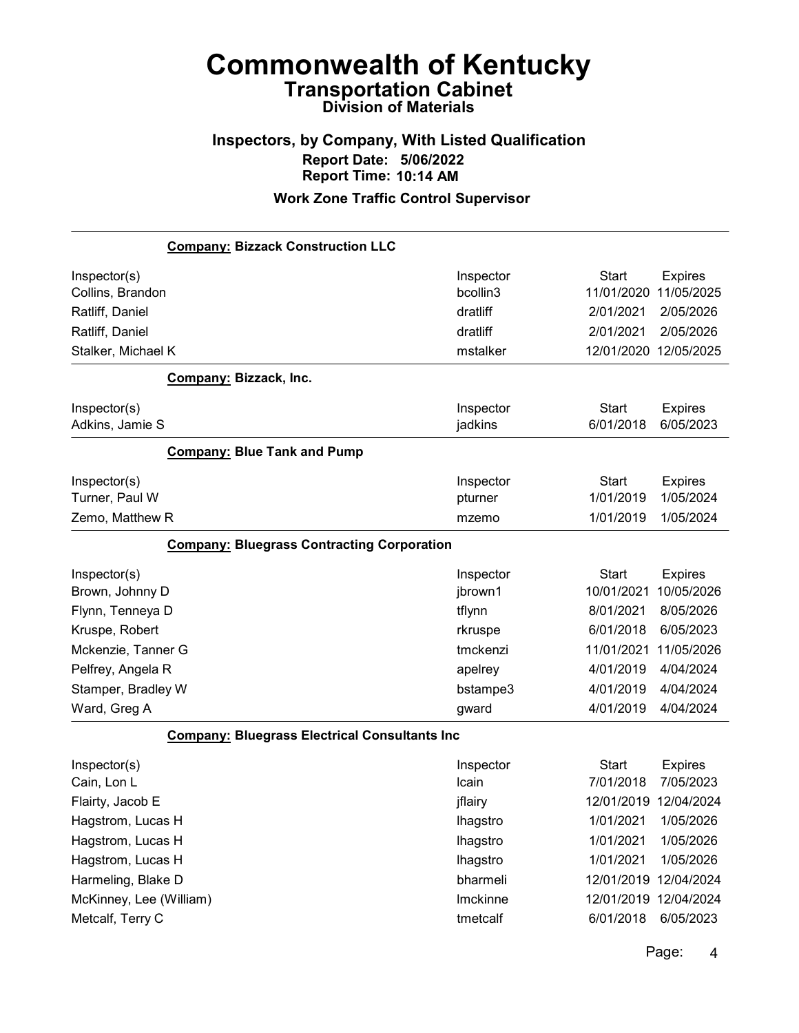# Commonwealth of Kentucky

## Transportation Cabinet

### Division of Materials

### Inspectors, by Company, With Listed Qualification

**Report Date: 5/06/2022**

**Report Time: 10:14 AM**

### Work Zone Traffic Control Supervisor

**Company: Bizzack Construction LLC**

| Inspector(s) | Inspector | Start | Expires |
|---|---|---|---|
| Collins, Brandon | bcollin3 | 11/01/2020 | 11/05/2025 |
| Ratliff, Daniel | dratliff | 2/01/2021 | 2/05/2026 |
| Ratliff, Daniel | dratliff | 2/01/2021 | 2/05/2026 |
| Stalker, Michael K | mstalker | 12/01/2020 | 12/05/2025 |

**Company: Bizzack, Inc.**

| Inspector(s) | Inspector | Start | Expires |
|---|---|---|---|
| Adkins, Jamie S | jadkins | 6/01/2018 | 6/05/2023 |

**Company: Blue Tank and Pump**

| Inspector(s) | Inspector | Start | Expires |
|---|---|---|---|
| Turner, Paul W | pturner | 1/01/2019 | 1/05/2024 |
| Zemo, Matthew R | mzemo | 1/01/2019 | 1/05/2024 |

**Company: Bluegrass Contracting Corporation**

| Inspector(s) | Inspector | Start | Expires |
|---|---|---|---|
| Brown, Johnny D | jbrown1 | 10/01/2021 | 10/05/2026 |
| Flynn, Tenneya D | tflynn | 8/01/2021 | 8/05/2026 |
| Kruspe, Robert | rkruspe | 6/01/2018 | 6/05/2023 |
| Mckenzie, Tanner G | tmckenzi | 11/01/2021 | 11/05/2026 |
| Pelfrey, Angela R | apelrey | 4/01/2019 | 4/04/2024 |
| Stamper, Bradley W | bstampe3 | 4/01/2019 | 4/04/2024 |
| Ward, Greg A | gward | 4/01/2019 | 4/04/2024 |

**Company: Bluegrass Electrical Consultants Inc**

| Inspector(s) | Inspector | Start | Expires |
|---|---|---|---|
| Cain, Lon L | lcain | 7/01/2018 | 7/05/2023 |
| Flairty, Jacob E | jflairy | 12/01/2019 | 12/04/2024 |
| Hagstrom, Lucas H | lhagstro | 1/01/2021 | 1/05/2026 |
| Hagstrom, Lucas H | lhagstro | 1/01/2021 | 1/05/2026 |
| Hagstrom, Lucas H | lhagstro | 1/01/2021 | 1/05/2026 |
| Harmeling, Blake D | bharmeli | 12/01/2019 | 12/04/2024 |
| McKinney, Lee (William) | lmckinne | 12/01/2019 | 12/04/2024 |
| Metcalf, Terry C | tmetcalf | 6/01/2018 | 6/05/2023 |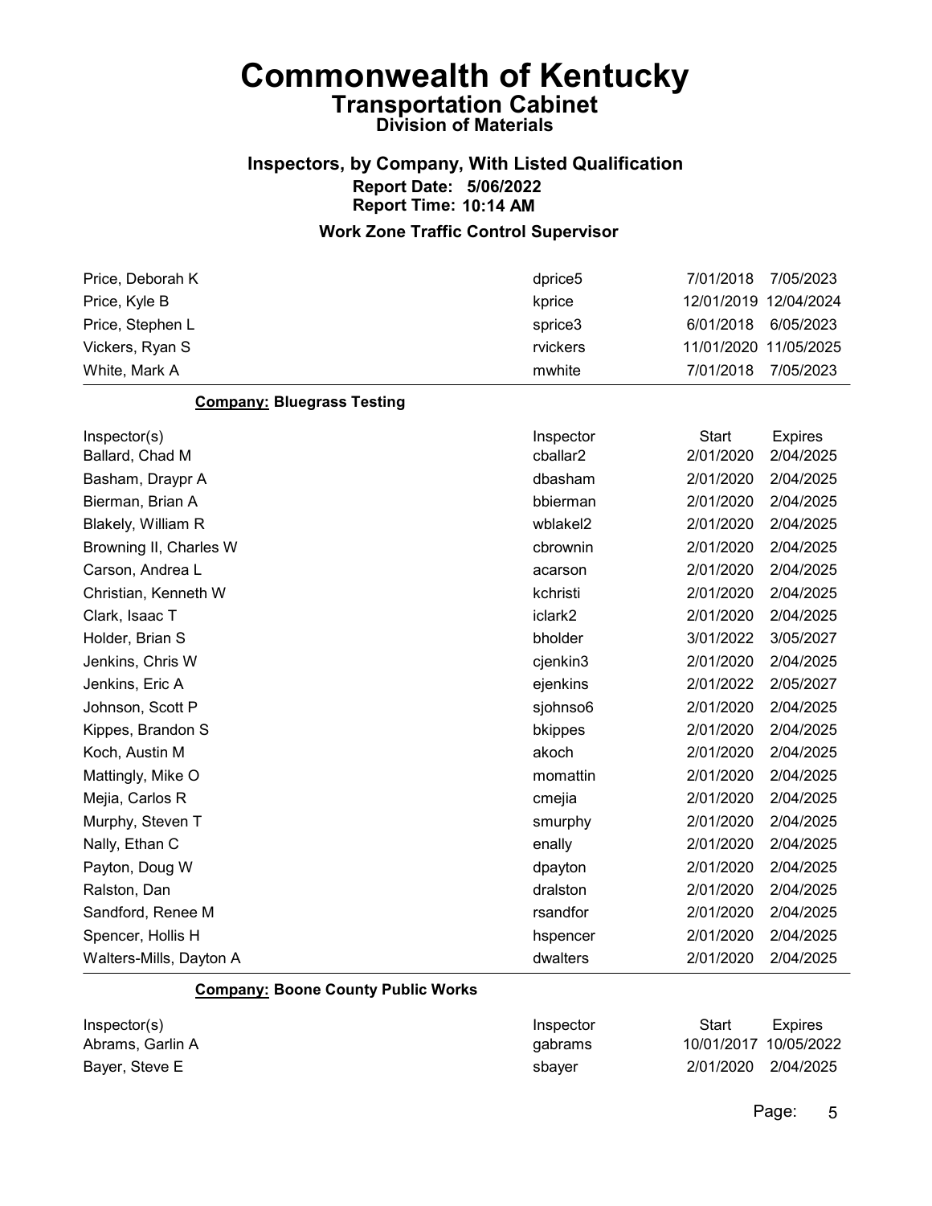# Commonwealth of Kentucky

## Transportation Cabinet

### Division of Materials

### Inspectors, by Company, With Listed Qualification

**Report Date: 5/06/2022**
**Report Time: 10:14 AM**

### Work Zone Traffic Control Supervisor

| Inspector(s) | Inspector | Start | Expires |
|---|---|---|---|
| Price, Deborah K | dprice5 | 7/01/2018 | 7/05/2023 |
| Price, Kyle B | kprice | 12/01/2019 | 12/04/2024 |
| Price, Stephen L | sprice3 | 6/01/2018 | 6/05/2023 |
| Vickers, Ryan S | rvickers | 11/01/2020 | 11/05/2025 |
| White, Mark A | mwhite | 7/01/2018 | 7/05/2023 |

**Company: Bluegrass Testing**

| Inspector(s) | Inspector | Start | Expires |
|---|---|---|---|
| Ballard, Chad M | cballar2 | 2/01/2020 | 2/04/2025 |
| Basham, Draypr A | dbasham | 2/01/2020 | 2/04/2025 |
| Bierman, Brian A | bbierman | 2/01/2020 | 2/04/2025 |
| Blakely, William R | wblakel2 | 2/01/2020 | 2/04/2025 |
| Browning II, Charles W | cbrownin | 2/01/2020 | 2/04/2025 |
| Carson, Andrea L | acarson | 2/01/2020 | 2/04/2025 |
| Christian, Kenneth W | kchristi | 2/01/2020 | 2/04/2025 |
| Clark, Isaac T | iclark2 | 2/01/2020 | 2/04/2025 |
| Holder, Brian S | bholder | 3/01/2022 | 3/05/2027 |
| Jenkins, Chris W | cjenkin3 | 2/01/2020 | 2/04/2025 |
| Jenkins, Eric A | ejenkins | 2/01/2022 | 2/05/2027 |
| Johnson, Scott P | sjohnso6 | 2/01/2020 | 2/04/2025 |
| Kippes, Brandon S | bkippes | 2/01/2020 | 2/04/2025 |
| Koch, Austin M | akoch | 2/01/2020 | 2/04/2025 |
| Mattingly, Mike O | momattin | 2/01/2020 | 2/04/2025 |
| Mejia, Carlos R | cmejia | 2/01/2020 | 2/04/2025 |
| Murphy, Steven T | smurphy | 2/01/2020 | 2/04/2025 |
| Nally, Ethan C | enally | 2/01/2020 | 2/04/2025 |
| Payton, Doug W | dpayton | 2/01/2020 | 2/04/2025 |
| Ralston, Dan | dralston | 2/01/2020 | 2/04/2025 |
| Sandford, Renee M | rsandfor | 2/01/2020 | 2/04/2025 |
| Spencer, Hollis H | hspencer | 2/01/2020 | 2/04/2025 |
| Walters-Mills, Dayton A | dwalters | 2/01/2020 | 2/04/2025 |

**Company: Boone County Public Works**

| Inspector(s) | Inspector | Start | Expires |
|---|---|---|---|
| Abrams, Garlin A | gabrams | 10/01/2017 | 10/05/2022 |
| Bayer, Steve E | sbayer | 2/01/2020 | 2/04/2025 |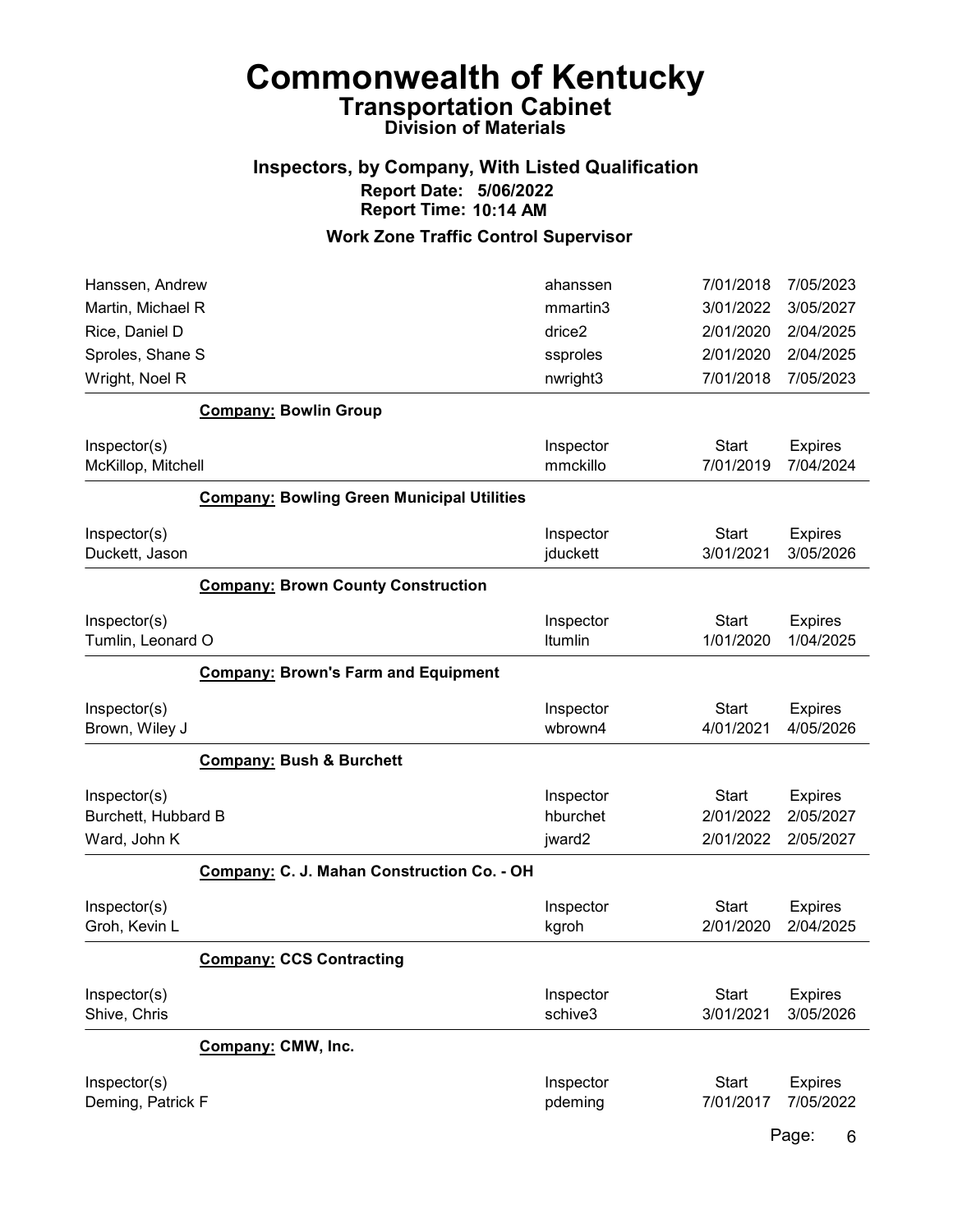# Commonwealth of Kentucky
## Transportation Cabinet
### Division of Materials

### Inspectors, by Company, With Listed Qualification
**Report Date: 5/06/2022**
**Report Time: 10:14 AM**

### Work Zone Traffic Control Supervisor

| | | | |
|---|---|---|---|
| Hanssen, Andrew | ahanssen | 7/01/2018 | 7/05/2023 |
| Martin, Michael R | mmartin3 | 3/01/2022 | 3/05/2027 |
| Rice, Daniel D | drice2 | 2/01/2020 | 2/04/2025 |
| Sproles, Shane S | ssproles | 2/01/2020 | 2/04/2025 |
| Wright, Noel R | nwright3 | 7/01/2018 | 7/05/2023 |

**Company: Bowlin Group**

| Inspector(s) | Inspector | Start | Expires |
|---|---|---|---|
| McKillop, Mitchell | mmckillo | 7/01/2019 | 7/04/2024 |

**Company: Bowling Green Municipal Utilities**

| Inspector(s) | Inspector | Start | Expires |
|---|---|---|---|
| Duckett, Jason | jduckett | 3/01/2021 | 3/05/2026 |

**Company: Brown County Construction**

| Inspector(s) | Inspector | Start | Expires |
|---|---|---|---|
| Tumlin, Leonard O | ltumlin | 1/01/2020 | 1/04/2025 |

**Company: Brown's Farm and Equipment**

| Inspector(s) | Inspector | Start | Expires |
|---|---|---|---|
| Brown, Wiley J | wbrown4 | 4/01/2021 | 4/05/2026 |

**Company: Bush & Burchett**

| Inspector(s) | Inspector | Start | Expires |
|---|---|---|---|
| Burchett, Hubbard B | hburchet | 2/01/2022 | 2/05/2027 |
| Ward, John K | jward2 | 2/01/2022 | 2/05/2027 |

**Company: C. J. Mahan Construction Co. - OH**

| Inspector(s) | Inspector | Start | Expires |
|---|---|---|---|
| Groh, Kevin L | kgroh | 2/01/2020 | 2/04/2025 |

**Company: CCS Contracting**

| Inspector(s) | Inspector | Start | Expires |
|---|---|---|---|
| Shive, Chris | schive3 | 3/01/2021 | 3/05/2026 |

**Company: CMW, Inc.**

| Inspector(s) | Inspector | Start | Expires |
|---|---|---|---|
| Deming, Patrick F | pdeming | 7/01/2017 | 7/05/2022 |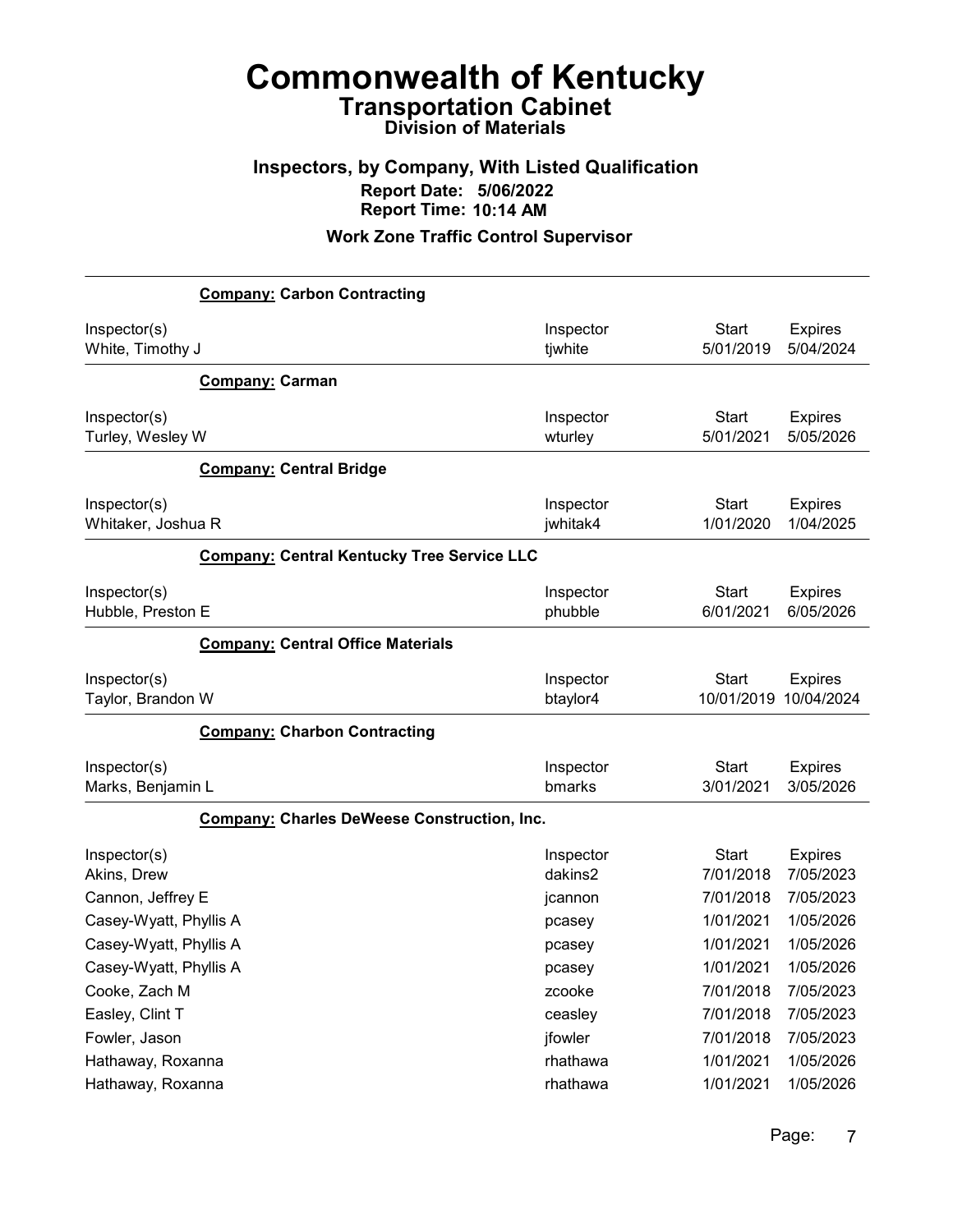# Commonwealth of Kentucky

## Transportation Cabinet

### Division of Materials

### Inspectors, by Company, With Listed Qualification

**Report Date: 5/06/2022**

**Report Time: 10:14 AM**

### Work Zone Traffic Control Supervisor

**Company: Carbon Contracting**

| Inspector(s) | Inspector | Start | Expires |
|---|---|---|---|
| White, Timothy J | tjwhite | 5/01/2019 | 5/04/2024 |

**Company: Carman**

| Inspector(s) | Inspector | Start | Expires |
|---|---|---|---|
| Turley, Wesley W | wturley | 5/01/2021 | 5/05/2026 |

**Company: Central Bridge**

| Inspector(s) | Inspector | Start | Expires |
|---|---|---|---|
| Whitaker, Joshua R | jwhitak4 | 1/01/2020 | 1/04/2025 |

**Company: Central Kentucky Tree Service LLC**

| Inspector(s) | Inspector | Start | Expires |
|---|---|---|---|
| Hubble, Preston E | phubble | 6/01/2021 | 6/05/2026 |

**Company: Central Office Materials**

| Inspector(s) | Inspector | Start | Expires |
|---|---|---|---|
| Taylor, Brandon W | btaylor4 | 10/01/2019 | 10/04/2024 |

**Company: Charbon Contracting**

| Inspector(s) | Inspector | Start | Expires |
|---|---|---|---|
| Marks, Benjamin L | bmarks | 3/01/2021 | 3/05/2026 |

**Company: Charles DeWeese Construction, Inc.**

| Inspector(s) | Inspector | Start | Expires |
|---|---|---|---|
| Akins, Drew | dakins2 | 7/01/2018 | 7/05/2023 |
| Cannon, Jeffrey E | jcannon | 7/01/2018 | 7/05/2023 |
| Casey-Wyatt, Phyllis A | pcasey | 1/01/2021 | 1/05/2026 |
| Casey-Wyatt, Phyllis A | pcasey | 1/01/2021 | 1/05/2026 |
| Casey-Wyatt, Phyllis A | pcasey | 1/01/2021 | 1/05/2026 |
| Cooke, Zach M | zcooke | 7/01/2018 | 7/05/2023 |
| Easley, Clint T | ceasley | 7/01/2018 | 7/05/2023 |
| Fowler, Jason | jfowler | 7/01/2018 | 7/05/2023 |
| Hathaway, Roxanna | rhathawa | 1/01/2021 | 1/05/2026 |
| Hathaway, Roxanna | rhathawa | 1/01/2021 | 1/05/2026 |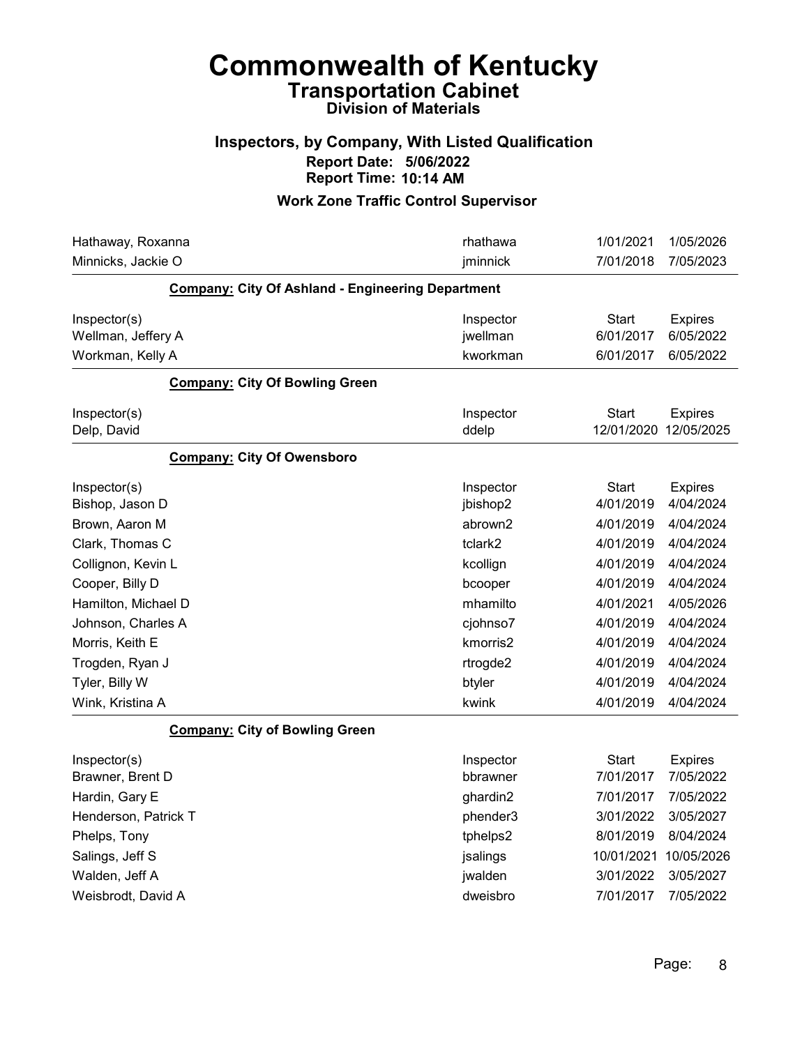# Commonwealth of Kentucky
## Transportation Cabinet
### Division of Materials

### Inspectors, by Company, With Listed Qualification
**Report Date: 5/06/2022**
**Report Time: 10:14 AM**

### Work Zone Traffic Control Supervisor

| | | | |
|---|---|---|---|
| Hathaway, Roxanna | rhathawa | 1/01/2021 | 1/05/2026 |
| Minnicks, Jackie O | jminnick | 7/01/2018 | 7/05/2023 |

**Company: City Of Ashland - Engineering Department**

| Inspector(s) | Inspector | Start | Expires |
|---|---|---|---|
| Wellman, Jeffery A | jwellman | 6/01/2017 | 6/05/2022 |
| Workman, Kelly A | kworkman | 6/01/2017 | 6/05/2022 |

**Company: City Of Bowling Green**

| Inspector(s) | Inspector | Start | Expires |
|---|---|---|---|
| Delp, David | ddelp | 12/01/2020 | 12/05/2025 |

**Company: City Of Owensboro**

| Inspector(s) | Inspector | Start | Expires |
|---|---|---|---|
| Bishop, Jason D | jbishop2 | 4/01/2019 | 4/04/2024 |
| Brown, Aaron M | abrown2 | 4/01/2019 | 4/04/2024 |
| Clark, Thomas C | tclark2 | 4/01/2019 | 4/04/2024 |
| Collignon, Kevin L | kcollign | 4/01/2019 | 4/04/2024 |
| Cooper, Billy D | bcooper | 4/01/2019 | 4/04/2024 |
| Hamilton, Michael D | mhamilto | 4/01/2021 | 4/05/2026 |
| Johnson, Charles A | cjohnso7 | 4/01/2019 | 4/04/2024 |
| Morris, Keith E | kmorris2 | 4/01/2019 | 4/04/2024 |
| Trogden, Ryan J | rtrogde2 | 4/01/2019 | 4/04/2024 |
| Tyler, Billy W | btyler | 4/01/2019 | 4/04/2024 |
| Wink, Kristina A | kwink | 4/01/2019 | 4/04/2024 |

**Company: City of Bowling Green**

| Inspector(s) | Inspector | Start | Expires |
|---|---|---|---|
| Brawner, Brent D | bbrawner | 7/01/2017 | 7/05/2022 |
| Hardin, Gary E | ghardin2 | 7/01/2017 | 7/05/2022 |
| Henderson, Patrick T | phender3 | 3/01/2022 | 3/05/2027 |
| Phelps, Tony | tphelps2 | 8/01/2019 | 8/04/2024 |
| Salings, Jeff S | jsalings | 10/01/2021 | 10/05/2026 |
| Walden, Jeff A | jwalden | 3/01/2022 | 3/05/2027 |
| Weisbrodt, David A | dweisbro | 7/01/2017 | 7/05/2022 |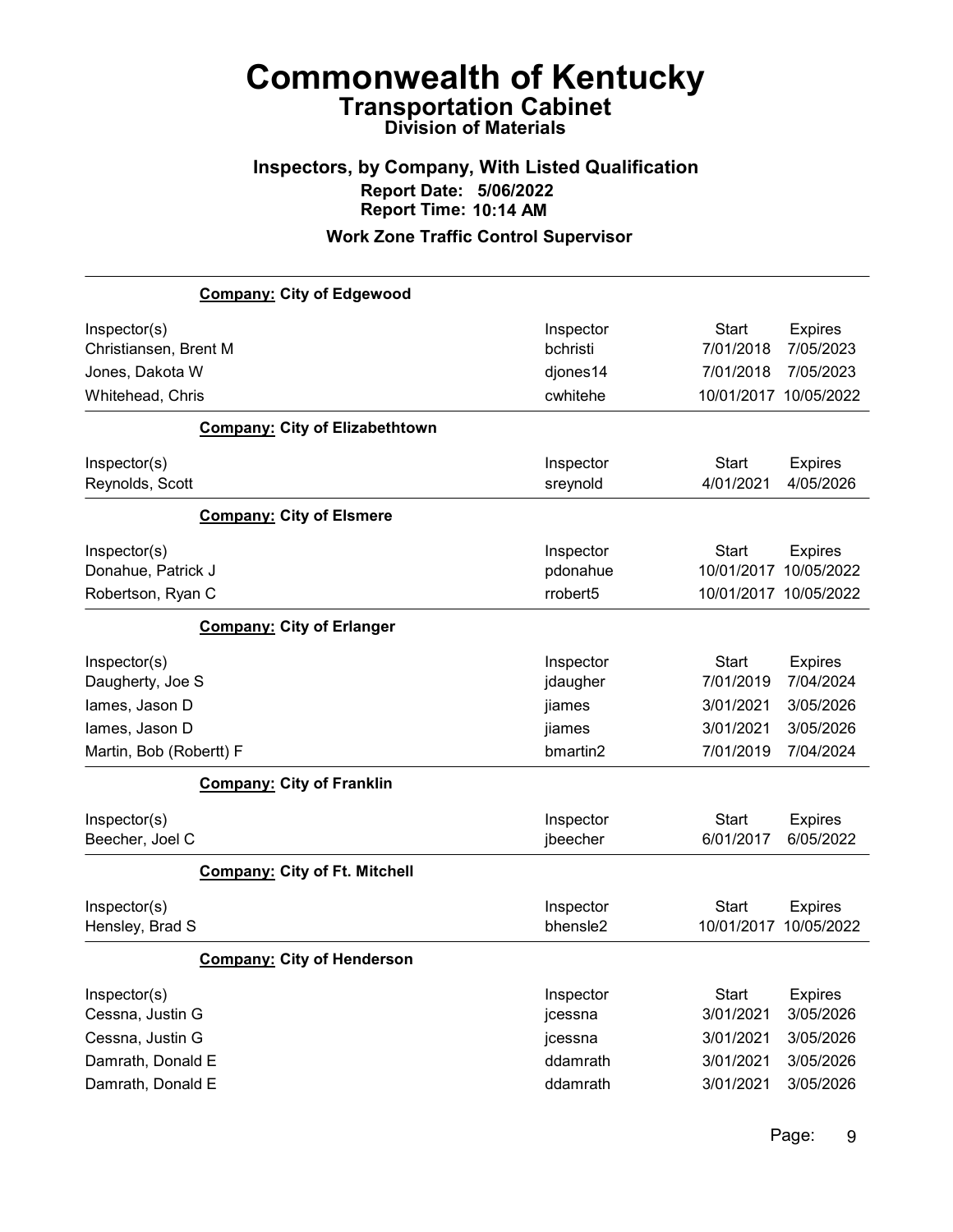# Commonwealth of Kentucky

## Transportation Cabinet

### Division of Materials

### Inspectors, by Company, With Listed Qualification

**Report Date: 5/06/2022**

**Report Time: 10:14 AM**

**Work Zone Traffic Control Supervisor**

**Company: City of Edgewood**

| Inspector(s) | Inspector | Start | Expires |
|---|---|---|---|
| Christiansen, Brent M | bchristi | 7/01/2018 | 7/05/2023 |
| Jones, Dakota W | djones14 | 7/01/2018 | 7/05/2023 |
| Whitehead, Chris | cwhitehe | 10/01/2017 | 10/05/2022 |

**Company: City of Elizabethtown**

| Inspector(s) | Inspector | Start | Expires |
|---|---|---|---|
| Reynolds, Scott | sreynold | 4/01/2021 | 4/05/2026 |

**Company: City of Elsmere**

| Inspector(s) | Inspector | Start | Expires |
|---|---|---|---|
| Donahue, Patrick J | pdonahue | 10/01/2017 | 10/05/2022 |
| Robertson, Ryan C | rrobert5 | 10/01/2017 | 10/05/2022 |

**Company: City of Erlanger**

| Inspector(s) | Inspector | Start | Expires |
|---|---|---|---|
| Daugherty, Joe S | jdaugher | 7/01/2019 | 7/04/2024 |
| Iames, Jason D | jiames | 3/01/2021 | 3/05/2026 |
| Iames, Jason D | jiames | 3/01/2021 | 3/05/2026 |
| Martin, Bob (Robertt) F | bmartin2 | 7/01/2019 | 7/04/2024 |

**Company: City of Franklin**

| Inspector(s) | Inspector | Start | Expires |
|---|---|---|---|
| Beecher, Joel C | jbeecher | 6/01/2017 | 6/05/2022 |

**Company: City of Ft. Mitchell**

| Inspector(s) | Inspector | Start | Expires |
|---|---|---|---|
| Hensley, Brad S | bhensle2 | 10/01/2017 | 10/05/2022 |

**Company: City of Henderson**

| Inspector(s) | Inspector | Start | Expires |
|---|---|---|---|
| Cessna, Justin G | jcessna | 3/01/2021 | 3/05/2026 |
| Cessna, Justin G | jcessna | 3/01/2021 | 3/05/2026 |
| Damrath, Donald E | ddamrath | 3/01/2021 | 3/05/2026 |
| Damrath, Donald E | ddamrath | 3/01/2021 | 3/05/2026 |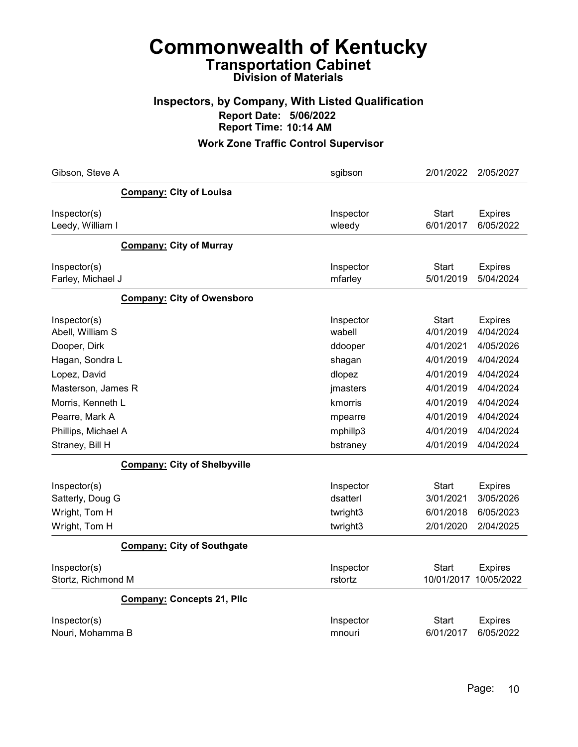# Commonwealth of Kentucky
## Transportation Cabinet
### Division of Materials

### Inspectors, by Company, With Listed Qualification
**Report Date: 5/06/2022**
**Report Time: 10:14 AM**

### Work Zone Traffic Control Supervisor

| | | | |
|---|---|---|---|
| Gibson, Steve A | sgibson | 2/01/2022 | 2/05/2027 |

**Company: City of Louisa**

| Inspector(s) | Inspector | Start | Expires |
|---|---|---|---|
| Leedy, William I | wleedy | 6/01/2017 | 6/05/2022 |

**Company: City of Murray**

| Inspector(s) | Inspector | Start | Expires |
|---|---|---|---|
| Farley, Michael J | mfarley | 5/01/2019 | 5/04/2024 |

**Company: City of Owensboro**

| Inspector(s) | Inspector | Start | Expires |
|---|---|---|---|
| Abell, William S | wabell | 4/01/2019 | 4/04/2024 |
| Dooper, Dirk | ddooper | 4/01/2021 | 4/05/2026 |
| Hagan, Sondra L | shagan | 4/01/2019 | 4/04/2024 |
| Lopez, David | dlopez | 4/01/2019 | 4/04/2024 |
| Masterson, James R | jmasters | 4/01/2019 | 4/04/2024 |
| Morris, Kenneth L | kmorris | 4/01/2019 | 4/04/2024 |
| Pearre, Mark A | mpearre | 4/01/2019 | 4/04/2024 |
| Phillips, Michael A | mphillp3 | 4/01/2019 | 4/04/2024 |
| Straney, Bill H | bstraney | 4/01/2019 | 4/04/2024 |

**Company: City of Shelbyville**

| Inspector(s) | Inspector | Start | Expires |
|---|---|---|---|
| Satterly, Doug G | dsatterl | 3/01/2021 | 3/05/2026 |
| Wright, Tom H | twright3 | 6/01/2018 | 6/05/2023 |
| Wright, Tom H | twright3 | 2/01/2020 | 2/04/2025 |

**Company: City of Southgate**

| Inspector(s) | Inspector | Start | Expires |
|---|---|---|---|
| Stortz, Richmond M | rstortz | 10/01/2017 | 10/05/2022 |

**Company: Concepts 21, Pllc**

| Inspector(s) | Inspector | Start | Expires |
|---|---|---|---|
| Nouri, Mohamma B | mnouri | 6/01/2017 | 6/05/2022 |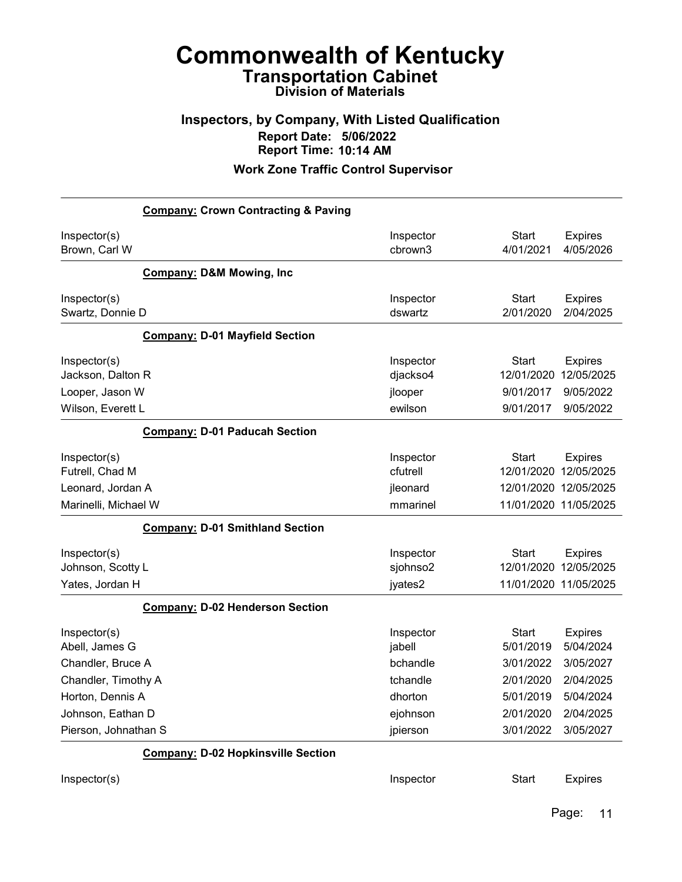# Commonwealth of Kentucky
## Transportation Cabinet
### Division of Materials

### Inspectors, by Company, With Listed Qualification
**Report Date: 5/06/2022**
**Report Time: 10:14 AM**

### Work Zone Traffic Control Supervisor

**Company: Crown Contracting & Paving**

| Inspector(s) | Inspector | Start | Expires |
|---|---|---|---|
| Brown, Carl W | cbrown3 | 4/01/2021 | 4/05/2026 |

**Company: D&M Mowing, Inc**

| Inspector(s) | Inspector | Start | Expires |
|---|---|---|---|
| Swartz, Donnie D | dswartz | 2/01/2020 | 2/04/2025 |

**Company: D-01 Mayfield Section**

| Inspector(s) | Inspector | Start | Expires |
|---|---|---|---|
| Jackson, Dalton R | djackso4 | 12/01/2020 | 12/05/2025 |
| Looper, Jason W | jlooper | 9/01/2017 | 9/05/2022 |
| Wilson, Everett L | ewilson | 9/01/2017 | 9/05/2022 |

**Company: D-01 Paducah Section**

| Inspector(s) | Inspector | Start | Expires |
|---|---|---|---|
| Futrell, Chad M | cfutrell | 12/01/2020 | 12/05/2025 |
| Leonard, Jordan A | jleonard | 12/01/2020 | 12/05/2025 |
| Marinelli, Michael W | mmarinel | 11/01/2020 | 11/05/2025 |

**Company: D-01 Smithland Section**

| Inspector(s) | Inspector | Start | Expires |
|---|---|---|---|
| Johnson, Scotty L | sjohnso2 | 12/01/2020 | 12/05/2025 |
| Yates, Jordan H | jyates2 | 11/01/2020 | 11/05/2025 |

**Company: D-02 Henderson Section**

| Inspector(s) | Inspector | Start | Expires |
|---|---|---|---|
| Abell, James G | jabell | 5/01/2019 | 5/04/2024 |
| Chandler, Bruce A | bchandle | 3/01/2022 | 3/05/2027 |
| Chandler, Timothy A | tchandle | 2/01/2020 | 2/04/2025 |
| Horton, Dennis A | dhorton | 5/01/2019 | 5/04/2024 |
| Johnson, Eathan D | ejohnson | 2/01/2020 | 2/04/2025 |
| Pierson, Johnathan S | jpierson | 3/01/2022 | 3/05/2027 |

**Company: D-02 Hopkinsville Section**

| Inspector(s) | Inspector | Start | Expires |
|---|---|---|---|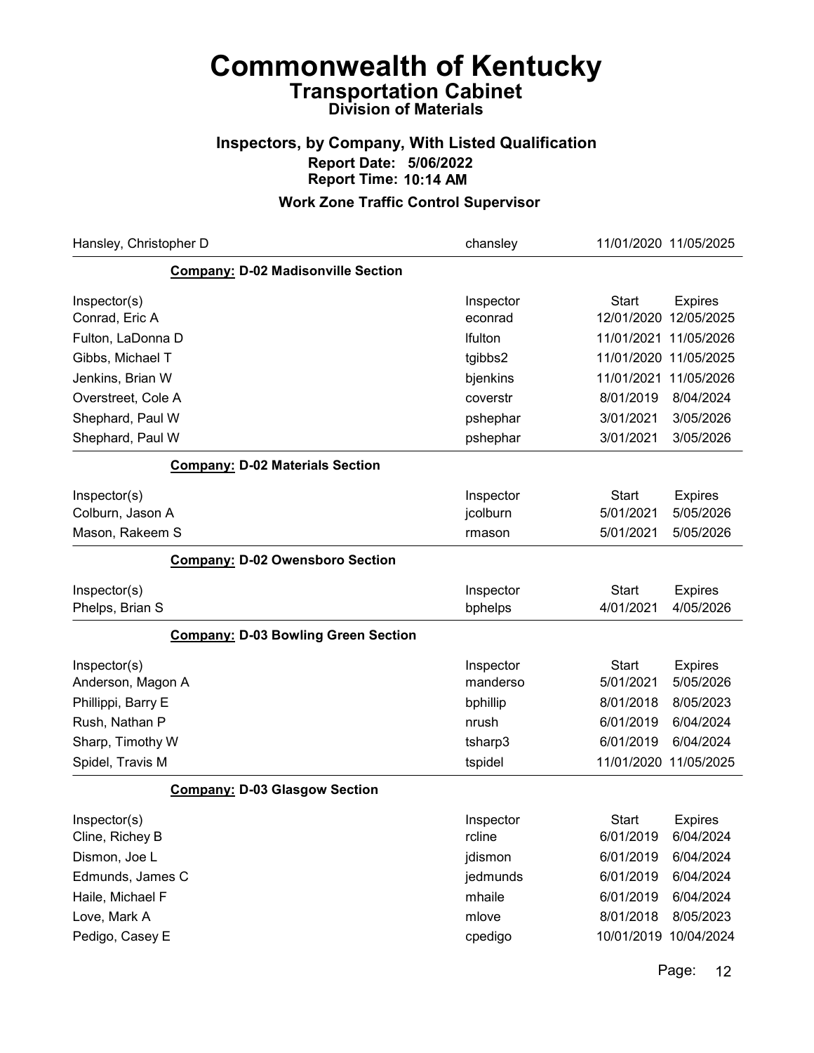# Commonwealth of Kentucky
## Transportation Cabinet
### Division of Materials

### Inspectors, by Company, With Listed Qualification
**Report Date: 5/06/2022**
**Report Time: 10:14 AM**

### Work Zone Traffic Control Supervisor

| | | | |
|---|---|---|---|
| Hansley, Christopher D | chansley | 11/01/2020 | 11/05/2025 |

**Company: D-02 Madisonville Section**

| Inspector(s) | Inspector | Start | Expires |
|---|---|---|---|
| Conrad, Eric A | econrad | 12/01/2020 | 12/05/2025 |
| Fulton, LaDonna D | lfulton | 11/01/2021 | 11/05/2026 |
| Gibbs, Michael T | tgibbs2 | 11/01/2020 | 11/05/2025 |
| Jenkins, Brian W | bjenkins | 11/01/2021 | 11/05/2026 |
| Overstreet, Cole A | coverstr | 8/01/2019 | 8/04/2024 |
| Shephard, Paul W | pshephar | 3/01/2021 | 3/05/2026 |
| Shephard, Paul W | pshephar | 3/01/2021 | 3/05/2026 |

**Company: D-02 Materials Section**

| Inspector(s) | Inspector | Start | Expires |
|---|---|---|---|
| Colburn, Jason A | jcolburn | 5/01/2021 | 5/05/2026 |
| Mason, Rakeem S | rmason | 5/01/2021 | 5/05/2026 |

**Company: D-02 Owensboro Section**

| Inspector(s) | Inspector | Start | Expires |
|---|---|---|---|
| Phelps, Brian S | bphelps | 4/01/2021 | 4/05/2026 |

**Company: D-03 Bowling Green Section**

| Inspector(s) | Inspector | Start | Expires |
|---|---|---|---|
| Anderson, Magon A | manderso | 5/01/2021 | 5/05/2026 |
| Phillippi, Barry E | bphillip | 8/01/2018 | 8/05/2023 |
| Rush, Nathan P | nrush | 6/01/2019 | 6/04/2024 |
| Sharp, Timothy W | tsharp3 | 6/01/2019 | 6/04/2024 |
| Spidel, Travis M | tspidel | 11/01/2020 | 11/05/2025 |

**Company: D-03 Glasgow Section**

| Inspector(s) | Inspector | Start | Expires |
|---|---|---|---|
| Cline, Richey B | rcline | 6/01/2019 | 6/04/2024 |
| Dismon, Joe L | jdismon | 6/01/2019 | 6/04/2024 |
| Edmunds, James C | jedmunds | 6/01/2019 | 6/04/2024 |
| Haile, Michael F | mhaile | 6/01/2019 | 6/04/2024 |
| Love, Mark A | mlove | 8/01/2018 | 8/05/2023 |
| Pedigo, Casey E | cpedigo | 10/01/2019 | 10/04/2024 |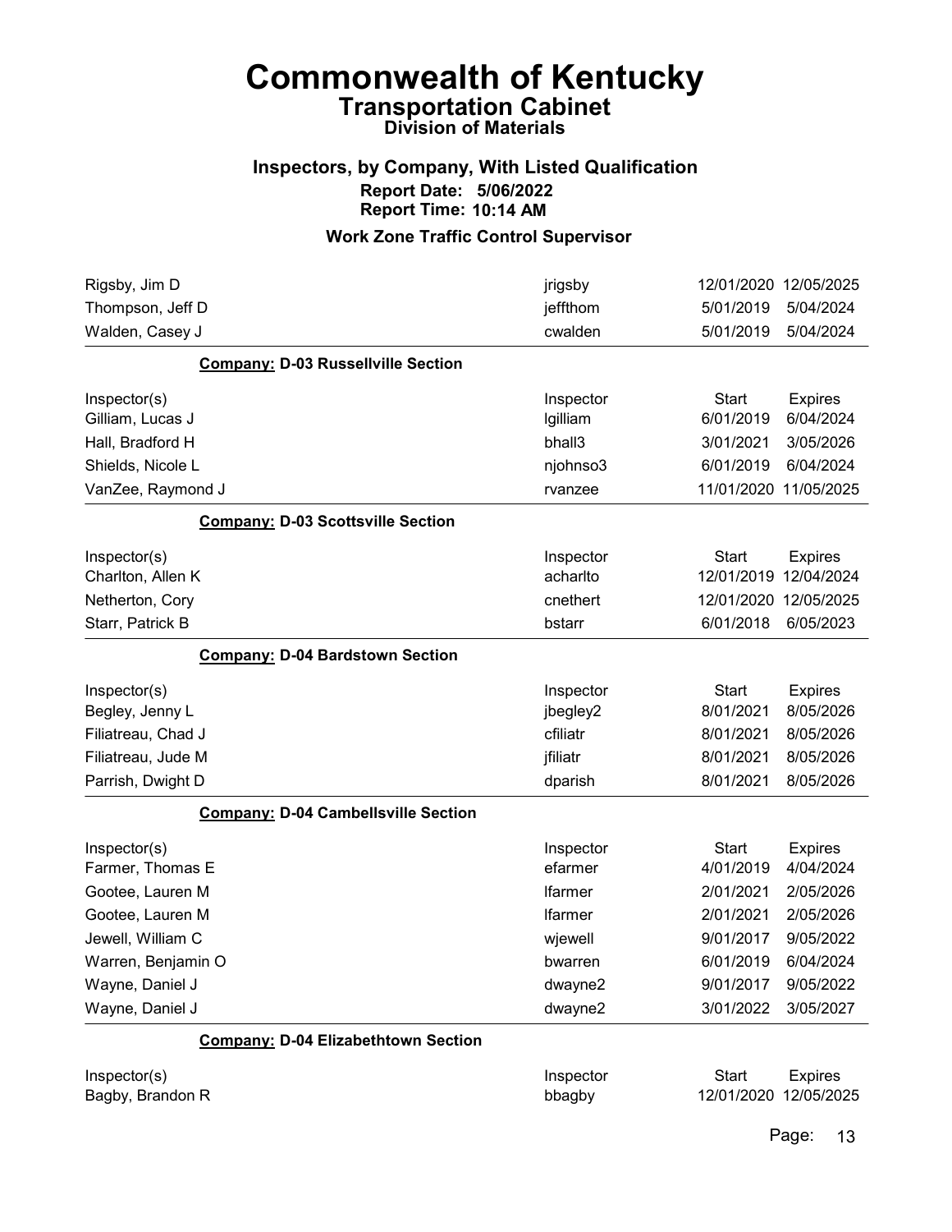# Commonwealth of Kentucky

## Transportation Cabinet

### Division of Materials

### Inspectors, by Company, With Listed Qualification

**Report Date: 5/06/2022**

**Report Time: 10:14 AM**

### Work Zone Traffic Control Supervisor

| Inspector(s) | Inspector | Start | Expires |
|---|---|---|---|
| Rigsby, Jim D | jrigsby | 12/01/2020 | 12/05/2025 |
| Thompson, Jeff D | jeffthom | 5/01/2019 | 5/04/2024 |
| Walden, Casey J | cwalden | 5/01/2019 | 5/04/2024 |

**Company: D-03 Russellville Section**

| Inspector(s) | Inspector | Start | Expires |
|---|---|---|---|
| Gilliam, Lucas J | lgilliam | 6/01/2019 | 6/04/2024 |
| Hall, Bradford H | bhall3 | 3/01/2021 | 3/05/2026 |
| Shields, Nicole L | njohnso3 | 6/01/2019 | 6/04/2024 |
| VanZee, Raymond J | rvanzee | 11/01/2020 | 11/05/2025 |

**Company: D-03 Scottsville Section**

| Inspector(s) | Inspector | Start | Expires |
|---|---|---|---|
| Charlton, Allen K | acharlto | 12/01/2019 | 12/04/2024 |
| Netherton, Cory | cnethert | 12/01/2020 | 12/05/2025 |
| Starr, Patrick B | bstarr | 6/01/2018 | 6/05/2023 |

**Company: D-04 Bardstown Section**

| Inspector(s) | Inspector | Start | Expires |
|---|---|---|---|
| Begley, Jenny L | jbegley2 | 8/01/2021 | 8/05/2026 |
| Filiatreau, Chad J | cfiliatr | 8/01/2021 | 8/05/2026 |
| Filiatreau, Jude M | jfiliatr | 8/01/2021 | 8/05/2026 |
| Parrish, Dwight D | dparish | 8/01/2021 | 8/05/2026 |

**Company: D-04 Cambellsville Section**

| Inspector(s) | Inspector | Start | Expires |
|---|---|---|---|
| Farmer, Thomas E | efarmer | 4/01/2019 | 4/04/2024 |
| Gootee, Lauren M | lfarmer | 2/01/2021 | 2/05/2026 |
| Gootee, Lauren M | lfarmer | 2/01/2021 | 2/05/2026 |
| Jewell, William C | wjewell | 9/01/2017 | 9/05/2022 |
| Warren, Benjamin O | bwarren | 6/01/2019 | 6/04/2024 |
| Wayne, Daniel J | dwayne2 | 9/01/2017 | 9/05/2022 |
| Wayne, Daniel J | dwayne2 | 3/01/2022 | 3/05/2027 |

**Company: D-04 Elizabethtown Section**

| Inspector(s) | Inspector | Start | Expires |
|---|---|---|---|
| Bagby, Brandon R | bbagby | 12/01/2020 | 12/05/2025 |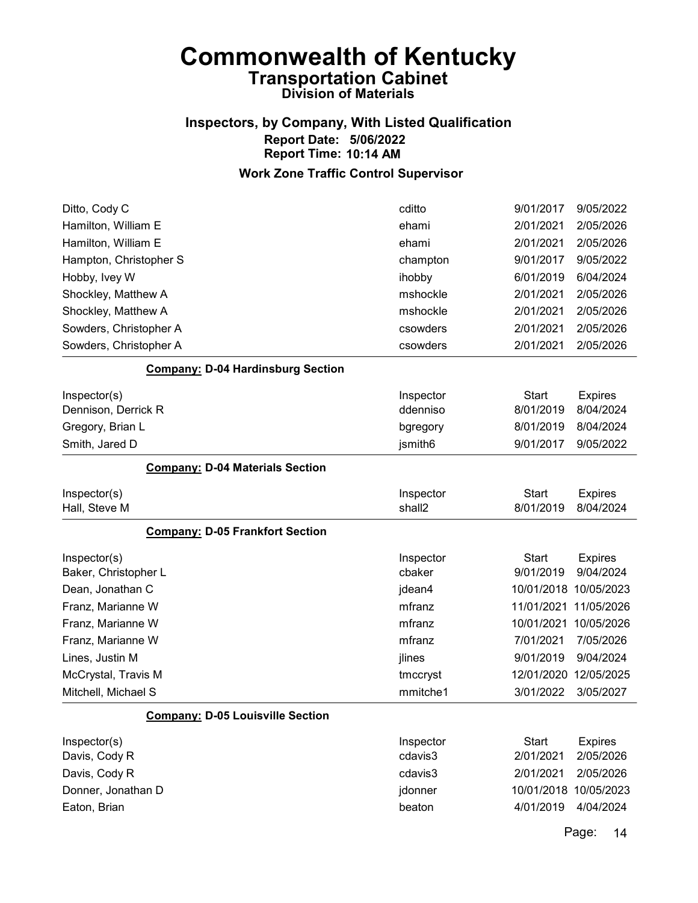# Commonwealth of Kentucky
## Transportation Cabinet
### Division of Materials

### Inspectors, by Company, With Listed Qualification
**Report Date: 5/06/2022**
**Report Time: 10:14 AM**

### Work Zone Traffic Control Supervisor

| | | | |
|---|---|---|---|
| Ditto, Cody C | cditto | 9/01/2017 | 9/05/2022 |
| Hamilton, William E | ehami | 2/01/2021 | 2/05/2026 |
| Hamilton, William E | ehami | 2/01/2021 | 2/05/2026 |
| Hampton, Christopher S | champton | 9/01/2017 | 9/05/2022 |
| Hobby, Ivey W | ihobby | 6/01/2019 | 6/04/2024 |
| Shockley, Matthew A | mshockle | 2/01/2021 | 2/05/2026 |
| Shockley, Matthew A | mshockle | 2/01/2021 | 2/05/2026 |
| Sowders, Christopher A | csowders | 2/01/2021 | 2/05/2026 |
| Sowders, Christopher A | csowders | 2/01/2021 | 2/05/2026 |

**Company: D-04 Hardinsburg Section**

| Inspector(s) | Inspector | Start | Expires |
|---|---|---|---|
| Dennison, Derrick R | ddenniso | 8/01/2019 | 8/04/2024 |
| Gregory, Brian L | bgregory | 8/01/2019 | 8/04/2024 |
| Smith, Jared D | jsmith6 | 9/01/2017 | 9/05/2022 |

**Company: D-04 Materials Section**

| Inspector(s) | Inspector | Start | Expires |
|---|---|---|---|
| Hall, Steve M | shall2 | 8/01/2019 | 8/04/2024 |

**Company: D-05 Frankfort Section**

| Inspector(s) | Inspector | Start | Expires |
|---|---|---|---|
| Baker, Christopher L | cbaker | 9/01/2019 | 9/04/2024 |
| Dean, Jonathan C | jdean4 | 10/01/2018 | 10/05/2023 |
| Franz, Marianne W | mfranz | 11/01/2021 | 11/05/2026 |
| Franz, Marianne W | mfranz | 10/01/2021 | 10/05/2026 |
| Franz, Marianne W | mfranz | 7/01/2021 | 7/05/2026 |
| Lines, Justin M | jlines | 9/01/2019 | 9/04/2024 |
| McCrystal, Travis M | tmccryst | 12/01/2020 | 12/05/2025 |
| Mitchell, Michael S | mmitche1 | 3/01/2022 | 3/05/2027 |

**Company: D-05 Louisville Section**

| Inspector(s) | Inspector | Start | Expires |
|---|---|---|---|
| Davis, Cody R | cdavis3 | 2/01/2021 | 2/05/2026 |
| Davis, Cody R | cdavis3 | 2/01/2021 | 2/05/2026 |
| Donner, Jonathan D | jdonner | 10/01/2018 | 10/05/2023 |
| Eaton, Brian | beaton | 4/01/2019 | 4/04/2024 |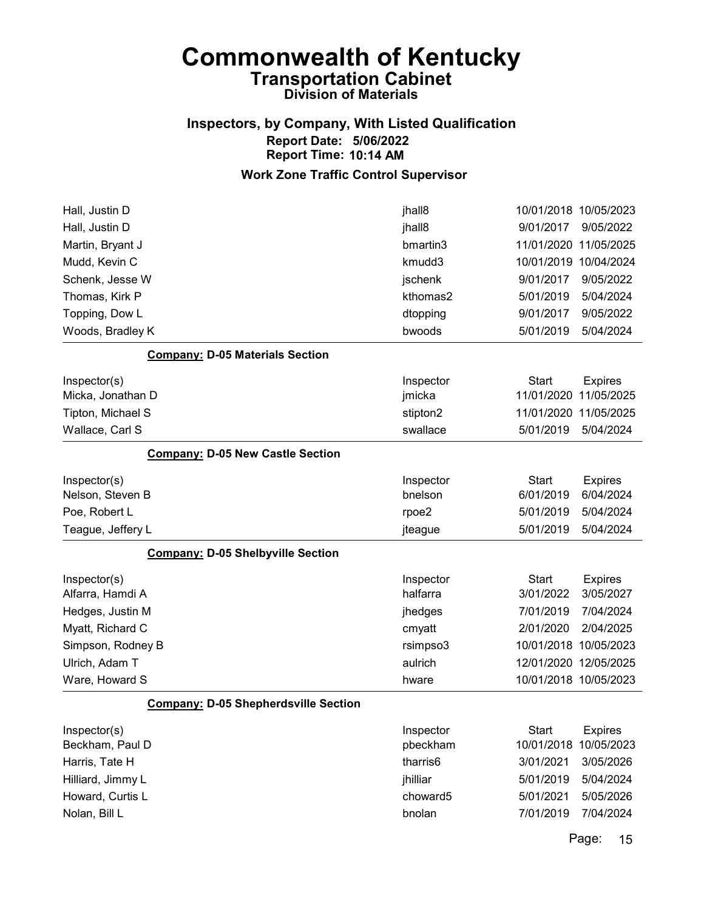# Commonwealth of Kentucky
## Transportation Cabinet
### Division of Materials

### Inspectors, by Company, With Listed Qualification
**Report Date: 5/06/2022**
**Report Time: 10:14 AM**

### Work Zone Traffic Control Supervisor

| Inspector(s) | Inspector | Start | Expires |
|---|---|---|---|
| Hall, Justin D | jhall8 | 10/01/2018 | 10/05/2023 |
| Hall, Justin D | jhall8 | 9/01/2017 | 9/05/2022 |
| Martin, Bryant J | bmartin3 | 11/01/2020 | 11/05/2025 |
| Mudd, Kevin C | kmudd3 | 10/01/2019 | 10/04/2024 |
| Schenk, Jesse W | jschenk | 9/01/2017 | 9/05/2022 |
| Thomas, Kirk P | kthomas2 | 5/01/2019 | 5/04/2024 |
| Topping, Dow L | dtopping | 9/01/2017 | 9/05/2022 |
| Woods, Bradley K | bwoods | 5/01/2019 | 5/04/2024 |

**Company:** D-05 Materials Section

| Inspector(s) | Inspector | Start | Expires |
|---|---|---|---|
| Micka, Jonathan D | jmicka | 11/01/2020 | 11/05/2025 |
| Tipton, Michael S | stipton2 | 11/01/2020 | 11/05/2025 |
| Wallace, Carl S | swallace | 5/01/2019 | 5/04/2024 |

**Company:** D-05 New Castle Section

| Inspector(s) | Inspector | Start | Expires |
|---|---|---|---|
| Nelson, Steven B | bnelson | 6/01/2019 | 6/04/2024 |
| Poe, Robert L | rpoe2 | 5/01/2019 | 5/04/2024 |
| Teague, Jeffery L | jteague | 5/01/2019 | 5/04/2024 |

**Company:** D-05 Shelbyville Section

| Inspector(s) | Inspector | Start | Expires |
|---|---|---|---|
| Alfarra, Hamdi A | halfarra | 3/01/2022 | 3/05/2027 |
| Hedges, Justin M | jhedges | 7/01/2019 | 7/04/2024 |
| Myatt, Richard C | cmyatt | 2/01/2020 | 2/04/2025 |
| Simpson, Rodney B | rsimpso3 | 10/01/2018 | 10/05/2023 |
| Ulrich, Adam T | aulrich | 12/01/2020 | 12/05/2025 |
| Ware, Howard S | hware | 10/01/2018 | 10/05/2023 |

**Company:** D-05 Shepherdsville Section

| Inspector(s) | Inspector | Start | Expires |
|---|---|---|---|
| Beckham, Paul D | pbeckham | 10/01/2018 | 10/05/2023 |
| Harris, Tate H | tharris6 | 3/01/2021 | 3/05/2026 |
| Hilliard, Jimmy L | jhilliar | 5/01/2019 | 5/04/2024 |
| Howard, Curtis L | choward5 | 5/01/2021 | 5/05/2026 |
| Nolan, Bill L | bnolan | 7/01/2019 | 7/04/2024 |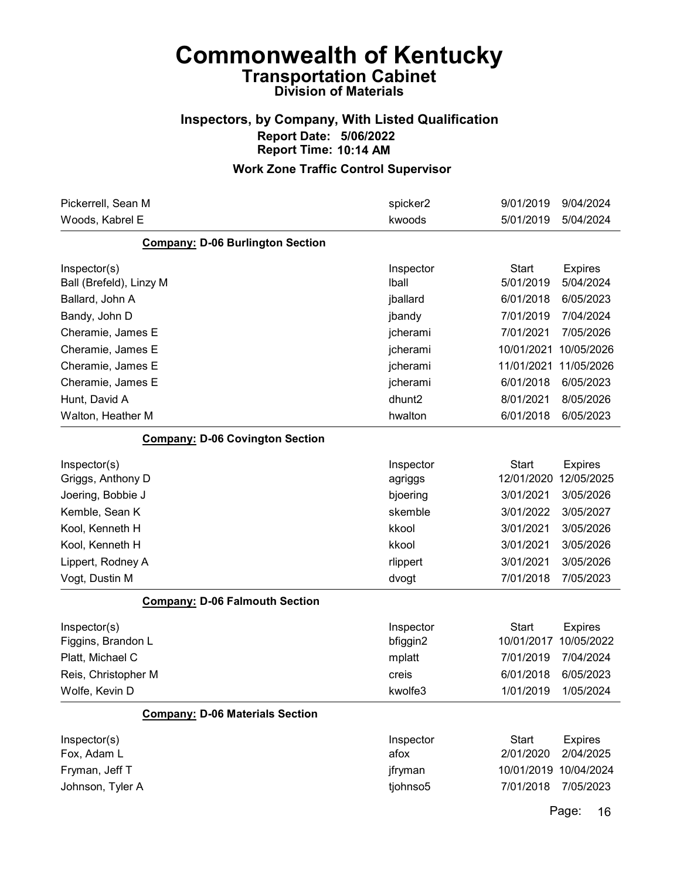# Commonwealth of Kentucky

## Transportation Cabinet

### Division of Materials

### Inspectors, by Company, With Listed Qualification

**Report Date: 5/06/2022**

**Report Time: 10:14 AM**

### Work Zone Traffic Control Supervisor

| Inspector(s) | Inspector | Start | Expires |
|---|---|---|---|
| Pickerrell, Sean M | spicker2 | 9/01/2019 | 9/04/2024 |
| Woods, Kabrel E | kwoods | 5/01/2019 | 5/04/2024 |

**Company: D-06 Burlington Section**

| Inspector(s) | Inspector | Start | Expires |
|---|---|---|---|
| Ball (Brefeld), Linzy M | lball | 5/01/2019 | 5/04/2024 |
| Ballard, John A | jballard | 6/01/2018 | 6/05/2023 |
| Bandy, John D | jbandy | 7/01/2019 | 7/04/2024 |
| Cheramie, James E | jcherami | 7/01/2021 | 7/05/2026 |
| Cheramie, James E | jcherami | 10/01/2021 | 10/05/2026 |
| Cheramie, James E | jcherami | 11/01/2021 | 11/05/2026 |
| Cheramie, James E | jcherami | 6/01/2018 | 6/05/2023 |
| Hunt, David A | dhunt2 | 8/01/2021 | 8/05/2026 |
| Walton, Heather M | hwalton | 6/01/2018 | 6/05/2023 |

**Company: D-06 Covington Section**

| Inspector(s) | Inspector | Start | Expires |
|---|---|---|---|
| Griggs, Anthony D | agriggs | 12/01/2020 | 12/05/2025 |
| Joering, Bobbie J | bjoering | 3/01/2021 | 3/05/2026 |
| Kemble, Sean K | skemble | 3/01/2022 | 3/05/2027 |
| Kool, Kenneth H | kkool | 3/01/2021 | 3/05/2026 |
| Kool, Kenneth H | kkool | 3/01/2021 | 3/05/2026 |
| Lippert, Rodney A | rlippert | 3/01/2021 | 3/05/2026 |
| Vogt, Dustin M | dvogt | 7/01/2018 | 7/05/2023 |

**Company: D-06 Falmouth Section**

| Inspector(s) | Inspector | Start | Expires |
|---|---|---|---|
| Figgins, Brandon L | bfiggin2 | 10/01/2017 | 10/05/2022 |
| Platt, Michael C | mplatt | 7/01/2019 | 7/04/2024 |
| Reis, Christopher M | creis | 6/01/2018 | 6/05/2023 |
| Wolfe, Kevin D | kwolfe3 | 1/01/2019 | 1/05/2024 |

**Company: D-06 Materials Section**

| Inspector(s) | Inspector | Start | Expires |
|---|---|---|---|
| Fox, Adam L | afox | 2/01/2020 | 2/04/2025 |
| Fryman, Jeff T | jfryman | 10/01/2019 | 10/04/2024 |
| Johnson, Tyler A | tjohnso5 | 7/01/2018 | 7/05/2023 |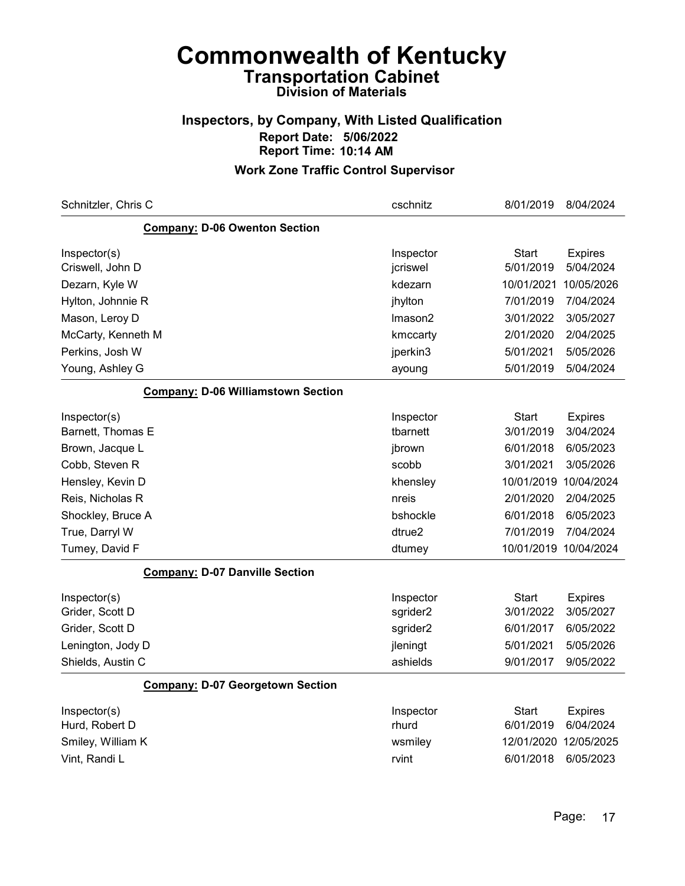# Commonwealth of Kentucky
## Transportation Cabinet
### Division of Materials

### Inspectors, by Company, With Listed Qualification
**Report Date: 5/06/2022**
**Report Time: 10:14 AM**

### Work Zone Traffic Control Supervisor

| Schnitzler, Chris C | cschnitz | 8/01/2019 | 8/04/2024 |
|---|---|---|---|

**Company: D-06 Owenton Section**

| Inspector(s) | Inspector | Start | Expires |
|---|---|---|---|
| Criswell, John D | jcriswel | 5/01/2019 | 5/04/2024 |
| Dezarn, Kyle W | kdezarn | 10/01/2021 | 10/05/2026 |
| Hylton, Johnnie R | jhylton | 7/01/2019 | 7/04/2024 |
| Mason, Leroy D | lmason2 | 3/01/2022 | 3/05/2027 |
| McCarty, Kenneth M | kmccarty | 2/01/2020 | 2/04/2025 |
| Perkins, Josh W | jperkin3 | 5/01/2021 | 5/05/2026 |
| Young, Ashley G | ayoung | 5/01/2019 | 5/04/2024 |

**Company: D-06 Williamstown Section**

| Inspector(s) | Inspector | Start | Expires |
|---|---|---|---|
| Barnett, Thomas E | tbarnett | 3/01/2019 | 3/04/2024 |
| Brown, Jacque L | jbrown | 6/01/2018 | 6/05/2023 |
| Cobb, Steven R | scobb | 3/01/2021 | 3/05/2026 |
| Hensley, Kevin D | khensley | 10/01/2019 | 10/04/2024 |
| Reis, Nicholas R | nreis | 2/01/2020 | 2/04/2025 |
| Shockley, Bruce A | bshockle | 6/01/2018 | 6/05/2023 |
| True, Darryl W | dtrue2 | 7/01/2019 | 7/04/2024 |
| Tumey, David F | dtumey | 10/01/2019 | 10/04/2024 |

**Company: D-07 Danville Section**

| Inspector(s) | Inspector | Start | Expires |
|---|---|---|---|
| Grider, Scott D | sgrider2 | 3/01/2022 | 3/05/2027 |
| Grider, Scott D | sgrider2 | 6/01/2017 | 6/05/2022 |
| Lenington, Jody D | jleningt | 5/01/2021 | 5/05/2026 |
| Shields, Austin C | ashields | 9/01/2017 | 9/05/2022 |

**Company: D-07 Georgetown Section**

| Inspector(s) | Inspector | Start | Expires |
|---|---|---|---|
| Hurd, Robert D | rhurd | 6/01/2019 | 6/04/2024 |
| Smiley, William K | wsmiley | 12/01/2020 | 12/05/2025 |
| Vint, Randi L | rvint | 6/01/2018 | 6/05/2023 |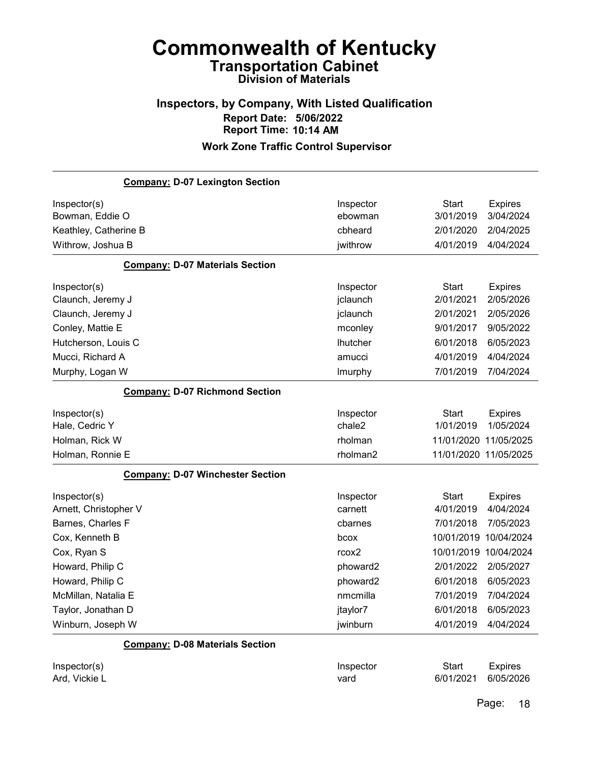# Commonwealth of Kentucky
## Transportation Cabinet
### Division of Materials

### Inspectors, by Company, With Listed Qualification
**Report Date: 5/06/2022**
**Report Time: 10:14 AM**

### Work Zone Traffic Control Supervisor

**Company: D-07 Lexington Section**

| Inspector(s) | Inspector | Start | Expires |
|---|---|---|---|
| Bowman, Eddie O | ebowman | 3/01/2019 | 3/04/2024 |
| Keathley, Catherine B | cbheard | 2/01/2020 | 2/04/2025 |
| Withrow, Joshua B | jwithrow | 4/01/2019 | 4/04/2024 |

**Company: D-07 Materials Section**

| Inspector(s) | Inspector | Start | Expires |
|---|---|---|---|
| Claunch, Jeremy J | jclaunch | 2/01/2021 | 2/05/2026 |
| Claunch, Jeremy J | jclaunch | 2/01/2021 | 2/05/2026 |
| Conley, Mattie E | mconley | 9/01/2017 | 9/05/2022 |
| Hutcherson, Louis C | lhutcher | 6/01/2018 | 6/05/2023 |
| Mucci, Richard A | amucci | 4/01/2019 | 4/04/2024 |
| Murphy, Logan W | lmurphy | 7/01/2019 | 7/04/2024 |

**Company: D-07 Richmond Section**

| Inspector(s) | Inspector | Start | Expires |
|---|---|---|---|
| Hale, Cedric Y | chale2 | 1/01/2019 | 1/05/2024 |
| Holman, Rick W | rholman | 11/01/2020 | 11/05/2025 |
| Holman, Ronnie E | rholman2 | 11/01/2020 | 11/05/2025 |

**Company: D-07 Winchester Section**

| Inspector(s) | Inspector | Start | Expires |
|---|---|---|---|
| Arnett, Christopher V | carnett | 4/01/2019 | 4/04/2024 |
| Barnes, Charles F | cbarnes | 7/01/2018 | 7/05/2023 |
| Cox, Kenneth B | bcox | 10/01/2019 | 10/04/2024 |
| Cox, Ryan S | rcox2 | 10/01/2019 | 10/04/2024 |
| Howard, Philip C | phoward2 | 2/01/2022 | 2/05/2027 |
| Howard, Philip C | phoward2 | 6/01/2018 | 6/05/2023 |
| McMillan, Natalia E | nmcmilla | 7/01/2019 | 7/04/2024 |
| Taylor, Jonathan D | jtaylor7 | 6/01/2018 | 6/05/2023 |
| Winburn, Joseph W | jwinburn | 4/01/2019 | 4/04/2024 |

**Company: D-08 Materials Section**

| Inspector(s) | Inspector | Start | Expires |
|---|---|---|---|
| Ard, Vickie L | vard | 6/01/2021 | 6/05/2026 |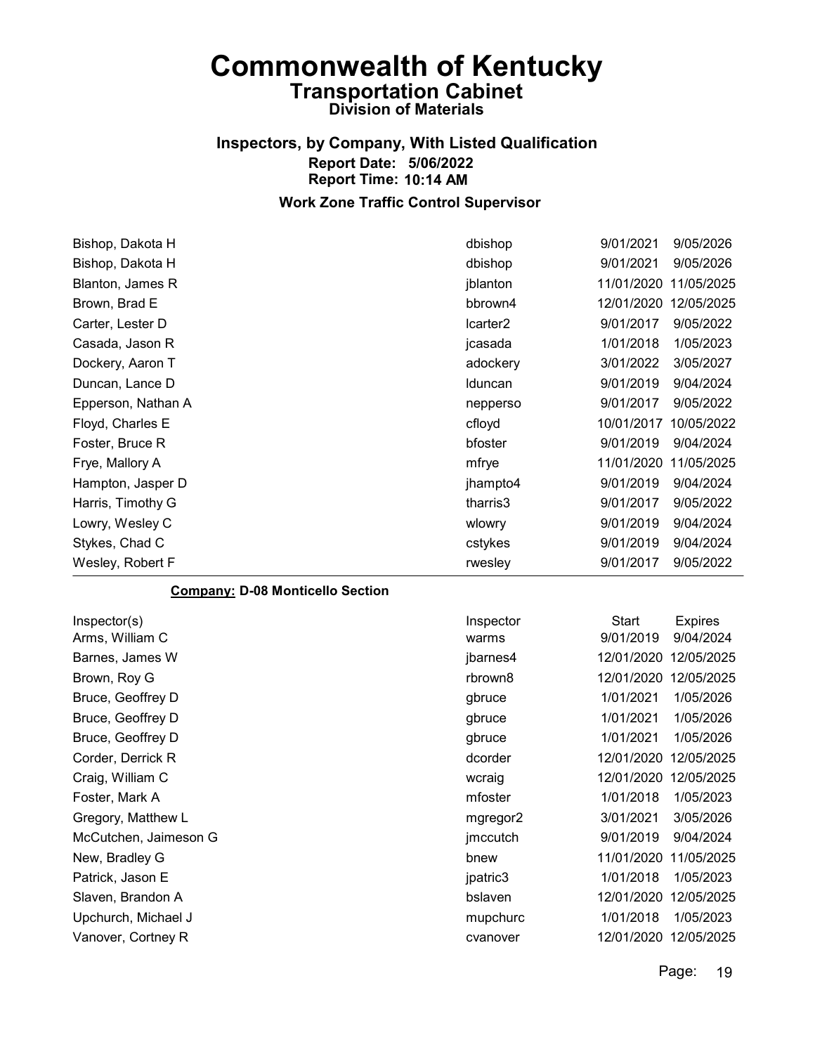# Commonwealth of Kentucky

## Transportation Cabinet

### Division of Materials

### Inspectors, by Company, With Listed Qualification

**Report Date: 5/06/2022**

**Report Time: 10:14 AM**

### Work Zone Traffic Control Supervisor

| Inspector(s) | Inspector | Start | Expires |
|---|---|---|---|
| Bishop, Dakota H | dbishop | 9/01/2021 | 9/05/2026 |
| Bishop, Dakota H | dbishop | 9/01/2021 | 9/05/2026 |
| Blanton, James R | jblanton | 11/01/2020 | 11/05/2025 |
| Brown, Brad E | bbrown4 | 12/01/2020 | 12/05/2025 |
| Carter, Lester D | lcarter2 | 9/01/2017 | 9/05/2022 |
| Casada, Jason R | jcasada | 1/01/2018 | 1/05/2023 |
| Dockery, Aaron T | adockery | 3/01/2022 | 3/05/2027 |
| Duncan, Lance D | lduncan | 9/01/2019 | 9/04/2024 |
| Epperson, Nathan A | nepperso | 9/01/2017 | 9/05/2022 |
| Floyd, Charles E | cfloyd | 10/01/2017 | 10/05/2022 |
| Foster, Bruce R | bfoster | 9/01/2019 | 9/04/2024 |
| Frye, Mallory A | mfrye | 11/01/2020 | 11/05/2025 |
| Hampton, Jasper D | jhampto4 | 9/01/2019 | 9/04/2024 |
| Harris, Timothy G | tharris3 | 9/01/2017 | 9/05/2022 |
| Lowry, Wesley C | wlowry | 9/01/2019 | 9/04/2024 |
| Stykes, Chad C | cstykes | 9/01/2019 | 9/04/2024 |
| Wesley, Robert F | rwesley | 9/01/2017 | 9/05/2022 |

**Company: D-08 Monticello Section**

| Inspector(s) | Inspector | Start | Expires |
|---|---|---|---|
| Arms, William C | warms | 9/01/2019 | 9/04/2024 |
| Barnes, James W | jbarnes4 | 12/01/2020 | 12/05/2025 |
| Brown, Roy G | rbrown8 | 12/01/2020 | 12/05/2025 |
| Bruce, Geoffrey D | gbruce | 1/01/2021 | 1/05/2026 |
| Bruce, Geoffrey D | gbruce | 1/01/2021 | 1/05/2026 |
| Bruce, Geoffrey D | gbruce | 1/01/2021 | 1/05/2026 |
| Corder, Derrick R | dcorder | 12/01/2020 | 12/05/2025 |
| Craig, William C | wcraig | 12/01/2020 | 12/05/2025 |
| Foster, Mark A | mfoster | 1/01/2018 | 1/05/2023 |
| Gregory, Matthew L | mgregor2 | 3/01/2021 | 3/05/2026 |
| McCutchen, Jaimeson G | jmccutch | 9/01/2019 | 9/04/2024 |
| New, Bradley G | bnew | 11/01/2020 | 11/05/2025 |
| Patrick, Jason E | jpatric3 | 1/01/2018 | 1/05/2023 |
| Slaven, Brandon A | bslaven | 12/01/2020 | 12/05/2025 |
| Upchurch, Michael J | mupchurc | 1/01/2018 | 1/05/2023 |
| Vanover, Cortney R | cvanover | 12/01/2020 | 12/05/2025 |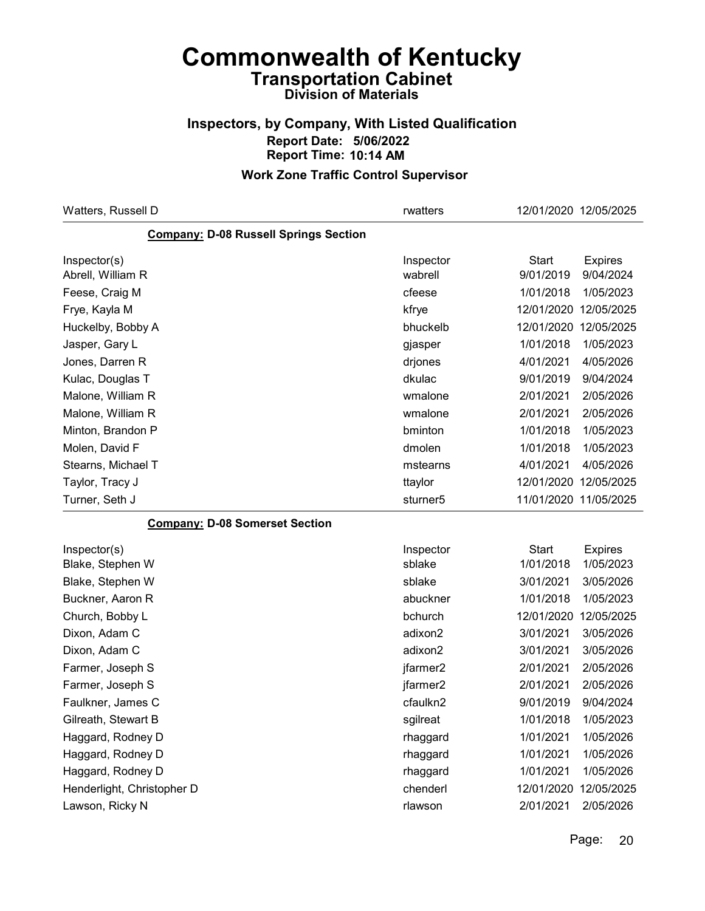# Commonwealth of Kentucky
## Transportation Cabinet
### Division of Materials

### Inspectors, by Company, With Listed Qualification
**Report Date: 5/06/2022**
**Report Time: 10:14 AM**

### Work Zone Traffic Control Supervisor

| Watters, Russell D | rwatters | 12/01/2020 | 12/05/2025 |
|---|---|---|---|

**Company: D-08 Russell Springs Section**

| Inspector(s) | Inspector | Start | Expires |
|---|---|---|---|
| Abrell, William R | wabrell | 9/01/2019 | 9/04/2024 |
| Feese, Craig M | cfeese | 1/01/2018 | 1/05/2023 |
| Frye, Kayla M | kfrye | 12/01/2020 | 12/05/2025 |
| Huckelby, Bobby A | bhuckelb | 12/01/2020 | 12/05/2025 |
| Jasper, Gary L | gjasper | 1/01/2018 | 1/05/2023 |
| Jones, Darren R | drjones | 4/01/2021 | 4/05/2026 |
| Kulac, Douglas T | dkulac | 9/01/2019 | 9/04/2024 |
| Malone, William R | wmalone | 2/01/2021 | 2/05/2026 |
| Malone, William R | wmalone | 2/01/2021 | 2/05/2026 |
| Minton, Brandon P | bminton | 1/01/2018 | 1/05/2023 |
| Molen, David F | dmolen | 1/01/2018 | 1/05/2023 |
| Stearns, Michael T | mstearns | 4/01/2021 | 4/05/2026 |
| Taylor, Tracy J | ttaylor | 12/01/2020 | 12/05/2025 |
| Turner, Seth J | sturner5 | 11/01/2020 | 11/05/2025 |

**Company: D-08 Somerset Section**

| Inspector(s) | Inspector | Start | Expires |
|---|---|---|---|
| Blake, Stephen W | sblake | 1/01/2018 | 1/05/2023 |
| Blake, Stephen W | sblake | 3/01/2021 | 3/05/2026 |
| Buckner, Aaron R | abuckner | 1/01/2018 | 1/05/2023 |
| Church, Bobby L | bchurch | 12/01/2020 | 12/05/2025 |
| Dixon, Adam C | adixon2 | 3/01/2021 | 3/05/2026 |
| Dixon, Adam C | adixon2 | 3/01/2021 | 3/05/2026 |
| Farmer, Joseph S | jfarmer2 | 2/01/2021 | 2/05/2026 |
| Farmer, Joseph S | jfarmer2 | 2/01/2021 | 2/05/2026 |
| Faulkner, James C | cfaulkn2 | 9/01/2019 | 9/04/2024 |
| Gilreath, Stewart B | sgilreat | 1/01/2018 | 1/05/2023 |
| Haggard, Rodney D | rhaggard | 1/01/2021 | 1/05/2026 |
| Haggard, Rodney D | rhaggard | 1/01/2021 | 1/05/2026 |
| Haggard, Rodney D | rhaggard | 1/01/2021 | 1/05/2026 |
| Henderlight, Christopher D | chenderl | 12/01/2020 | 12/05/2025 |
| Lawson, Ricky N | rlawson | 2/01/2021 | 2/05/2026 |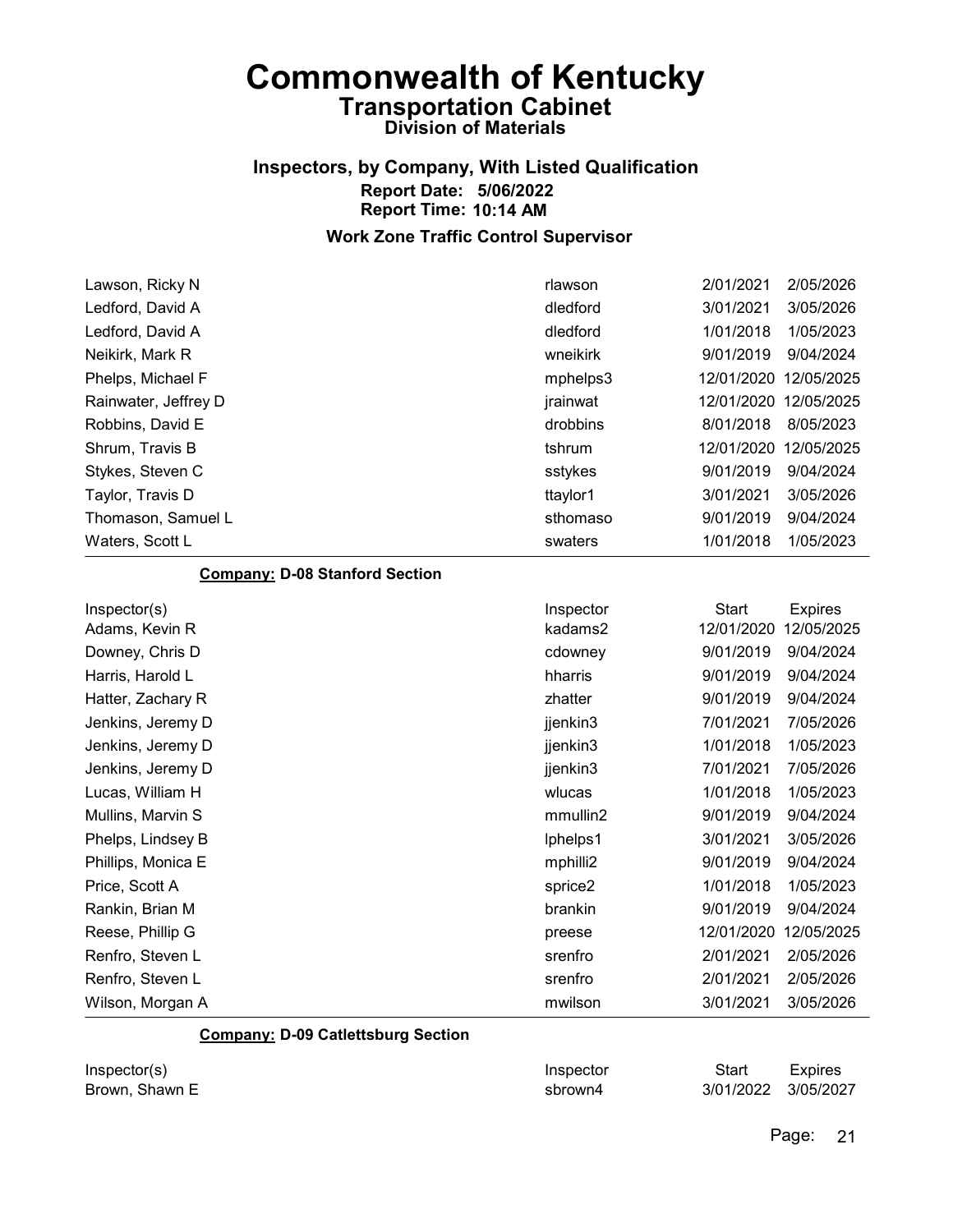# Commonwealth of Kentucky
## Transportation Cabinet
### Division of Materials

### Inspectors, by Company, With Listed Qualification
**Report Date: 5/06/2022**
**Report Time: 10:14 AM**

**Work Zone Traffic Control Supervisor**

| Inspector(s) | Inspector | Start | Expires |
| --- | --- | --- | --- |
| Lawson, Ricky N | rlawson | 2/01/2021 | 2/05/2026 |
| Ledford, David A | dledford | 3/01/2021 | 3/05/2026 |
| Ledford, David A | dledford | 1/01/2018 | 1/05/2023 |
| Neikirk, Mark R | wneikirk | 9/01/2019 | 9/04/2024 |
| Phelps, Michael F | mphelps3 | 12/01/2020 | 12/05/2025 |
| Rainwater, Jeffrey D | jrainwat | 12/01/2020 | 12/05/2025 |
| Robbins, David E | drobbins | 8/01/2018 | 8/05/2023 |
| Shrum, Travis B | tshrum | 12/01/2020 | 12/05/2025 |
| Stykes, Steven C | sstykes | 9/01/2019 | 9/04/2024 |
| Taylor, Travis D | ttaylor1 | 3/01/2021 | 3/05/2026 |
| Thomason, Samuel L | sthomaso | 9/01/2019 | 9/04/2024 |
| Waters, Scott L | swaters | 1/01/2018 | 1/05/2023 |

**Company: D-08 Stanford Section**

| Inspector(s) | Inspector | Start | Expires |
| --- | --- | --- | --- |
| Adams, Kevin R | kadams2 | 12/01/2020 | 12/05/2025 |
| Downey, Chris D | cdowney | 9/01/2019 | 9/04/2024 |
| Harris, Harold L | hharris | 9/01/2019 | 9/04/2024 |
| Hatter, Zachary R | zhatter | 9/01/2019 | 9/04/2024 |
| Jenkins, Jeremy D | jjenkin3 | 7/01/2021 | 7/05/2026 |
| Jenkins, Jeremy D | jjenkin3 | 1/01/2018 | 1/05/2023 |
| Jenkins, Jeremy D | jjenkin3 | 7/01/2021 | 7/05/2026 |
| Lucas, William H | wlucas | 1/01/2018 | 1/05/2023 |
| Mullins, Marvin S | mmullin2 | 9/01/2019 | 9/04/2024 |
| Phelps, Lindsey B | lphelps1 | 3/01/2021 | 3/05/2026 |
| Phillips, Monica E | mphilli2 | 9/01/2019 | 9/04/2024 |
| Price, Scott A | sprice2 | 1/01/2018 | 1/05/2023 |
| Rankin, Brian M | brankin | 9/01/2019 | 9/04/2024 |
| Reese, Phillip G | preese | 12/01/2020 | 12/05/2025 |
| Renfro, Steven L | srenfro | 2/01/2021 | 2/05/2026 |
| Renfro, Steven L | srenfro | 2/01/2021 | 2/05/2026 |
| Wilson, Morgan A | mwilson | 3/01/2021 | 3/05/2026 |

**Company: D-09 Catlettsburg Section**

| Inspector(s) | Inspector | Start | Expires |
| --- | --- | --- | --- |
| Brown, Shawn E | sbrown4 | 3/01/2022 | 3/05/2027 |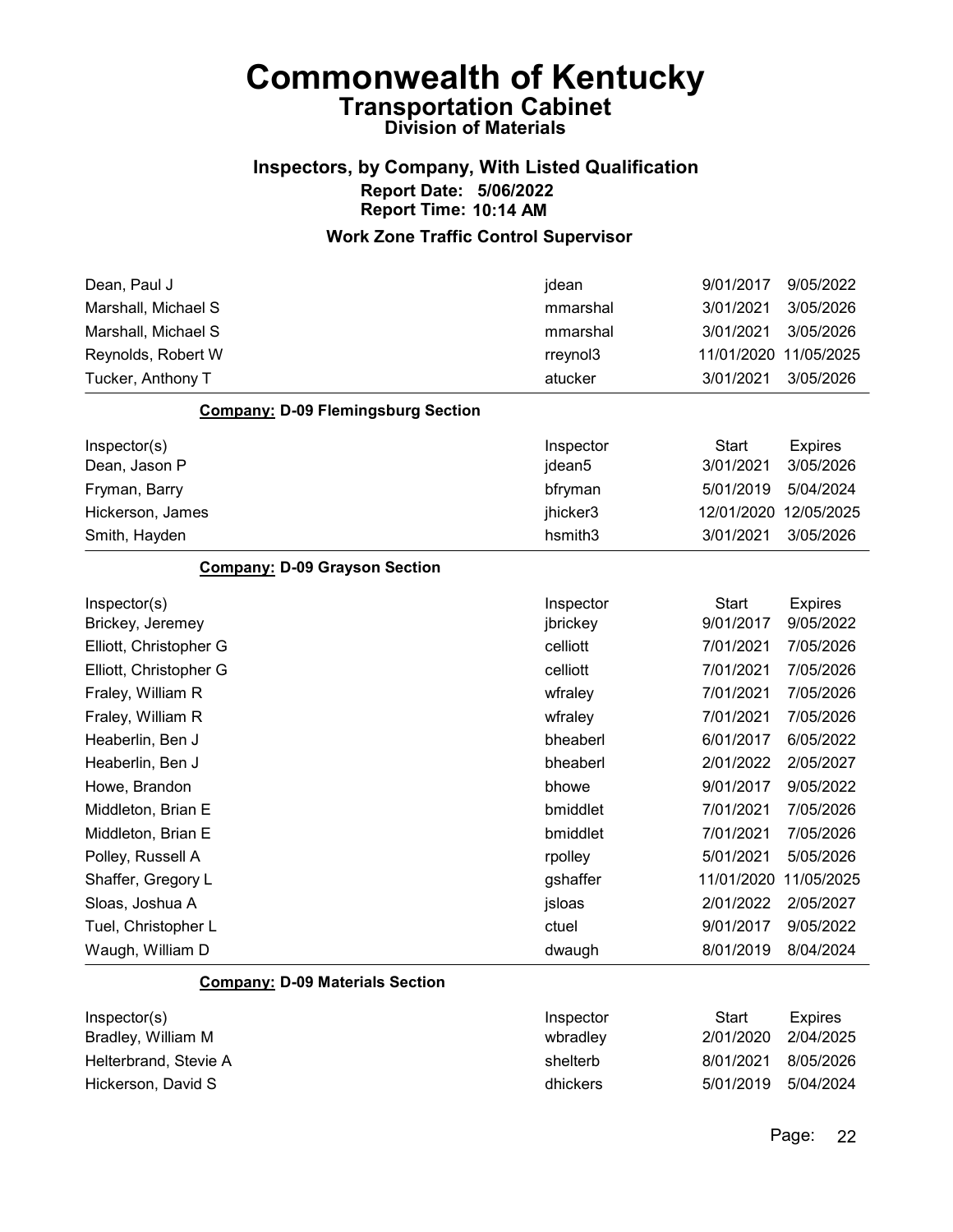# Commonwealth of Kentucky
## Transportation Cabinet
### Division of Materials

### Inspectors, by Company, With Listed Qualification
**Report Date: 5/06/2022**
**Report Time: 10:14 AM**

### Work Zone Traffic Control Supervisor

| | | | |
|---|---|---|---|
| Dean, Paul J | jdean | 9/01/2017 | 9/05/2022 |
| Marshall, Michael S | mmarshal | 3/01/2021 | 3/05/2026 |
| Marshall, Michael S | mmarshal | 3/01/2021 | 3/05/2026 |
| Reynolds, Robert W | rreynol3 | 11/01/2020 | 11/05/2025 |
| Tucker, Anthony T | atucker | 3/01/2021 | 3/05/2026 |

**Company: D-09 Flemingsburg Section**

| Inspector(s) | Inspector | Start | Expires |
|---|---|---|---|
| Dean, Jason P | jdean5 | 3/01/2021 | 3/05/2026 |
| Fryman, Barry | bfryman | 5/01/2019 | 5/04/2024 |
| Hickerson, James | jhicker3 | 12/01/2020 | 12/05/2025 |
| Smith, Hayden | hsmith3 | 3/01/2021 | 3/05/2026 |

**Company: D-09 Grayson Section**

| Inspector(s) | Inspector | Start | Expires |
|---|---|---|---|
| Brickey, Jeremey | jbrickey | 9/01/2017 | 9/05/2022 |
| Elliott, Christopher G | celliott | 7/01/2021 | 7/05/2026 |
| Elliott, Christopher G | celliott | 7/01/2021 | 7/05/2026 |
| Fraley, William R | wfraley | 7/01/2021 | 7/05/2026 |
| Fraley, William R | wfraley | 7/01/2021 | 7/05/2026 |
| Heaberlin, Ben J | bheaberl | 6/01/2017 | 6/05/2022 |
| Heaberlin, Ben J | bheaberl | 2/01/2022 | 2/05/2027 |
| Howe, Brandon | bhowe | 9/01/2017 | 9/05/2022 |
| Middleton, Brian E | bmiddlet | 7/01/2021 | 7/05/2026 |
| Middleton, Brian E | bmiddlet | 7/01/2021 | 7/05/2026 |
| Polley, Russell A | rpolley | 5/01/2021 | 5/05/2026 |
| Shaffer, Gregory L | gshaffer | 11/01/2020 | 11/05/2025 |
| Sloas, Joshua A | jsloas | 2/01/2022 | 2/05/2027 |
| Tuel, Christopher L | ctuel | 9/01/2017 | 9/05/2022 |
| Waugh, William D | dwaugh | 8/01/2019 | 8/04/2024 |

**Company: D-09 Materials Section**

| Inspector(s) | Inspector | Start | Expires |
|---|---|---|---|
| Bradley, William M | wbradley | 2/01/2020 | 2/04/2025 |
| Helterbrand, Stevie A | shelterb | 8/01/2021 | 8/05/2026 |
| Hickerson, David S | dhickers | 5/01/2019 | 5/04/2024 |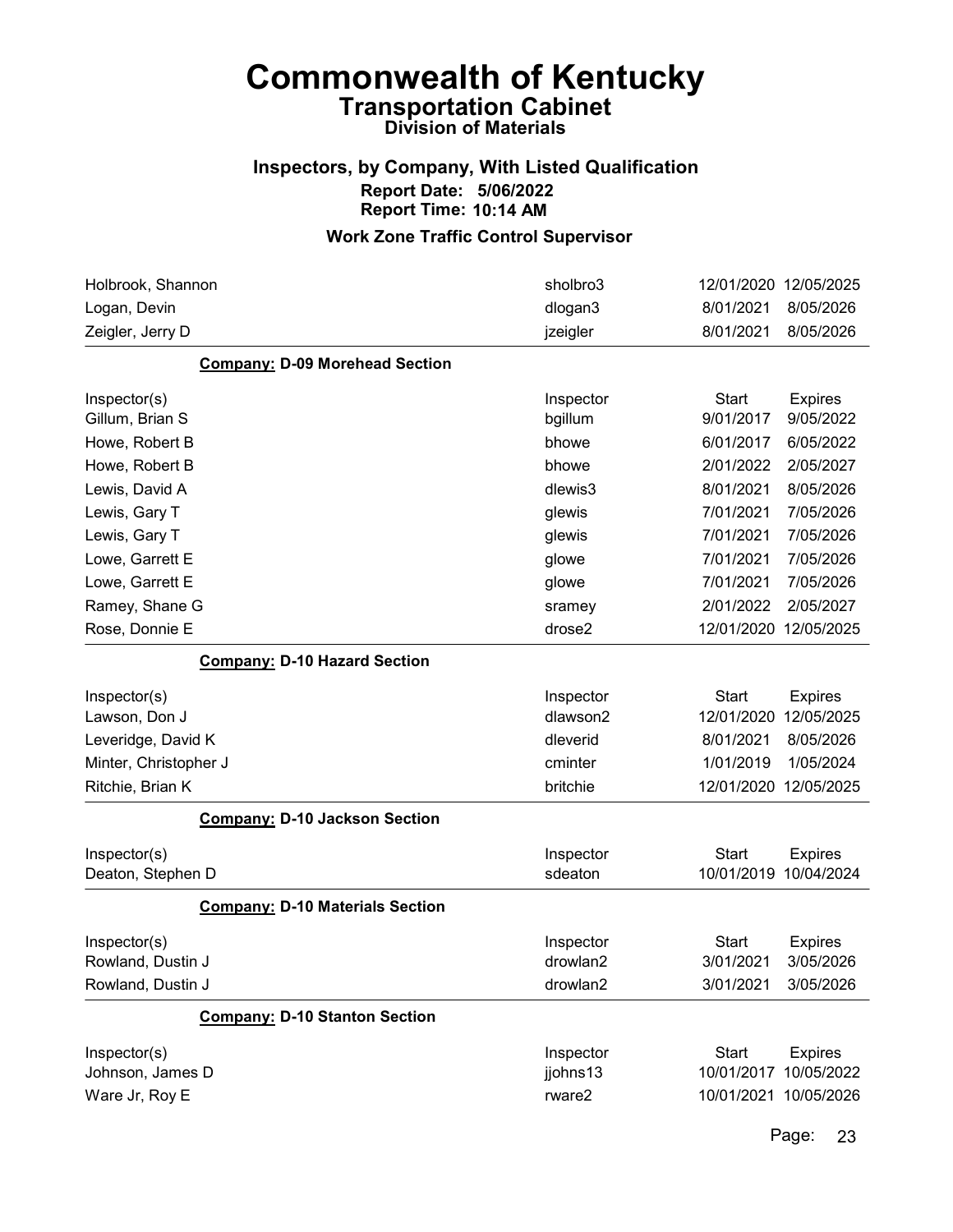# Commonwealth of Kentucky

## Transportation Cabinet

### Division of Materials

### Inspectors, by Company, With Listed Qualification

**Report Date: 5/06/2022**
**Report Time: 10:14 AM**

### Work Zone Traffic Control Supervisor

| Inspector(s) | Inspector | Start | Expires |
|---|---|---|---|
| Holbrook, Shannon | sholbro3 | 12/01/2020 | 12/05/2025 |
| Logan, Devin | dlogan3 | 8/01/2021 | 8/05/2026 |
| Zeigler, Jerry D | jzeigler | 8/01/2021 | 8/05/2026 |

**Company: D-09 Morehead Section**

| Inspector(s) | Inspector | Start | Expires |
|---|---|---|---|
| Gillum, Brian S | bgillum | 9/01/2017 | 9/05/2022 |
| Howe, Robert B | bhowe | 6/01/2017 | 6/05/2022 |
| Howe, Robert B | bhowe | 2/01/2022 | 2/05/2027 |
| Lewis, David A | dlewis3 | 8/01/2021 | 8/05/2026 |
| Lewis, Gary T | glewis | 7/01/2021 | 7/05/2026 |
| Lewis, Gary T | glewis | 7/01/2021 | 7/05/2026 |
| Lowe, Garrett E | glowe | 7/01/2021 | 7/05/2026 |
| Lowe, Garrett E | glowe | 7/01/2021 | 7/05/2026 |
| Ramey, Shane G | sramey | 2/01/2022 | 2/05/2027 |
| Rose, Donnie E | drose2 | 12/01/2020 | 12/05/2025 |

**Company: D-10 Hazard Section**

| Inspector(s) | Inspector | Start | Expires |
|---|---|---|---|
| Lawson, Don J | dlawson2 | 12/01/2020 | 12/05/2025 |
| Leveridge, David K | dleverid | 8/01/2021 | 8/05/2026 |
| Minter, Christopher J | cminter | 1/01/2019 | 1/05/2024 |
| Ritchie, Brian K | britchie | 12/01/2020 | 12/05/2025 |

**Company: D-10 Jackson Section**

| Inspector(s) | Inspector | Start | Expires |
|---|---|---|---|
| Deaton, Stephen D | sdeaton | 10/01/2019 | 10/04/2024 |

**Company: D-10 Materials Section**

| Inspector(s) | Inspector | Start | Expires |
|---|---|---|---|
| Rowland, Dustin J | drowlan2 | 3/01/2021 | 3/05/2026 |
| Rowland, Dustin J | drowlan2 | 3/01/2021 | 3/05/2026 |

**Company: D-10 Stanton Section**

| Inspector(s) | Inspector | Start | Expires |
|---|---|---|---|
| Johnson, James D | jjohns13 | 10/01/2017 | 10/05/2022 |
| Ware Jr, Roy E | rware2 | 10/01/2021 | 10/05/2026 |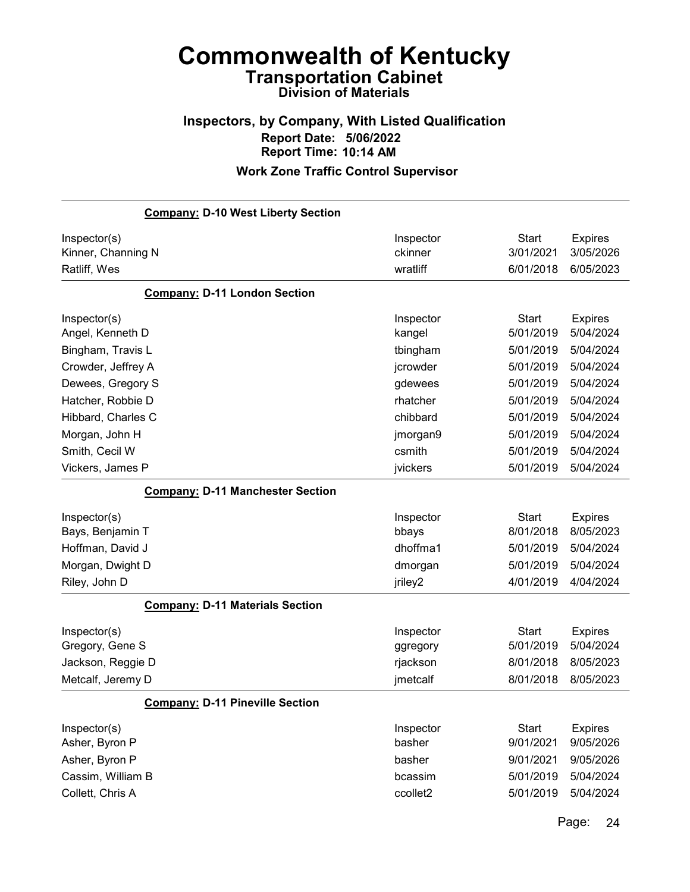# Commonwealth of Kentucky

## Transportation Cabinet

### Division of Materials

### Inspectors, by Company, With Listed Qualification

**Report Date: 5/06/2022**

**Report Time: 10:14 AM**

**Work Zone Traffic Control Supervisor**

**Company: D-10 West Liberty Section**

| Inspector(s) | Inspector | Start | Expires |
|---|---|---|---|
| Kinner, Channing N | ckinner | 3/01/2021 | 3/05/2026 |
| Ratliff, Wes | wratliff | 6/01/2018 | 6/05/2023 |

**Company: D-11 London Section**

| Inspector(s) | Inspector | Start | Expires |
|---|---|---|---|
| Angel, Kenneth D | kangel | 5/01/2019 | 5/04/2024 |
| Bingham, Travis L | tbingham | 5/01/2019 | 5/04/2024 |
| Crowder, Jeffrey A | jcrowder | 5/01/2019 | 5/04/2024 |
| Dewees, Gregory S | gdewees | 5/01/2019 | 5/04/2024 |
| Hatcher, Robbie D | rhatcher | 5/01/2019 | 5/04/2024 |
| Hibbard, Charles C | chibbard | 5/01/2019 | 5/04/2024 |
| Morgan, John H | jmorgan9 | 5/01/2019 | 5/04/2024 |
| Smith, Cecil W | csmith | 5/01/2019 | 5/04/2024 |
| Vickers, James P | jvickers | 5/01/2019 | 5/04/2024 |

**Company: D-11 Manchester Section**

| Inspector(s) | Inspector | Start | Expires |
|---|---|---|---|
| Bays, Benjamin T | bbays | 8/01/2018 | 8/05/2023 |
| Hoffman, David J | dhoffma1 | 5/01/2019 | 5/04/2024 |
| Morgan, Dwight D | dmorgan | 5/01/2019 | 5/04/2024 |
| Riley, John D | jriley2 | 4/01/2019 | 4/04/2024 |

**Company: D-11 Materials Section**

| Inspector(s) | Inspector | Start | Expires |
|---|---|---|---|
| Gregory, Gene S | ggregory | 5/01/2019 | 5/04/2024 |
| Jackson, Reggie D | rjackson | 8/01/2018 | 8/05/2023 |
| Metcalf, Jeremy D | jmetcalf | 8/01/2018 | 8/05/2023 |

**Company: D-11 Pineville Section**

| Inspector(s) | Inspector | Start | Expires |
|---|---|---|---|
| Asher, Byron P | basher | 9/01/2021 | 9/05/2026 |
| Asher, Byron P | basher | 9/01/2021 | 9/05/2026 |
| Cassim, William B | bcassim | 5/01/2019 | 5/04/2024 |
| Collett, Chris A | ccollet2 | 5/01/2019 | 5/04/2024 |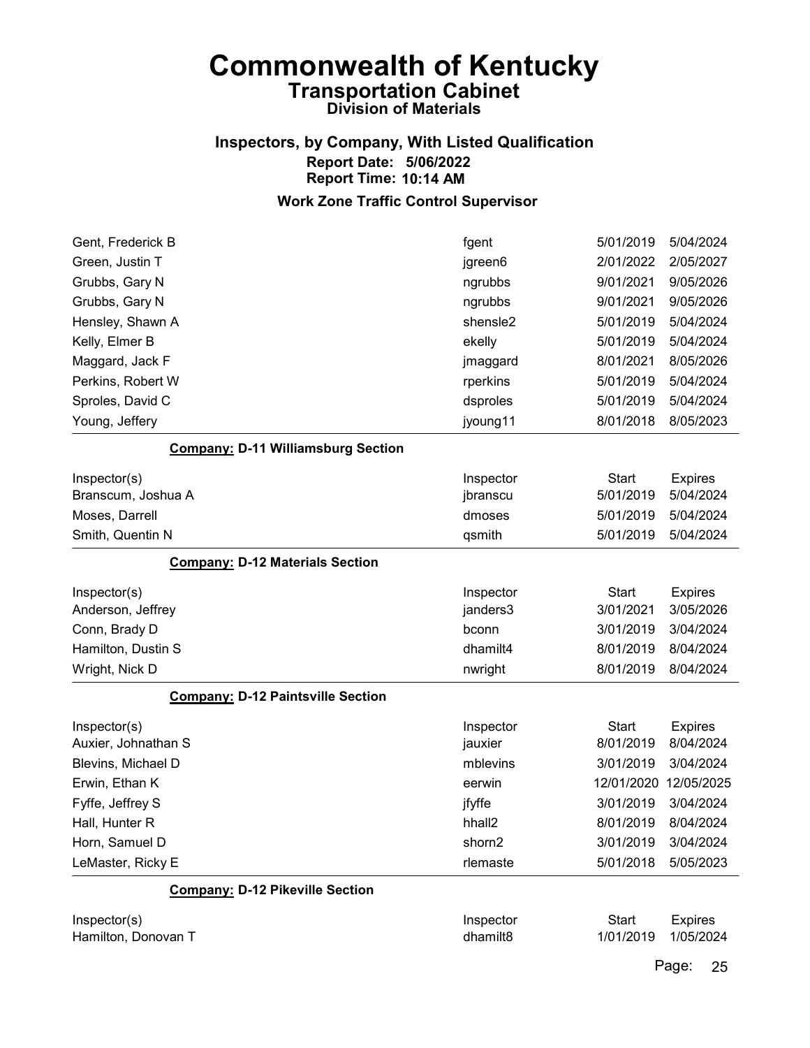# Commonwealth of Kentucky

## Transportation Cabinet

### Division of Materials

### Inspectors, by Company, With Listed Qualification

**Report Date: 5/06/2022**

**Report Time: 10:14 AM**

### Work Zone Traffic Control Supervisor

| | | | |
|---|---|---|---|
| Gent, Frederick B | fgent | 5/01/2019 | 5/04/2024 |
| Green, Justin T | jgreen6 | 2/01/2022 | 2/05/2027 |
| Grubbs, Gary N | ngrubbs | 9/01/2021 | 9/05/2026 |
| Grubbs, Gary N | ngrubbs | 9/01/2021 | 9/05/2026 |
| Hensley, Shawn A | shensle2 | 5/01/2019 | 5/04/2024 |
| Kelly, Elmer B | ekelly | 5/01/2019 | 5/04/2024 |
| Maggard, Jack F | jmaggard | 8/01/2021 | 8/05/2026 |
| Perkins, Robert W | rperkins | 5/01/2019 | 5/04/2024 |
| Sproles, David C | dsproles | 5/01/2019 | 5/04/2024 |
| Young, Jeffery | jyoung11 | 8/01/2018 | 8/05/2023 |

**Company: D-11 Williamsburg Section**

| Inspector(s) | Inspector | Start | Expires |
|---|---|---|---|
| Branscum, Joshua A | jbranscu | 5/01/2019 | 5/04/2024 |
| Moses, Darrell | dmoses | 5/01/2019 | 5/04/2024 |
| Smith, Quentin N | qsmith | 5/01/2019 | 5/04/2024 |

**Company: D-12 Materials Section**

| Inspector(s) | Inspector | Start | Expires |
|---|---|---|---|
| Anderson, Jeffrey | janders3 | 3/01/2021 | 3/05/2026 |
| Conn, Brady D | bconn | 3/01/2019 | 3/04/2024 |
| Hamilton, Dustin S | dhamilt4 | 8/01/2019 | 8/04/2024 |
| Wright, Nick D | nwright | 8/01/2019 | 8/04/2024 |

**Company: D-12 Paintsville Section**

| Inspector(s) | Inspector | Start | Expires |
|---|---|---|---|
| Auxier, Johnathan S | jauxier | 8/01/2019 | 8/04/2024 |
| Blevins, Michael D | mblevins | 3/01/2019 | 3/04/2024 |
| Erwin, Ethan K | eerwin | 12/01/2020 | 12/05/2025 |
| Fyffe, Jeffrey S | jfyffe | 3/01/2019 | 3/04/2024 |
| Hall, Hunter R | hhall2 | 8/01/2019 | 8/04/2024 |
| Horn, Samuel D | shorn2 | 3/01/2019 | 3/04/2024 |
| LeMaster, Ricky E | rlemaste | 5/01/2018 | 5/05/2023 |

**Company: D-12 Pikeville Section**

| Inspector(s) | Inspector | Start | Expires |
|---|---|---|---|
| Hamilton, Donovan T | dhamilt8 | 1/01/2019 | 1/05/2024 |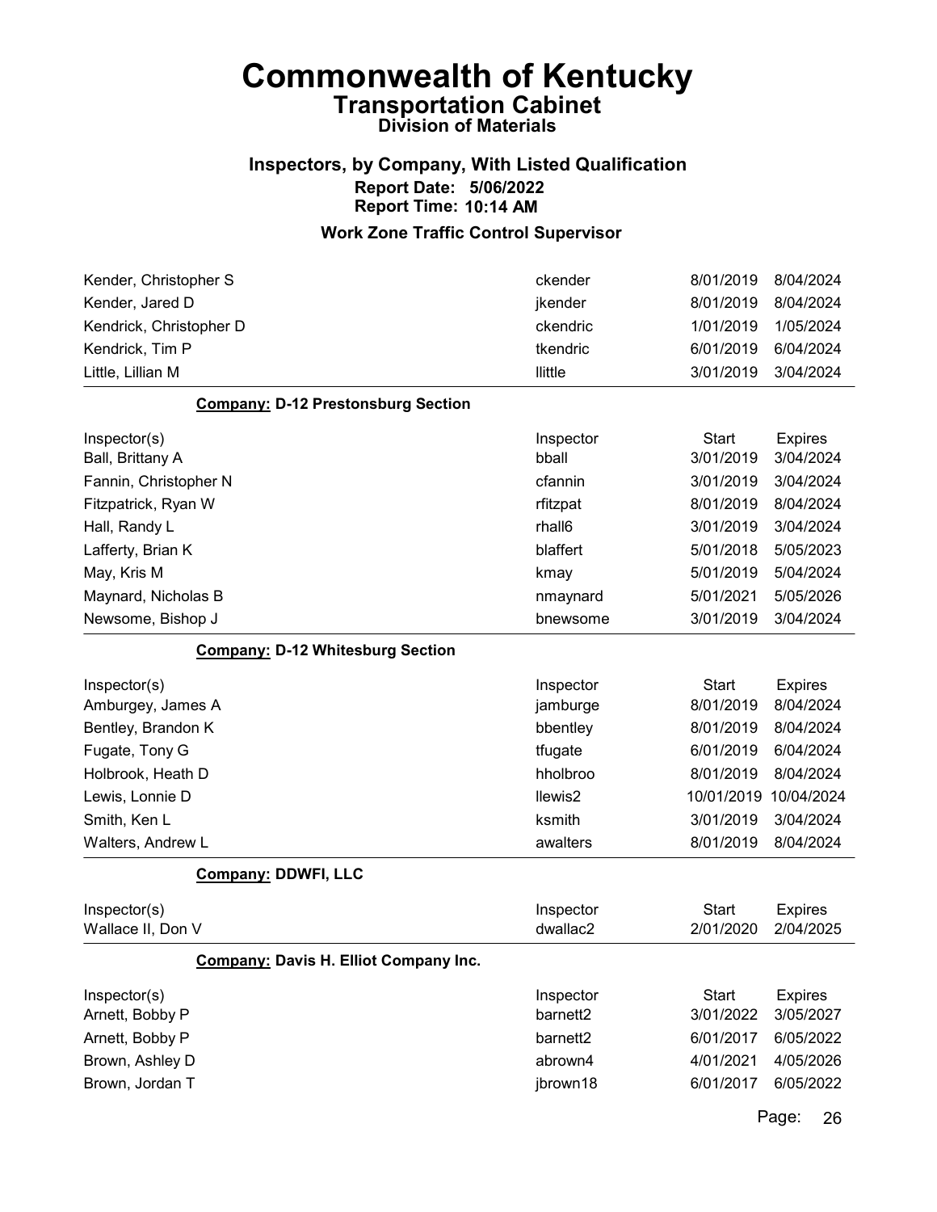# Commonwealth of Kentucky
## Transportation Cabinet
### Division of Materials

### Inspectors, by Company, With Listed Qualification
**Report Date: 5/06/2022**
**Report Time: 10:14 AM**

### Work Zone Traffic Control Supervisor

| Inspector(s) | Inspector | Start | Expires |
|---|---|---|---|
| Kender, Christopher S | ckender | 8/01/2019 | 8/04/2024 |
| Kender, Jared D | jkender | 8/01/2019 | 8/04/2024 |
| Kendrick, Christopher D | ckendric | 1/01/2019 | 1/05/2024 |
| Kendrick, Tim P | tkendric | 6/01/2019 | 6/04/2024 |
| Little, Lillian M | llittle | 3/01/2019 | 3/04/2024 |

**Company: D-12 Prestonsburg Section**

| Inspector(s) | Inspector | Start | Expires |
|---|---|---|---|
| Ball, Brittany A | bball | 3/01/2019 | 3/04/2024 |
| Fannin, Christopher N | cfannin | 3/01/2019 | 3/04/2024 |
| Fitzpatrick, Ryan W | rfitzpat | 8/01/2019 | 8/04/2024 |
| Hall, Randy L | rhall6 | 3/01/2019 | 3/04/2024 |
| Lafferty, Brian K | blaffert | 5/01/2018 | 5/05/2023 |
| May, Kris M | kmay | 5/01/2019 | 5/04/2024 |
| Maynard, Nicholas B | nmaynard | 5/01/2021 | 5/05/2026 |
| Newsome, Bishop J | bnewsome | 3/01/2019 | 3/04/2024 |

**Company: D-12 Whitesburg Section**

| Inspector(s) | Inspector | Start | Expires |
|---|---|---|---|
| Amburgey, James A | jamburge | 8/01/2019 | 8/04/2024 |
| Bentley, Brandon K | bbentley | 8/01/2019 | 8/04/2024 |
| Fugate, Tony G | tfugate | 6/01/2019 | 6/04/2024 |
| Holbrook, Heath D | hholbroo | 8/01/2019 | 8/04/2024 |
| Lewis, Lonnie D | llewis2 | 10/01/2019 | 10/04/2024 |
| Smith, Ken L | ksmith | 3/01/2019 | 3/04/2024 |
| Walters, Andrew L | awalters | 8/01/2019 | 8/04/2024 |

**Company: DDWFI, LLC**

| Inspector(s) | Inspector | Start | Expires |
|---|---|---|---|
| Wallace II, Don V | dwallac2 | 2/01/2020 | 2/04/2025 |

**Company: Davis H. Elliot Company Inc.**

| Inspector(s) | Inspector | Start | Expires |
|---|---|---|---|
| Arnett, Bobby P | barnett2 | 3/01/2022 | 3/05/2027 |
| Arnett, Bobby P | barnett2 | 6/01/2017 | 6/05/2022 |
| Brown, Ashley D | abrown4 | 4/01/2021 | 4/05/2026 |
| Brown, Jordan T | jbrown18 | 6/01/2017 | 6/05/2022 |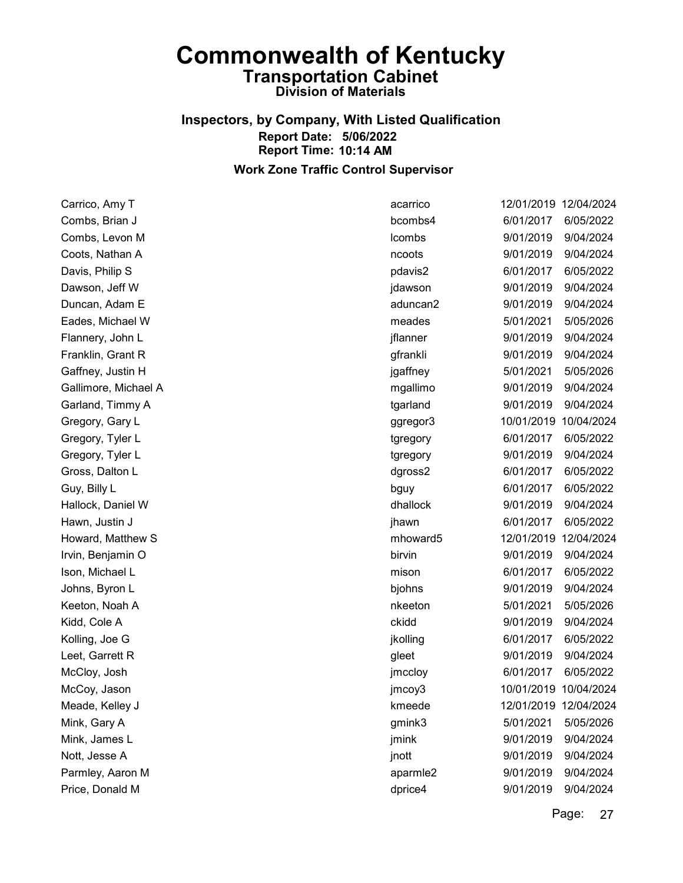# Commonwealth of Kentucky

## Transportation Cabinet

### Division of Materials

**Inspectors, by Company, With Listed Qualification**

**Report Date: 5/06/2022**

**Report Time: 10:14 AM**

**Work Zone Traffic Control Supervisor**

| | | | |
|---|---|---|---|
| Carrico, Amy T | acarrico | 12/01/2019 | 12/04/2024 |
| Combs, Brian J | bcombs4 | 6/01/2017 | 6/05/2022 |
| Combs, Levon M | lcombs | 9/01/2019 | 9/04/2024 |
| Coots, Nathan A | ncoots | 9/01/2019 | 9/04/2024 |
| Davis, Philip S | pdavis2 | 6/01/2017 | 6/05/2022 |
| Dawson, Jeff W | jdawson | 9/01/2019 | 9/04/2024 |
| Duncan, Adam E | aduncan2 | 9/01/2019 | 9/04/2024 |
| Eades, Michael W | meades | 5/01/2021 | 5/05/2026 |
| Flannery, John L | jflanner | 9/01/2019 | 9/04/2024 |
| Franklin, Grant R | gfrankli | 9/01/2019 | 9/04/2024 |
| Gaffney, Justin H | jgaffney | 5/01/2021 | 5/05/2026 |
| Gallimore, Michael A | mgallimo | 9/01/2019 | 9/04/2024 |
| Garland, Timmy A | tgarland | 9/01/2019 | 9/04/2024 |
| Gregory, Gary L | ggregor3 | 10/01/2019 | 10/04/2024 |
| Gregory, Tyler L | tgregory | 6/01/2017 | 6/05/2022 |
| Gregory, Tyler L | tgregory | 9/01/2019 | 9/04/2024 |
| Gross, Dalton L | dgross2 | 6/01/2017 | 6/05/2022 |
| Guy, Billy L | bguy | 6/01/2017 | 6/05/2022 |
| Hallock, Daniel W | dhallock | 9/01/2019 | 9/04/2024 |
| Hawn, Justin J | jhawn | 6/01/2017 | 6/05/2022 |
| Howard, Matthew S | mhoward5 | 12/01/2019 | 12/04/2024 |
| Irvin, Benjamin O | birvin | 9/01/2019 | 9/04/2024 |
| Ison, Michael L | mison | 6/01/2017 | 6/05/2022 |
| Johns, Byron L | bjohns | 9/01/2019 | 9/04/2024 |
| Keeton, Noah A | nkeeton | 5/01/2021 | 5/05/2026 |
| Kidd, Cole A | ckidd | 9/01/2019 | 9/04/2024 |
| Kolling, Joe G | jkolling | 6/01/2017 | 6/05/2022 |
| Leet, Garrett R | gleet | 9/01/2019 | 9/04/2024 |
| McCloy, Josh | jmccloy | 6/01/2017 | 6/05/2022 |
| McCoy, Jason | jmcoy3 | 10/01/2019 | 10/04/2024 |
| Meade, Kelley J | kmeede | 12/01/2019 | 12/04/2024 |
| Mink, Gary A | gmink3 | 5/01/2021 | 5/05/2026 |
| Mink, James L | jmink | 9/01/2019 | 9/04/2024 |
| Nott, Jesse A | jnott | 9/01/2019 | 9/04/2024 |
| Parmley, Aaron M | aparmle2 | 9/01/2019 | 9/04/2024 |
| Price, Donald M | dprice4 | 9/01/2019 | 9/04/2024 |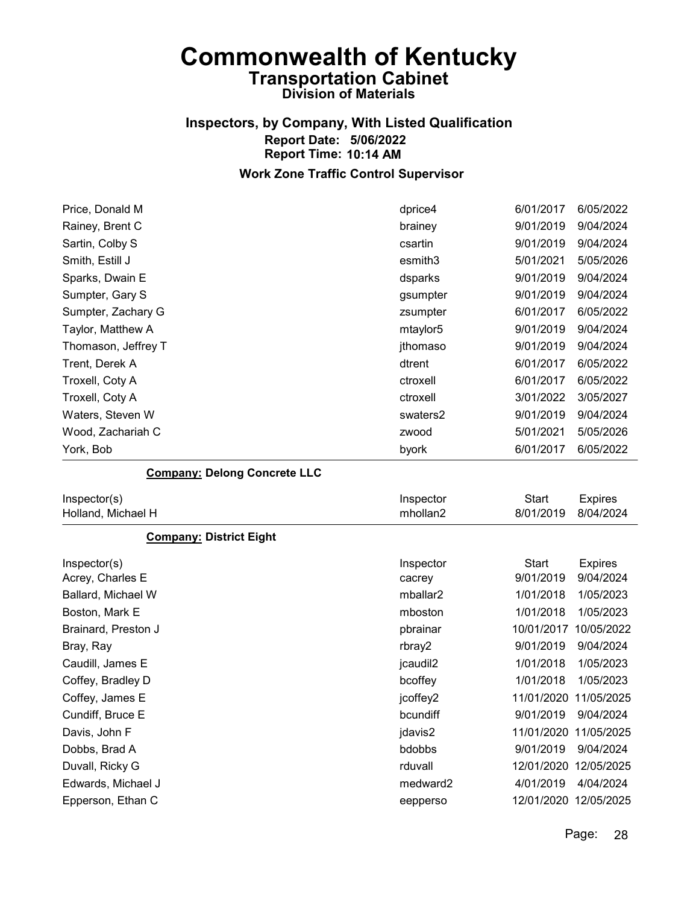# Commonwealth of Kentucky

## Transportation Cabinet

### Division of Materials

### Inspectors, by Company, With Listed Qualification

**Report Date: 5/06/2022**

**Report Time: 10:14 AM**

### Work Zone Traffic Control Supervisor

| Inspector(s) | Inspector | Start | Expires |
|---|---|---|---|
| Price, Donald M | dprice4 | 6/01/2017 | 6/05/2022 |
| Rainey, Brent C | brainey | 9/01/2019 | 9/04/2024 |
| Sartin, Colby S | csartin | 9/01/2019 | 9/04/2024 |
| Smith, Estill J | esmith3 | 5/01/2021 | 5/05/2026 |
| Sparks, Dwain E | dsparks | 9/01/2019 | 9/04/2024 |
| Sumpter, Gary S | gsumpter | 9/01/2019 | 9/04/2024 |
| Sumpter, Zachary G | zsumpter | 6/01/2017 | 6/05/2022 |
| Taylor, Matthew A | mtaylor5 | 9/01/2019 | 9/04/2024 |
| Thomason, Jeffrey T | jthomaso | 9/01/2019 | 9/04/2024 |
| Trent, Derek A | dtrent | 6/01/2017 | 6/05/2022 |
| Troxell, Coty A | ctroxell | 6/01/2017 | 6/05/2022 |
| Troxell, Coty A | ctroxell | 3/01/2022 | 3/05/2027 |
| Waters, Steven W | swaters2 | 9/01/2019 | 9/04/2024 |
| Wood, Zachariah C | zwood | 5/01/2021 | 5/05/2026 |
| York, Bob | byork | 6/01/2017 | 6/05/2022 |

**Company: Delong Concrete LLC**

| Inspector(s) | Inspector | Start | Expires |
|---|---|---|---|
| Holland, Michael H | mhollan2 | 8/01/2019 | 8/04/2024 |

**Company: District Eight**

| Inspector(s) | Inspector | Start | Expires |
|---|---|---|---|
| Acrey, Charles E | cacrey | 9/01/2019 | 9/04/2024 |
| Ballard, Michael W | mballar2 | 1/01/2018 | 1/05/2023 |
| Boston, Mark E | mboston | 1/01/2018 | 1/05/2023 |
| Brainard, Preston J | pbrainar | 10/01/2017 | 10/05/2022 |
| Bray, Ray | rbray2 | 9/01/2019 | 9/04/2024 |
| Caudill, James E | jcaudil2 | 1/01/2018 | 1/05/2023 |
| Coffey, Bradley D | bcoffey | 1/01/2018 | 1/05/2023 |
| Coffey, James E | jcoffey2 | 11/01/2020 | 11/05/2025 |
| Cundiff, Bruce E | bcundiff | 9/01/2019 | 9/04/2024 |
| Davis, John F | jdavis2 | 11/01/2020 | 11/05/2025 |
| Dobbs, Brad A | bdobbs | 9/01/2019 | 9/04/2024 |
| Duvall, Ricky G | rduvall | 12/01/2020 | 12/05/2025 |
| Edwards, Michael J | medward2 | 4/01/2019 | 4/04/2024 |
| Epperson, Ethan C | eepperso | 12/01/2020 | 12/05/2025 |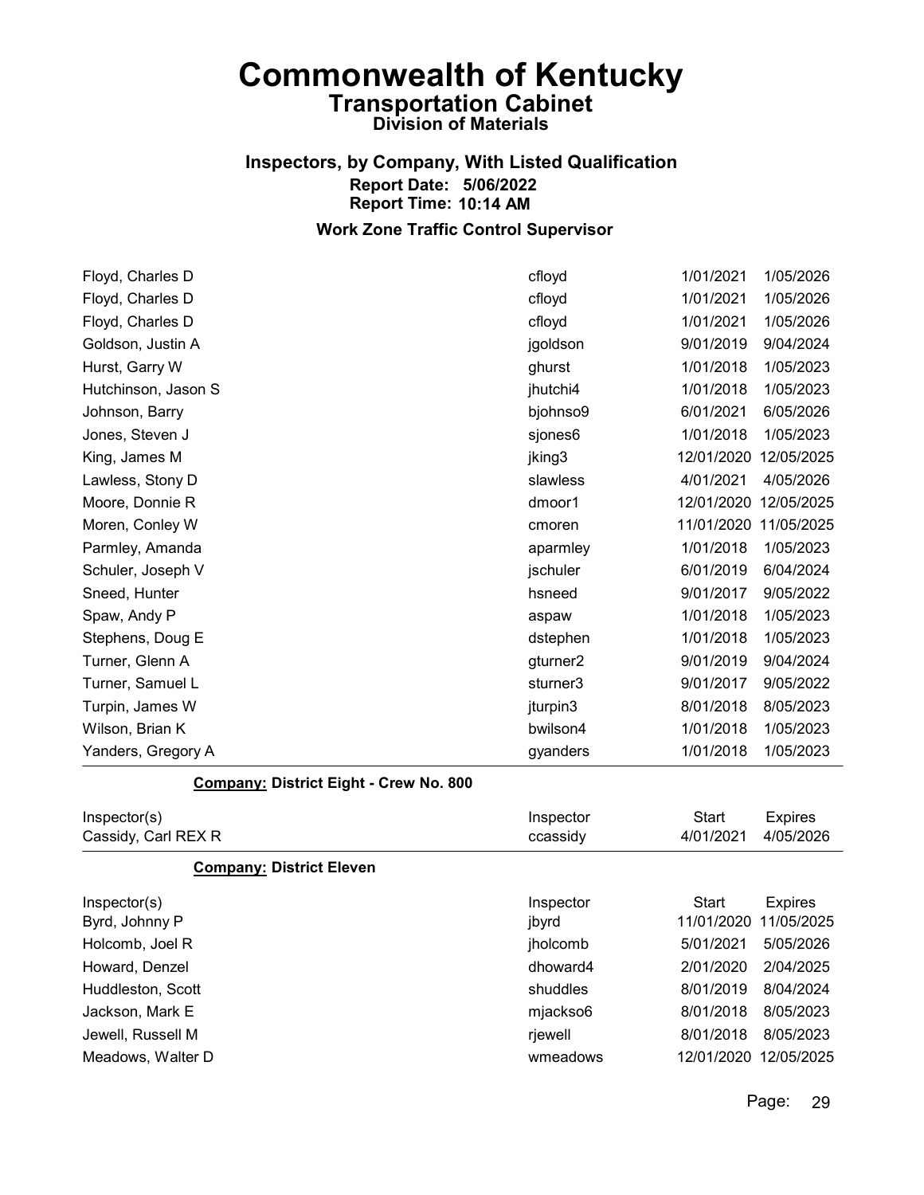# Commonwealth of Kentucky

## Transportation Cabinet

### Division of Materials

### Inspectors, by Company, With Listed Qualification

**Report Date: 5/06/2022**
**Report Time: 10:14 AM**

### Work Zone Traffic Control Supervisor

| | | | |
|---|---|---|---|
| Floyd, Charles D | cfloyd | 1/01/2021 | 1/05/2026 |
| Floyd, Charles D | cfloyd | 1/01/2021 | 1/05/2026 |
| Floyd, Charles D | cfloyd | 1/01/2021 | 1/05/2026 |
| Goldson, Justin A | jgoldson | 9/01/2019 | 9/04/2024 |
| Hurst, Garry W | ghurst | 1/01/2018 | 1/05/2023 |
| Hutchinson, Jason S | jhutchi4 | 1/01/2018 | 1/05/2023 |
| Johnson, Barry | bjohnso9 | 6/01/2021 | 6/05/2026 |
| Jones, Steven J | sjones6 | 1/01/2018 | 1/05/2023 |
| King, James M | jking3 | 12/01/2020 | 12/05/2025 |
| Lawless, Stony D | slawless | 4/01/2021 | 4/05/2026 |
| Moore, Donnie R | dmoor1 | 12/01/2020 | 12/05/2025 |
| Moren, Conley W | cmoren | 11/01/2020 | 11/05/2025 |
| Parmley, Amanda | aparmley | 1/01/2018 | 1/05/2023 |
| Schuler, Joseph V | jschuler | 6/01/2019 | 6/04/2024 |
| Sneed, Hunter | hsneed | 9/01/2017 | 9/05/2022 |
| Spaw, Andy P | aspaw | 1/01/2018 | 1/05/2023 |
| Stephens, Doug E | dstephen | 1/01/2018 | 1/05/2023 |
| Turner, Glenn A | gturner2 | 9/01/2019 | 9/04/2024 |
| Turner, Samuel L | sturner3 | 9/01/2017 | 9/05/2022 |
| Turpin, James W | jturpin3 | 8/01/2018 | 8/05/2023 |
| Wilson, Brian K | bwilson4 | 1/01/2018 | 1/05/2023 |
| Yanders, Gregory A | gyanders | 1/01/2018 | 1/05/2023 |

**Company: District Eight - Crew No. 800**

| Inspector(s) | Inspector | Start | Expires |
|---|---|---|---|
| Cassidy, Carl REX R | ccassidy | 4/01/2021 | 4/05/2026 |

**Company: District Eleven**

| Inspector(s) | Inspector | Start | Expires |
|---|---|---|---|
| Byrd, Johnny P | jbyrd | 11/01/2020 | 11/05/2025 |
| Holcomb, Joel R | jholcomb | 5/01/2021 | 5/05/2026 |
| Howard, Denzel | dhoward4 | 2/01/2020 | 2/04/2025 |
| Huddleston, Scott | shuddles | 8/01/2019 | 8/04/2024 |
| Jackson, Mark E | mjackso6 | 8/01/2018 | 8/05/2023 |
| Jewell, Russell M | rjewell | 8/01/2018 | 8/05/2023 |
| Meadows, Walter D | wmeadows | 12/01/2020 | 12/05/2025 |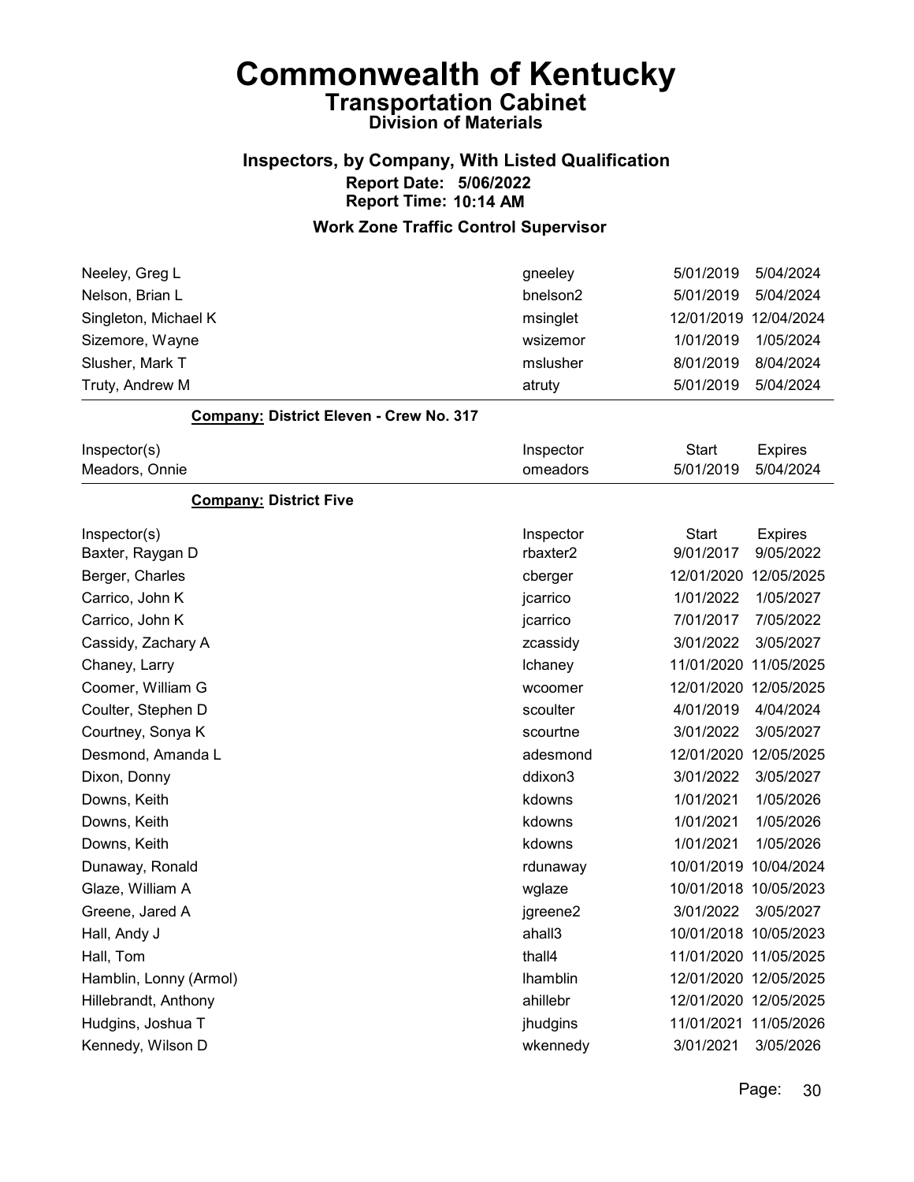# Commonwealth of Kentucky
## Transportation Cabinet
### Division of Materials

### Inspectors, by Company, With Listed Qualification
**Report Date: 5/06/2022**
**Report Time: 10:14 AM**

### Work Zone Traffic Control Supervisor

| Inspector(s) | Inspector | Start | Expires |
|---|---|---|---|
| Neeley, Greg L | gneeley | 5/01/2019 | 5/04/2024 |
| Nelson, Brian L | bnelson2 | 5/01/2019 | 5/04/2024 |
| Singleton, Michael K | msinglet | 12/01/2019 | 12/04/2024 |
| Sizemore, Wayne | wsizemor | 1/01/2019 | 1/05/2024 |
| Slusher, Mark T | mslusher | 8/01/2019 | 8/04/2024 |
| Truty, Andrew M | atruty | 5/01/2019 | 5/04/2024 |

**Company: District Eleven - Crew No. 317**

| Inspector(s) | Inspector | Start | Expires |
|---|---|---|---|
| Meadors, Onnie | omeadors | 5/01/2019 | 5/04/2024 |

**Company: District Five**

| Inspector(s) | Inspector | Start | Expires |
|---|---|---|---|
| Baxter, Raygan D | rbaxter2 | 9/01/2017 | 9/05/2022 |
| Berger, Charles | cberger | 12/01/2020 | 12/05/2025 |
| Carrico, John K | jcarrico | 1/01/2022 | 1/05/2027 |
| Carrico, John K | jcarrico | 7/01/2017 | 7/05/2022 |
| Cassidy, Zachary A | zcassidy | 3/01/2022 | 3/05/2027 |
| Chaney, Larry | lchaney | 11/01/2020 | 11/05/2025 |
| Coomer, William G | wcoomer | 12/01/2020 | 12/05/2025 |
| Coulter, Stephen D | scoulter | 4/01/2019 | 4/04/2024 |
| Courtney, Sonya K | scourtne | 3/01/2022 | 3/05/2027 |
| Desmond, Amanda L | adesmond | 12/01/2020 | 12/05/2025 |
| Dixon, Donny | ddixon3 | 3/01/2022 | 3/05/2027 |
| Downs, Keith | kdowns | 1/01/2021 | 1/05/2026 |
| Downs, Keith | kdowns | 1/01/2021 | 1/05/2026 |
| Downs, Keith | kdowns | 1/01/2021 | 1/05/2026 |
| Dunaway, Ronald | rdunaway | 10/01/2019 | 10/04/2024 |
| Glaze, William A | wglaze | 10/01/2018 | 10/05/2023 |
| Greene, Jared A | jgreene2 | 3/01/2022 | 3/05/2027 |
| Hall, Andy J | ahall3 | 10/01/2018 | 10/05/2023 |
| Hall, Tom | thall4 | 11/01/2020 | 11/05/2025 |
| Hamblin, Lonny (Armol) | lhamblin | 12/01/2020 | 12/05/2025 |
| Hillebrandt, Anthony | ahillebr | 12/01/2020 | 12/05/2025 |
| Hudgins, Joshua T | jhudgins | 11/01/2021 | 11/05/2026 |
| Kennedy, Wilson D | wkennedy | 3/01/2021 | 3/05/2026 |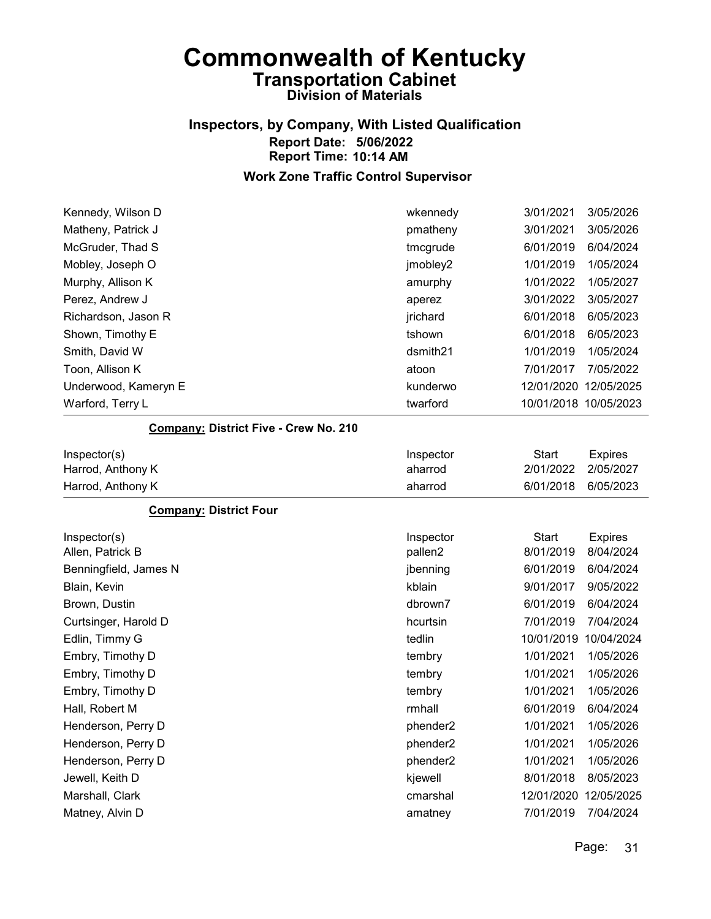# Commonwealth of Kentucky
## Transportation Cabinet
### Division of Materials

### Inspectors, by Company, With Listed Qualification
**Report Date: 5/06/2022**
**Report Time: 10:14 AM**

### Work Zone Traffic Control Supervisor

| | | | |
|---|---|---|---|
| Kennedy, Wilson D | wkennedy | 3/01/2021 | 3/05/2026 |
| Matheny, Patrick J | pmatheny | 3/01/2021 | 3/05/2026 |
| McGruder, Thad S | tmcgrude | 6/01/2019 | 6/04/2024 |
| Mobley, Joseph O | jmobley2 | 1/01/2019 | 1/05/2024 |
| Murphy, Allison K | amurphy | 1/01/2022 | 1/05/2027 |
| Perez, Andrew J | aperez | 3/01/2022 | 3/05/2027 |
| Richardson, Jason R | jrichard | 6/01/2018 | 6/05/2023 |
| Shown, Timothy E | tshown | 6/01/2018 | 6/05/2023 |
| Smith, David W | dsmith21 | 1/01/2019 | 1/05/2024 |
| Toon, Allison K | atoon | 7/01/2017 | 7/05/2022 |
| Underwood, Kameryn E | kunderwo | 12/01/2020 | 12/05/2025 |
| Warford, Terry L | twarford | 10/01/2018 | 10/05/2023 |

**Company: District Five - Crew No. 210**

| Inspector(s) | Inspector | Start | Expires |
|---|---|---|---|
| Harrod, Anthony K | aharrod | 2/01/2022 | 2/05/2027 |
| Harrod, Anthony K | aharrod | 6/01/2018 | 6/05/2023 |

**Company: District Four**

| Inspector(s) | Inspector | Start | Expires |
|---|---|---|---|
| Allen, Patrick B | pallen2 | 8/01/2019 | 8/04/2024 |
| Benningfield, James N | jbenning | 6/01/2019 | 6/04/2024 |
| Blain, Kevin | kblain | 9/01/2017 | 9/05/2022 |
| Brown, Dustin | dbrown7 | 6/01/2019 | 6/04/2024 |
| Curtsinger, Harold D | hcurtsin | 7/01/2019 | 7/04/2024 |
| Edlin, Timmy G | tedlin | 10/01/2019 | 10/04/2024 |
| Embry, Timothy D | tembry | 1/01/2021 | 1/05/2026 |
| Embry, Timothy D | tembry | 1/01/2021 | 1/05/2026 |
| Embry, Timothy D | tembry | 1/01/2021 | 1/05/2026 |
| Hall, Robert M | rmhall | 6/01/2019 | 6/04/2024 |
| Henderson, Perry D | phender2 | 1/01/2021 | 1/05/2026 |
| Henderson, Perry D | phender2 | 1/01/2021 | 1/05/2026 |
| Henderson, Perry D | phender2 | 1/01/2021 | 1/05/2026 |
| Jewell, Keith D | kjewell | 8/01/2018 | 8/05/2023 |
| Marshall, Clark | cmarshal | 12/01/2020 | 12/05/2025 |
| Matney, Alvin D | amatney | 7/01/2019 | 7/04/2024 |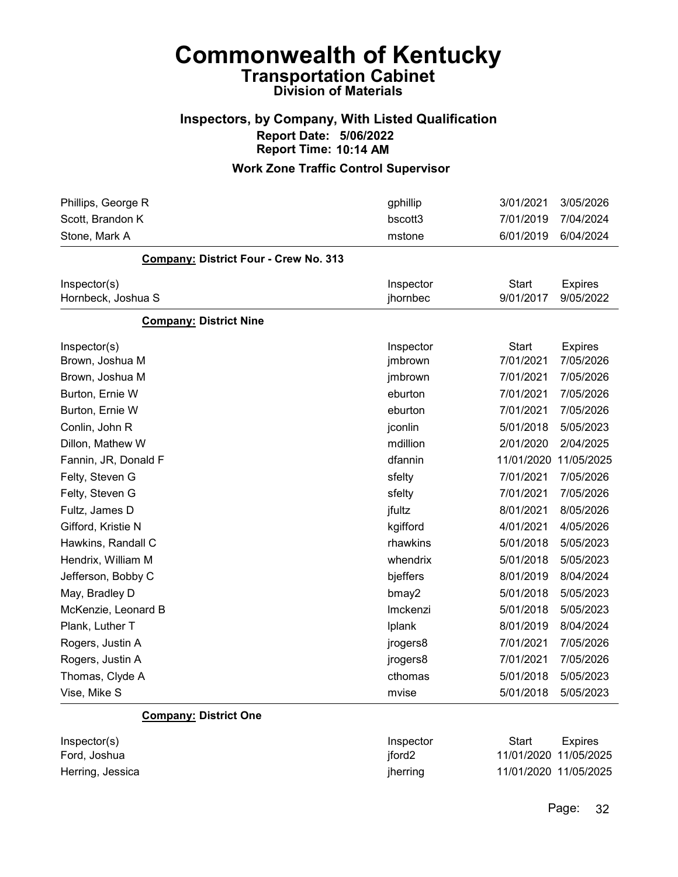# Commonwealth of Kentucky

## Transportation Cabinet

### Division of Materials

### Inspectors, by Company, With Listed Qualification

**Report Date: 5/06/2022**

**Report Time: 10:14 AM**

### Work Zone Traffic Control Supervisor

| | | | |
|---|---|---|---|
| Phillips, George R | gphillip | 3/01/2021 | 3/05/2026 |
| Scott, Brandon K | bscott3 | 7/01/2019 | 7/04/2024 |
| Stone, Mark A | mstone | 6/01/2019 | 6/04/2024 |

**Company: District Four - Crew No. 313**

| Inspector(s) | Inspector | Start | Expires |
|---|---|---|---|
| Hornbeck, Joshua S | jhornbec | 9/01/2017 | 9/05/2022 |

**Company: District Nine**

| Inspector(s) | Inspector | Start | Expires |
|---|---|---|---|
| Brown, Joshua M | jmbrown | 7/01/2021 | 7/05/2026 |
| Brown, Joshua M | jmbrown | 7/01/2021 | 7/05/2026 |
| Burton, Ernie W | eburton | 7/01/2021 | 7/05/2026 |
| Burton, Ernie W | eburton | 7/01/2021 | 7/05/2026 |
| Conlin, John R | jconlin | 5/01/2018 | 5/05/2023 |
| Dillon, Mathew W | mdillion | 2/01/2020 | 2/04/2025 |
| Fannin, JR, Donald F | dfannin | 11/01/2020 | 11/05/2025 |
| Felty, Steven G | sfelty | 7/01/2021 | 7/05/2026 |
| Felty, Steven G | sfelty | 7/01/2021 | 7/05/2026 |
| Fultz, James D | jfultz | 8/01/2021 | 8/05/2026 |
| Gifford, Kristie N | kgifford | 4/01/2021 | 4/05/2026 |
| Hawkins, Randall C | rhawkins | 5/01/2018 | 5/05/2023 |
| Hendrix, William M | whendrix | 5/01/2018 | 5/05/2023 |
| Jefferson, Bobby C | bjeffers | 8/01/2019 | 8/04/2024 |
| May, Bradley D | bmay2 | 5/01/2018 | 5/05/2023 |
| McKenzie, Leonard B | lmckenzi | 5/01/2018 | 5/05/2023 |
| Plank, Luther T | lplank | 8/01/2019 | 8/04/2024 |
| Rogers, Justin A | jrogers8 | 7/01/2021 | 7/05/2026 |
| Rogers, Justin A | jrogers8 | 7/01/2021 | 7/05/2026 |
| Thomas, Clyde A | cthomas | 5/01/2018 | 5/05/2023 |
| Vise, Mike S | mvise | 5/01/2018 | 5/05/2023 |

**Company: District One**

| Inspector(s) | Inspector | Start | Expires |
|---|---|---|---|
| Ford, Joshua | jford2 | 11/01/2020 | 11/05/2025 |
| Herring, Jessica | jherring | 11/01/2020 | 11/05/2025 |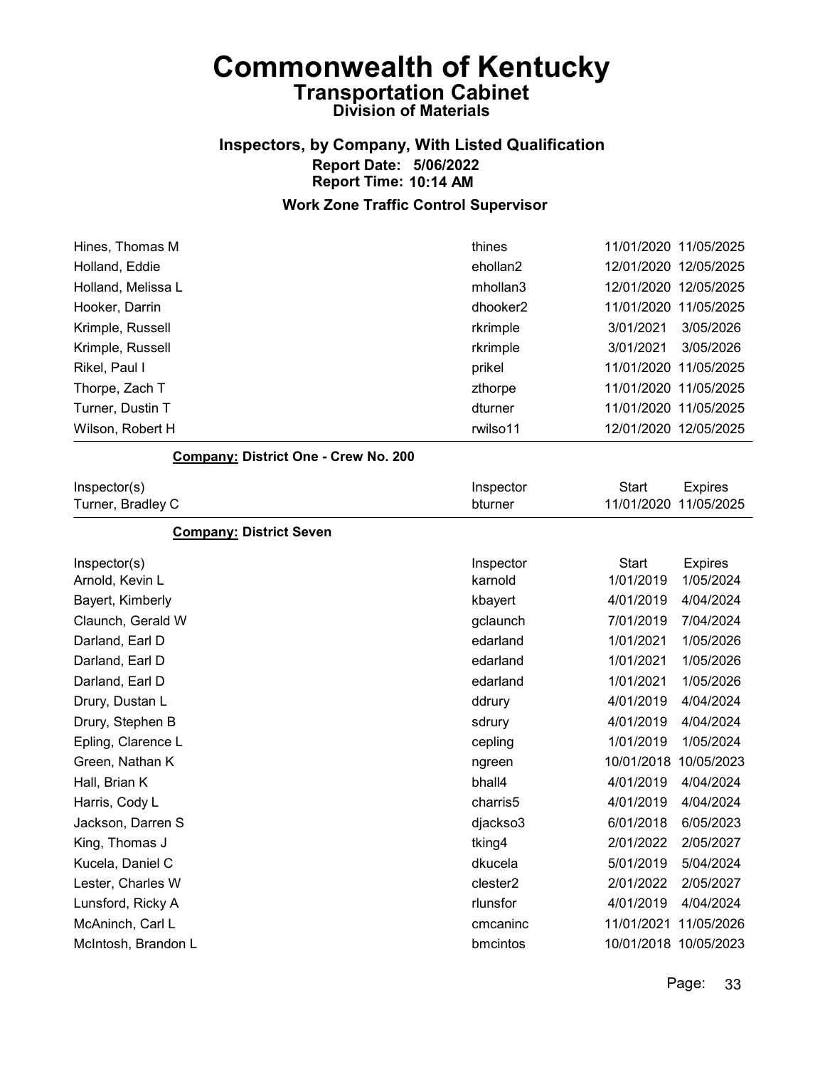# Commonwealth of Kentucky
## Transportation Cabinet
### Division of Materials

### Inspectors, by Company, With Listed Qualification
**Report Date: 5/06/2022**
**Report Time: 10:14 AM**

### Work Zone Traffic Control Supervisor

| | | | |
|---|---|---|---|
| Hines, Thomas M | thines | 11/01/2020 | 11/05/2025 |
| Holland, Eddie | ehollan2 | 12/01/2020 | 12/05/2025 |
| Holland, Melissa L | mhollan3 | 12/01/2020 | 12/05/2025 |
| Hooker, Darrin | dhooker2 | 11/01/2020 | 11/05/2025 |
| Krimple, Russell | rkrimple | 3/01/2021 | 3/05/2026 |
| Krimple, Russell | rkrimple | 3/01/2021 | 3/05/2026 |
| Rikel, Paul I | prikel | 11/01/2020 | 11/05/2025 |
| Thorpe, Zach T | zthorpe | 11/01/2020 | 11/05/2025 |
| Turner, Dustin T | dturner | 11/01/2020 | 11/05/2025 |
| Wilson, Robert H | rwilso11 | 12/01/2020 | 12/05/2025 |

**Company: District One - Crew No. 200**

| Inspector(s) | Inspector | Start | Expires |
|---|---|---|---|
| Turner, Bradley C | bturner | 11/01/2020 | 11/05/2025 |

**Company: District Seven**

| Inspector(s) | Inspector | Start | Expires |
|---|---|---|---|
| Arnold, Kevin L | karnold | 1/01/2019 | 1/05/2024 |
| Bayert, Kimberly | kbayert | 4/01/2019 | 4/04/2024 |
| Claunch, Gerald W | gclaunch | 7/01/2019 | 7/04/2024 |
| Darland, Earl D | edarland | 1/01/2021 | 1/05/2026 |
| Darland, Earl D | edarland | 1/01/2021 | 1/05/2026 |
| Darland, Earl D | edarland | 1/01/2021 | 1/05/2026 |
| Drury, Dustan L | ddrury | 4/01/2019 | 4/04/2024 |
| Drury, Stephen B | sdrury | 4/01/2019 | 4/04/2024 |
| Epling, Clarence L | cepling | 1/01/2019 | 1/05/2024 |
| Green, Nathan K | ngreen | 10/01/2018 | 10/05/2023 |
| Hall, Brian K | bhall4 | 4/01/2019 | 4/04/2024 |
| Harris, Cody L | charris5 | 4/01/2019 | 4/04/2024 |
| Jackson, Darren S | djackso3 | 6/01/2018 | 6/05/2023 |
| King, Thomas J | tking4 | 2/01/2022 | 2/05/2027 |
| Kucela, Daniel C | dkucela | 5/01/2019 | 5/04/2024 |
| Lester, Charles W | clester2 | 2/01/2022 | 2/05/2027 |
| Lunsford, Ricky A | rlunsfor | 4/01/2019 | 4/04/2024 |
| McAninch, Carl L | cmcaninc | 11/01/2021 | 11/05/2026 |
| McIntosh, Brandon L | bmcintos | 10/01/2018 | 10/05/2023 |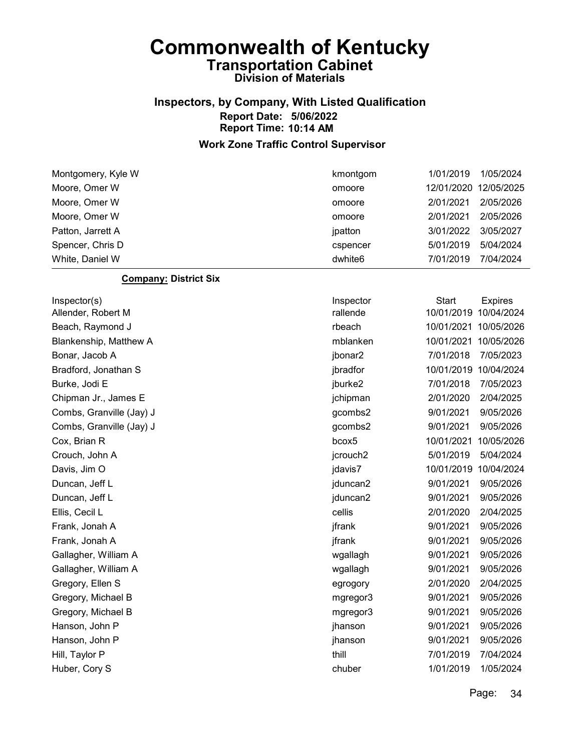# Commonwealth of Kentucky

## Transportation Cabinet

### Division of Materials

### Inspectors, by Company, With Listed Qualification

**Report Date: 5/06/2022**
**Report Time: 10:14 AM**

### Work Zone Traffic Control Supervisor

| | | | |
|---|---|---|---|
| Montgomery, Kyle W | kmontgom | 1/01/2019 | 1/05/2024 |
| Moore, Omer W | omoore | 12/01/2020 | 12/05/2025 |
| Moore, Omer W | omoore | 2/01/2021 | 2/05/2026 |
| Moore, Omer W | omoore | 2/01/2021 | 2/05/2026 |
| Patton, Jarrett A | jpatton | 3/01/2022 | 3/05/2027 |
| Spencer, Chris D | cspencer | 5/01/2019 | 5/04/2024 |
| White, Daniel W | dwhite6 | 7/01/2019 | 7/04/2024 |

**Company: District Six**

| Inspector(s) | Inspector | Start | Expires |
|---|---|---|---|
| Allender, Robert M | rallende | 10/01/2019 | 10/04/2024 |
| Beach, Raymond J | rbeach | 10/01/2021 | 10/05/2026 |
| Blankenship, Matthew A | mblanken | 10/01/2021 | 10/05/2026 |
| Bonar, Jacob A | jbonar2 | 7/01/2018 | 7/05/2023 |
| Bradford, Jonathan S | jbradfor | 10/01/2019 | 10/04/2024 |
| Burke, Jodi E | jburke2 | 7/01/2018 | 7/05/2023 |
| Chipman Jr., James E | jchipman | 2/01/2020 | 2/04/2025 |
| Combs, Granville (Jay) J | gcombs2 | 9/01/2021 | 9/05/2026 |
| Combs, Granville (Jay) J | gcombs2 | 9/01/2021 | 9/05/2026 |
| Cox, Brian R | bcox5 | 10/01/2021 | 10/05/2026 |
| Crouch, John A | jcrouch2 | 5/01/2019 | 5/04/2024 |
| Davis, Jim O | jdavis7 | 10/01/2019 | 10/04/2024 |
| Duncan, Jeff L | jduncan2 | 9/01/2021 | 9/05/2026 |
| Duncan, Jeff L | jduncan2 | 9/01/2021 | 9/05/2026 |
| Ellis, Cecil L | cellis | 2/01/2020 | 2/04/2025 |
| Frank, Jonah A | jfrank | 9/01/2021 | 9/05/2026 |
| Frank, Jonah A | jfrank | 9/01/2021 | 9/05/2026 |
| Gallagher, William A | wgallagh | 9/01/2021 | 9/05/2026 |
| Gallagher, William A | wgallagh | 9/01/2021 | 9/05/2026 |
| Gregory, Ellen S | egrogory | 2/01/2020 | 2/04/2025 |
| Gregory, Michael B | mgregor3 | 9/01/2021 | 9/05/2026 |
| Gregory, Michael B | mgregor3 | 9/01/2021 | 9/05/2026 |
| Hanson, John P | jhanson | 9/01/2021 | 9/05/2026 |
| Hanson, John P | jhanson | 9/01/2021 | 9/05/2026 |
| Hill, Taylor P | thill | 7/01/2019 | 7/04/2024 |
| Huber, Cory S | chuber | 1/01/2019 | 1/05/2024 |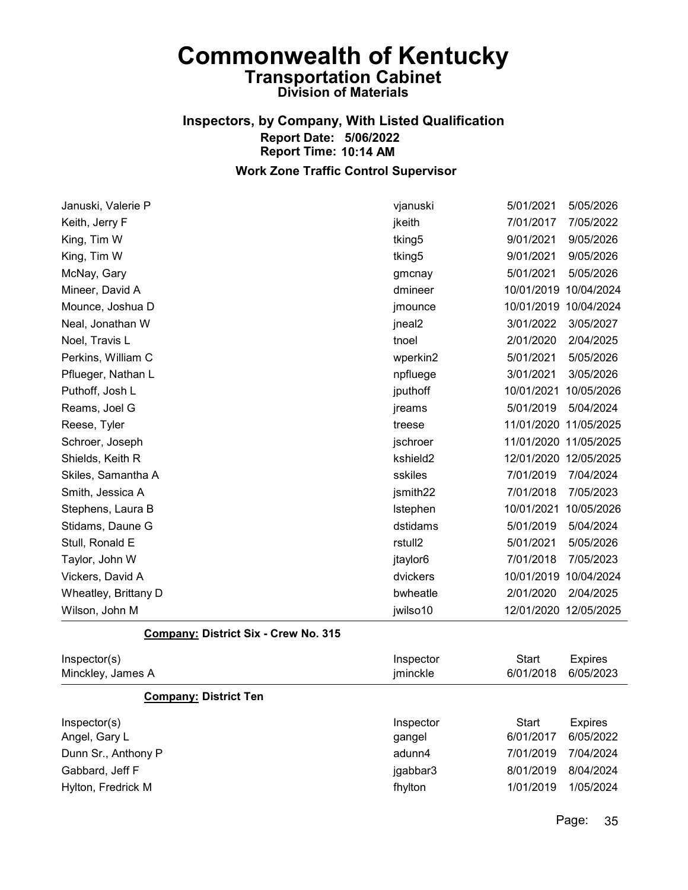# Commonwealth of Kentucky

## Transportation Cabinet

### Division of Materials

### Inspectors, by Company, With Listed Qualification

**Report Date: 5/06/2022**

**Report Time: 10:14 AM**

### Work Zone Traffic Control Supervisor

| Inspector(s) | Inspector | Start | Expires |
|---|---|---|---|
| Januski, Valerie P | vjanuski | 5/01/2021 | 5/05/2026 |
| Keith, Jerry F | jkeith | 7/01/2017 | 7/05/2022 |
| King, Tim W | tking5 | 9/01/2021 | 9/05/2026 |
| King, Tim W | tking5 | 9/01/2021 | 9/05/2026 |
| McNay, Gary | gmcnay | 5/01/2021 | 5/05/2026 |
| Mineer, David A | dmineer | 10/01/2019 | 10/04/2024 |
| Mounce, Joshua D | jmounce | 10/01/2019 | 10/04/2024 |
| Neal, Jonathan W | jneal2 | 3/01/2022 | 3/05/2027 |
| Noel, Travis L | tnoel | 2/01/2020 | 2/04/2025 |
| Perkins, William C | wperkin2 | 5/01/2021 | 5/05/2026 |
| Pflueger, Nathan L | npfluege | 3/01/2021 | 3/05/2026 |
| Puthoff, Josh L | jputhoff | 10/01/2021 | 10/05/2026 |
| Reams, Joel G | jreams | 5/01/2019 | 5/04/2024 |
| Reese, Tyler | treese | 11/01/2020 | 11/05/2025 |
| Schroer, Joseph | jschroer | 11/01/2020 | 11/05/2025 |
| Shields, Keith R | kshield2 | 12/01/2020 | 12/05/2025 |
| Skiles, Samantha A | sskiles | 7/01/2019 | 7/04/2024 |
| Smith, Jessica A | jsmith22 | 7/01/2018 | 7/05/2023 |
| Stephens, Laura B | lstephen | 10/01/2021 | 10/05/2026 |
| Stidams, Daune G | dstidams | 5/01/2019 | 5/04/2024 |
| Stull, Ronald E | rstull2 | 5/01/2021 | 5/05/2026 |
| Taylor, John W | jtaylor6 | 7/01/2018 | 7/05/2023 |
| Vickers, David A | dvickers | 10/01/2019 | 10/04/2024 |
| Wheatley, Brittany D | bwheatle | 2/01/2020 | 2/04/2025 |
| Wilson, John M | jwilso10 | 12/01/2020 | 12/05/2025 |

**Company: District Six - Crew No. 315**

| Inspector(s) | Inspector | Start | Expires |
|---|---|---|---|
| Minckley, James A | jminckle | 6/01/2018 | 6/05/2023 |

**Company: District Ten**

| Inspector(s) | Inspector | Start | Expires |
|---|---|---|---|
| Angel, Gary L | gangel | 6/01/2017 | 6/05/2022 |
| Dunn Sr., Anthony P | adunn4 | 7/01/2019 | 7/04/2024 |
| Gabbard, Jeff F | jgabbar3 | 8/01/2019 | 8/04/2024 |
| Hylton, Fredrick M | fhylton | 1/01/2019 | 1/05/2024 |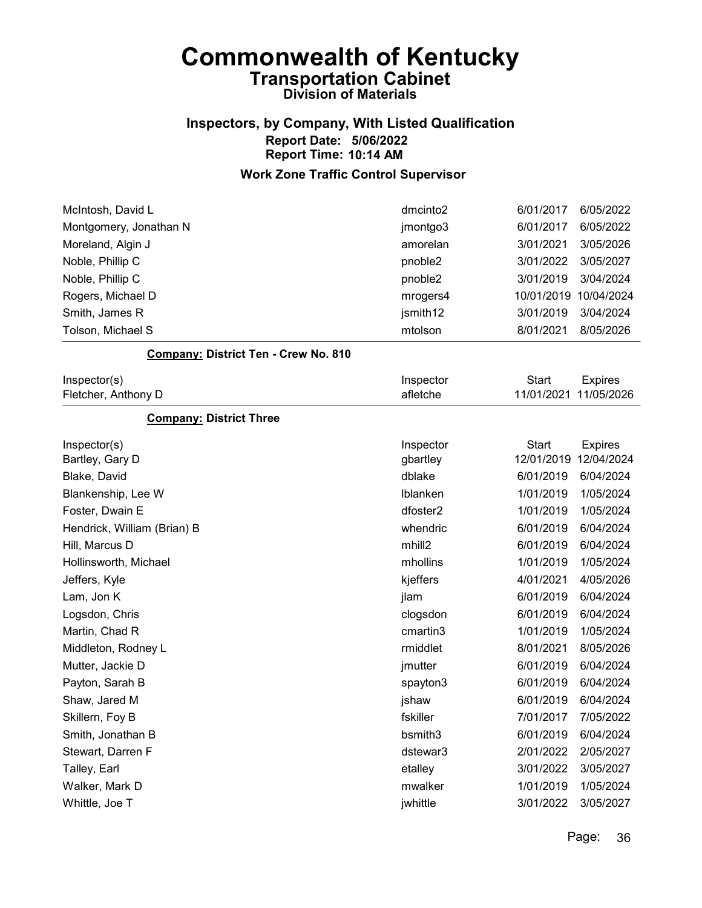# Commonwealth of Kentucky

## Transportation Cabinet

### Division of Materials

### Inspectors, by Company, With Listed Qualification

**Report Date: 5/06/2022**

**Report Time: 10:14 AM**

### Work Zone Traffic Control Supervisor

| | | | |
|---|---|---|---|
| McIntosh, David L | dmcinto2 | 6/01/2017 | 6/05/2022 |
| Montgomery, Jonathan N | jmontgo3 | 6/01/2017 | 6/05/2022 |
| Moreland, Algin J | amorelan | 3/01/2021 | 3/05/2026 |
| Noble, Phillip C | pnoble2 | 3/01/2022 | 3/05/2027 |
| Noble, Phillip C | pnoble2 | 3/01/2019 | 3/04/2024 |
| Rogers, Michael D | mrogers4 | 10/01/2019 | 10/04/2024 |
| Smith, James R | jsmith12 | 3/01/2019 | 3/04/2024 |
| Tolson, Michael S | mtolson | 8/01/2021 | 8/05/2026 |

**Company: District Ten - Crew No. 810**

| Inspector(s) | Inspector | Start | Expires |
|---|---|---|---|
| Fletcher, Anthony D | afletche | 11/01/2021 | 11/05/2026 |

**Company: District Three**

| Inspector(s) | Inspector | Start | Expires |
|---|---|---|---|
| Bartley, Gary D | gbartley | 12/01/2019 | 12/04/2024 |
| Blake, David | dblake | 6/01/2019 | 6/04/2024 |
| Blankenship, Lee W | lblanken | 1/01/2019 | 1/05/2024 |
| Foster, Dwain E | dfoster2 | 1/01/2019 | 1/05/2024 |
| Hendrick, William (Brian) B | whendric | 6/01/2019 | 6/04/2024 |
| Hill, Marcus D | mhill2 | 6/01/2019 | 6/04/2024 |
| Hollinsworth, Michael | mhollins | 1/01/2019 | 1/05/2024 |
| Jeffers, Kyle | kjeffers | 4/01/2021 | 4/05/2026 |
| Lam, Jon K | jlam | 6/01/2019 | 6/04/2024 |
| Logsdon, Chris | clogsdon | 6/01/2019 | 6/04/2024 |
| Martin, Chad R | cmartin3 | 1/01/2019 | 1/05/2024 |
| Middleton, Rodney L | rmiddlet | 8/01/2021 | 8/05/2026 |
| Mutter, Jackie D | jmutter | 6/01/2019 | 6/04/2024 |
| Payton, Sarah B | spayton3 | 6/01/2019 | 6/04/2024 |
| Shaw, Jared M | jshaw | 6/01/2019 | 6/04/2024 |
| Skillern, Foy B | fskiller | 7/01/2017 | 7/05/2022 |
| Smith, Jonathan B | bsmith3 | 6/01/2019 | 6/04/2024 |
| Stewart, Darren F | dstewar3 | 2/01/2022 | 2/05/2027 |
| Talley, Earl | etalley | 3/01/2022 | 3/05/2027 |
| Walker, Mark D | mwalker | 1/01/2019 | 1/05/2024 |
| Whittle, Joe T | jwhittle | 3/01/2022 | 3/05/2027 |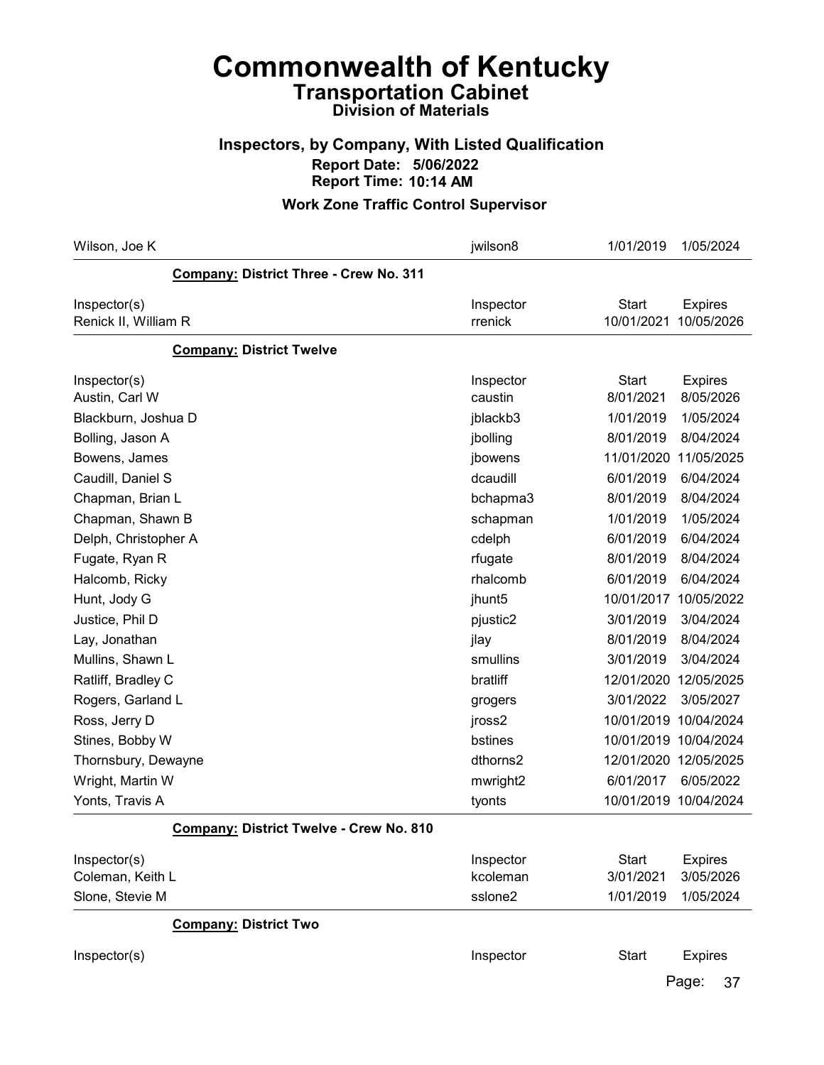# Commonwealth of Kentucky
## Transportation Cabinet
### Division of Materials

### Inspectors, by Company, With Listed Qualification
**Report Date: 5/06/2022**
**Report Time: 10:14 AM**

### Work Zone Traffic Control Supervisor

| | | | |
|---|---|---|---|
| Wilson, Joe K | jwilson8 | 1/01/2019 | 1/05/2024 |

**Company: District Three - Crew No. 311**

| Inspector(s) | Inspector | Start | Expires |
|---|---|---|---|
| Renick II, William R | rrenick | 10/01/2021 | 10/05/2026 |

**Company: District Twelve**

| Inspector(s) | Inspector | Start | Expires |
|---|---|---|---|
| Austin, Carl W | caustin | 8/01/2021 | 8/05/2026 |
| Blackburn, Joshua D | jblackb3 | 1/01/2019 | 1/05/2024 |
| Bolling, Jason A | jbolling | 8/01/2019 | 8/04/2024 |
| Bowens, James | jbowens | 11/01/2020 | 11/05/2025 |
| Caudill, Daniel S | dcaudill | 6/01/2019 | 6/04/2024 |
| Chapman, Brian L | bchapma3 | 8/01/2019 | 8/04/2024 |
| Chapman, Shawn B | schapman | 1/01/2019 | 1/05/2024 |
| Delph, Christopher A | cdelph | 6/01/2019 | 6/04/2024 |
| Fugate, Ryan R | rfugate | 8/01/2019 | 8/04/2024 |
| Halcomb, Ricky | rhalcomb | 6/01/2019 | 6/04/2024 |
| Hunt, Jody G | jhunt5 | 10/01/2017 | 10/05/2022 |
| Justice, Phil D | pjustic2 | 3/01/2019 | 3/04/2024 |
| Lay, Jonathan | jlay | 8/01/2019 | 8/04/2024 |
| Mullins, Shawn L | smullins | 3/01/2019 | 3/04/2024 |
| Ratliff, Bradley C | bratliff | 12/01/2020 | 12/05/2025 |
| Rogers, Garland L | grogers | 3/01/2022 | 3/05/2027 |
| Ross, Jerry D | jross2 | 10/01/2019 | 10/04/2024 |
| Stines, Bobby W | bstines | 10/01/2019 | 10/04/2024 |
| Thornsbury, Dewayne | dthorns2 | 12/01/2020 | 12/05/2025 |
| Wright, Martin W | mwright2 | 6/01/2017 | 6/05/2022 |
| Yonts, Travis A | tyonts | 10/01/2019 | 10/04/2024 |

**Company: District Twelve - Crew No. 810**

| Inspector(s) | Inspector | Start | Expires |
|---|---|---|---|
| Coleman, Keith L | kcoleman | 3/01/2021 | 3/05/2026 |
| Slone, Stevie M | sslone2 | 1/01/2019 | 1/05/2024 |

**Company: District Two**

| Inspector(s) | Inspector | Start | Expires |
|---|---|---|---|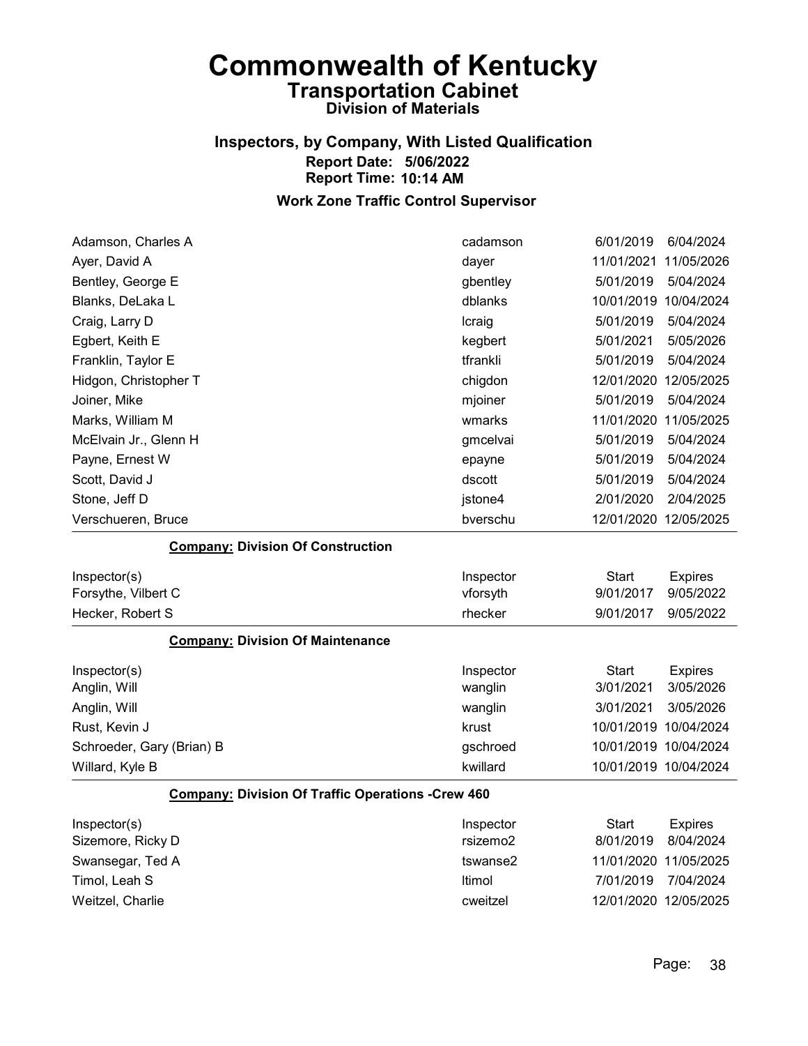# Commonwealth of Kentucky
## Transportation Cabinet
### Division of Materials

### Inspectors, by Company, With Listed Qualification
**Report Date: 5/06/2022**
**Report Time: 10:14 AM**

### Work Zone Traffic Control Supervisor

| Inspector(s) | Inspector | Start | Expires |
|---|---|---|---|
| Adamson, Charles A | cadamson | 6/01/2019 | 6/04/2024 |
| Ayer, David A | dayer | 11/01/2021 | 11/05/2026 |
| Bentley, George E | gbentley | 5/01/2019 | 5/04/2024 |
| Blanks, DeLaka L | dblanks | 10/01/2019 | 10/04/2024 |
| Craig, Larry D | lcraig | 5/01/2019 | 5/04/2024 |
| Egbert, Keith E | kegbert | 5/01/2021 | 5/05/2026 |
| Franklin, Taylor E | tfrankli | 5/01/2019 | 5/04/2024 |
| Hidgon, Christopher T | chigdon | 12/01/2020 | 12/05/2025 |
| Joiner, Mike | mjoiner | 5/01/2019 | 5/04/2024 |
| Marks, William M | wmarks | 11/01/2020 | 11/05/2025 |
| McElvain Jr., Glenn H | gmcelvai | 5/01/2019 | 5/04/2024 |
| Payne, Ernest W | epayne | 5/01/2019 | 5/04/2024 |
| Scott, David J | dscott | 5/01/2019 | 5/04/2024 |
| Stone, Jeff D | jstone4 | 2/01/2020 | 2/04/2025 |
| Verschueren, Bruce | bverschu | 12/01/2020 | 12/05/2025 |

**Company: Division Of Construction**

| Inspector(s) | Inspector | Start | Expires |
|---|---|---|---|
| Forsythe, Vilbert C | vforsyth | 9/01/2017 | 9/05/2022 |
| Hecker, Robert S | rhecker | 9/01/2017 | 9/05/2022 |

**Company: Division Of Maintenance**

| Inspector(s) | Inspector | Start | Expires |
|---|---|---|---|
| Anglin, Will | wanglin | 3/01/2021 | 3/05/2026 |
| Anglin, Will | wanglin | 3/01/2021 | 3/05/2026 |
| Rust, Kevin J | krust | 10/01/2019 | 10/04/2024 |
| Schroeder, Gary (Brian) B | gschroed | 10/01/2019 | 10/04/2024 |
| Willard, Kyle B | kwillard | 10/01/2019 | 10/04/2024 |

**Company: Division Of Traffic Operations -Crew 460**

| Inspector(s) | Inspector | Start | Expires |
|---|---|---|---|
| Sizemore, Ricky D | rsizemo2 | 8/01/2019 | 8/04/2024 |
| Swansegar, Ted A | tswanse2 | 11/01/2020 | 11/05/2025 |
| Timol, Leah S | ltimol | 7/01/2019 | 7/04/2024 |
| Weitzel, Charlie | cweitzel | 12/01/2020 | 12/05/2025 |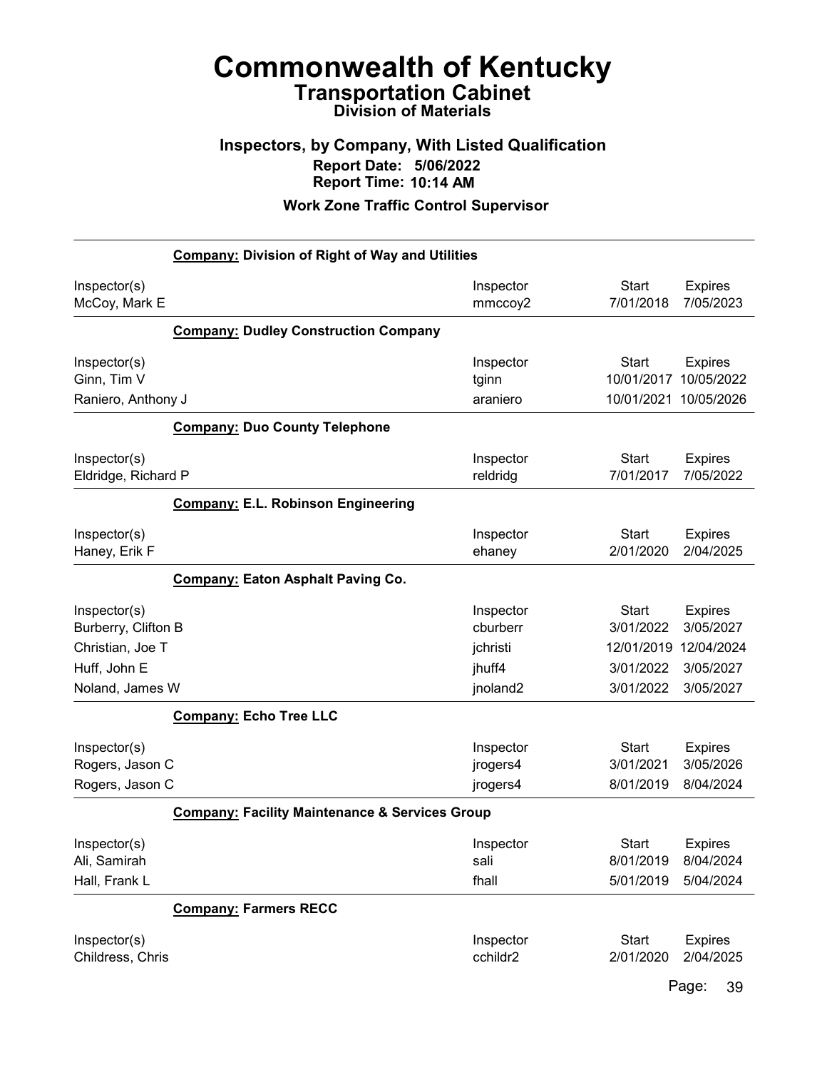# Commonwealth of Kentucky
## Transportation Cabinet
### Division of Materials

### Inspectors, by Company, With Listed Qualification
**Report Date: 5/06/2022**
**Report Time: 10:14 AM**

### Work Zone Traffic Control Supervisor

**Company: Division of Right of Way and Utilities**

| Inspector(s) | Inspector | Start | Expires |
|---|---|---|---|
| McCoy, Mark E | mmccoy2 | 7/01/2018 | 7/05/2023 |

**Company: Dudley Construction Company**

| Inspector(s) | Inspector | Start | Expires |
|---|---|---|---|
| Ginn, Tim V | tginn | 10/01/2017 | 10/05/2022 |
| Raniero, Anthony J | araniero | 10/01/2021 | 10/05/2026 |

**Company: Duo County Telephone**

| Inspector(s) | Inspector | Start | Expires |
|---|---|---|---|
| Eldridge, Richard P | reldridg | 7/01/2017 | 7/05/2022 |

**Company: E.L. Robinson Engineering**

| Inspector(s) | Inspector | Start | Expires |
|---|---|---|---|
| Haney, Erik F | ehaney | 2/01/2020 | 2/04/2025 |

**Company: Eaton Asphalt Paving Co.**

| Inspector(s) | Inspector | Start | Expires |
|---|---|---|---|
| Burberry, Clifton B | cburberr | 3/01/2022 | 3/05/2027 |
| Christian, Joe T | jchristi | 12/01/2019 | 12/04/2024 |
| Huff, John E | jhuff4 | 3/01/2022 | 3/05/2027 |
| Noland, James W | jnoland2 | 3/01/2022 | 3/05/2027 |

**Company: Echo Tree LLC**

| Inspector(s) | Inspector | Start | Expires |
|---|---|---|---|
| Rogers, Jason C | jrogers4 | 3/01/2021 | 3/05/2026 |
| Rogers, Jason C | jrogers4 | 8/01/2019 | 8/04/2024 |

**Company: Facility Maintenance & Services Group**

| Inspector(s) | Inspector | Start | Expires |
|---|---|---|---|
| Ali, Samirah | sali | 8/01/2019 | 8/04/2024 |
| Hall, Frank L | fhall | 5/01/2019 | 5/04/2024 |

**Company: Farmers RECC**

| Inspector(s) | Inspector | Start | Expires |
|---|---|---|---|
| Childress, Chris | cchildr2 | 2/01/2020 | 2/04/2025 |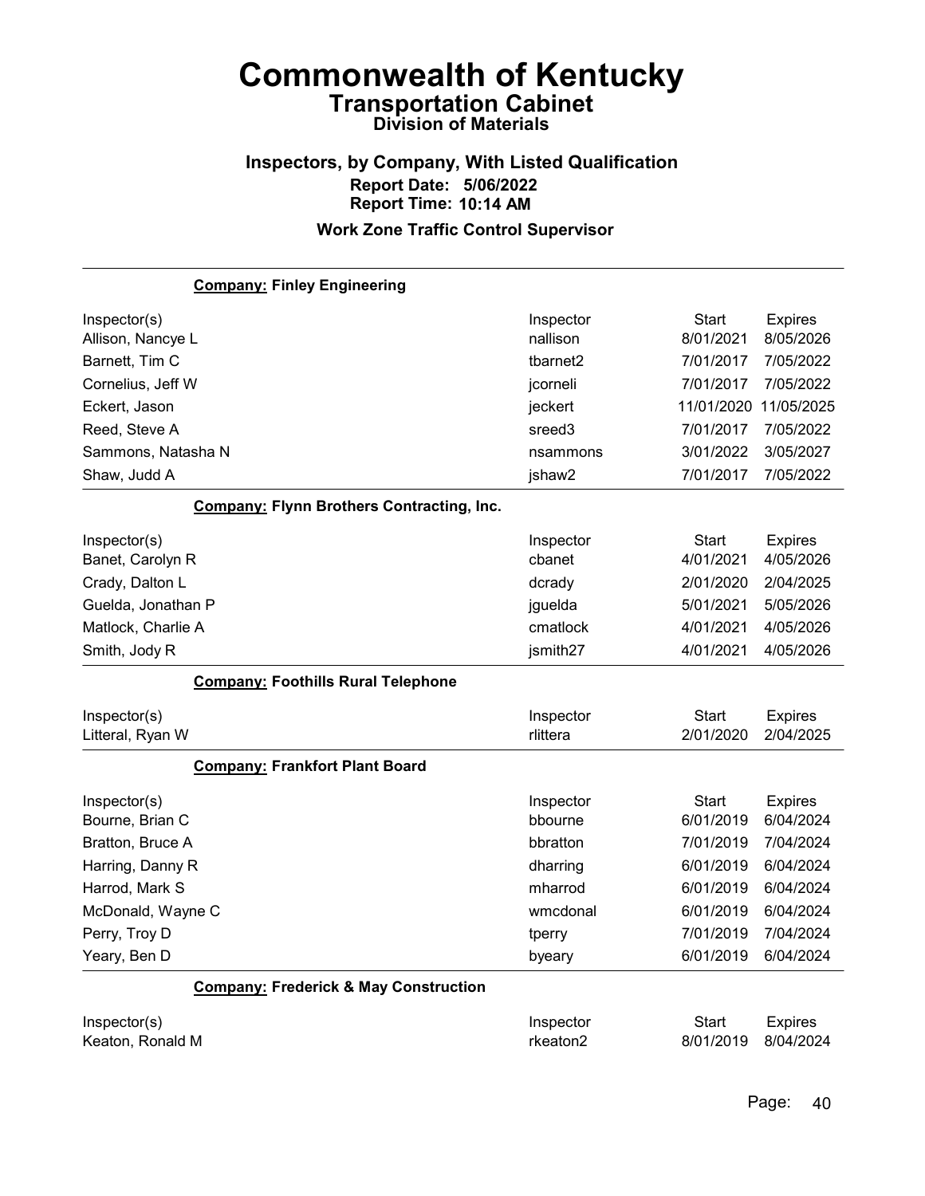# Commonwealth of Kentucky
## Transportation Cabinet
### Division of Materials

### Inspectors, by Company, With Listed Qualification
**Report Date: 5/06/2022**
**Report Time: 10:14 AM**

**Work Zone Traffic Control Supervisor**

**Company: Finley Engineering**

| Inspector(s) | Inspector | Start | Expires |
|---|---|---|---|
| Allison, Nancye L | nallison | 8/01/2021 | 8/05/2026 |
| Barnett, Tim C | tbarnet2 | 7/01/2017 | 7/05/2022 |
| Cornelius, Jeff W | jcorneli | 7/01/2017 | 7/05/2022 |
| Eckert, Jason | jeckert | 11/01/2020 | 11/05/2025 |
| Reed, Steve A | sreed3 | 7/01/2017 | 7/05/2022 |
| Sammons, Natasha N | nsammons | 3/01/2022 | 3/05/2027 |
| Shaw, Judd A | jshaw2 | 7/01/2017 | 7/05/2022 |

**Company: Flynn Brothers Contracting, Inc.**

| Inspector(s) | Inspector | Start | Expires |
|---|---|---|---|
| Banet, Carolyn R | cbanet | 4/01/2021 | 4/05/2026 |
| Crady, Dalton L | dcrady | 2/01/2020 | 2/04/2025 |
| Guelda, Jonathan P | jguelda | 5/01/2021 | 5/05/2026 |
| Matlock, Charlie A | cmatlock | 4/01/2021 | 4/05/2026 |
| Smith, Jody R | jsmith27 | 4/01/2021 | 4/05/2026 |

**Company: Foothills Rural Telephone**

| Inspector(s) | Inspector | Start | Expires |
|---|---|---|---|
| Litteral, Ryan W | rlittera | 2/01/2020 | 2/04/2025 |

**Company: Frankfort Plant Board**

| Inspector(s) | Inspector | Start | Expires |
|---|---|---|---|
| Bourne, Brian C | bbourne | 6/01/2019 | 6/04/2024 |
| Bratton, Bruce A | bbratton | 7/01/2019 | 7/04/2024 |
| Harring, Danny R | dharring | 6/01/2019 | 6/04/2024 |
| Harrod, Mark S | mharrod | 6/01/2019 | 6/04/2024 |
| McDonald, Wayne C | wmcdonal | 6/01/2019 | 6/04/2024 |
| Perry, Troy D | tperry | 7/01/2019 | 7/04/2024 |
| Yeary, Ben D | byeary | 6/01/2019 | 6/04/2024 |

**Company: Frederick & May Construction**

| Inspector(s) | Inspector | Start | Expires |
|---|---|---|---|
| Keaton, Ronald M | rkeaton2 | 8/01/2019 | 8/04/2024 |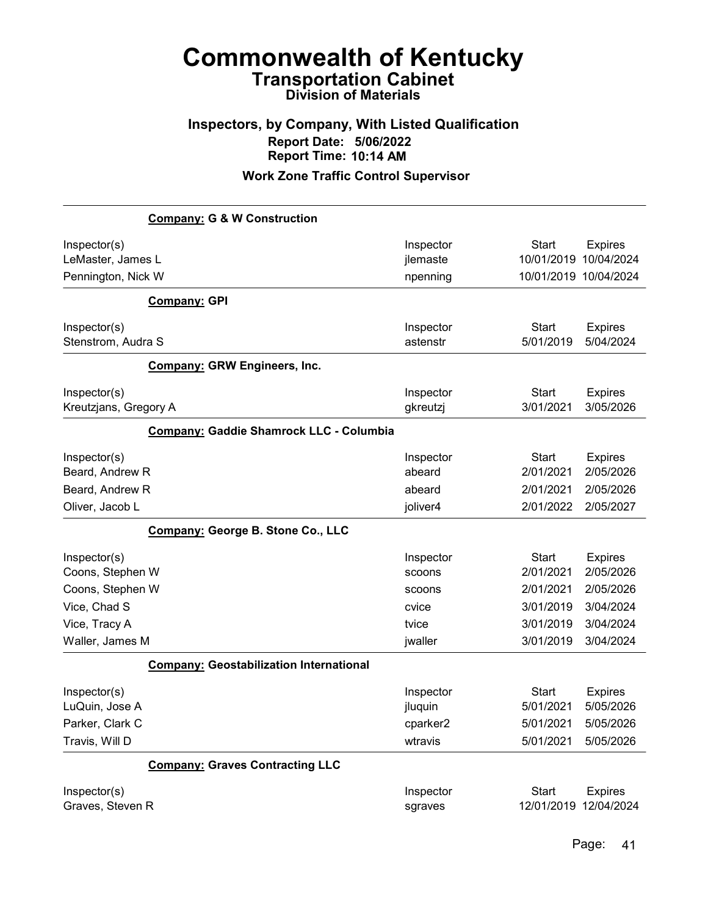# Commonwealth of Kentucky
## Transportation Cabinet
### Division of Materials

### Inspectors, by Company, With Listed Qualification
**Report Date: 5/06/2022**
**Report Time: 10:14 AM**

### Work Zone Traffic Control Supervisor

**Company: G & W Construction**

| Inspector(s) | Inspector | Start | Expires |
|---|---|---|---|
| LeMaster, James L | jlemaste | 10/01/2019 | 10/04/2024 |
| Pennington, Nick W | npenning | 10/01/2019 | 10/04/2024 |

**Company: GPI**

| Inspector(s) | Inspector | Start | Expires |
|---|---|---|---|
| Stenstrom, Audra S | astenstr | 5/01/2019 | 5/04/2024 |

**Company: GRW Engineers, Inc.**

| Inspector(s) | Inspector | Start | Expires |
|---|---|---|---|
| Kreutzjans, Gregory A | gkreutzj | 3/01/2021 | 3/05/2026 |

**Company: Gaddie Shamrock LLC - Columbia**

| Inspector(s) | Inspector | Start | Expires |
|---|---|---|---|
| Beard, Andrew R | abeard | 2/01/2021 | 2/05/2026 |
| Beard, Andrew R | abeard | 2/01/2021 | 2/05/2026 |
| Oliver, Jacob L | joliver4 | 2/01/2022 | 2/05/2027 |

**Company: George B. Stone Co., LLC**

| Inspector(s) | Inspector | Start | Expires |
|---|---|---|---|
| Coons, Stephen W | scoons | 2/01/2021 | 2/05/2026 |
| Coons, Stephen W | scoons | 2/01/2021 | 2/05/2026 |
| Vice, Chad S | cvice | 3/01/2019 | 3/04/2024 |
| Vice, Tracy A | tvice | 3/01/2019 | 3/04/2024 |
| Waller, James M | jwaller | 3/01/2019 | 3/04/2024 |

**Company: Geostabilization International**

| Inspector(s) | Inspector | Start | Expires |
|---|---|---|---|
| LuQuin, Jose A | jluquin | 5/01/2021 | 5/05/2026 |
| Parker, Clark C | cparker2 | 5/01/2021 | 5/05/2026 |
| Travis, Will D | wtravis | 5/01/2021 | 5/05/2026 |

**Company: Graves Contracting LLC**

| Inspector(s) | Inspector | Start | Expires |
|---|---|---|---|
| Graves, Steven R | sgraves | 12/01/2019 | 12/04/2024 |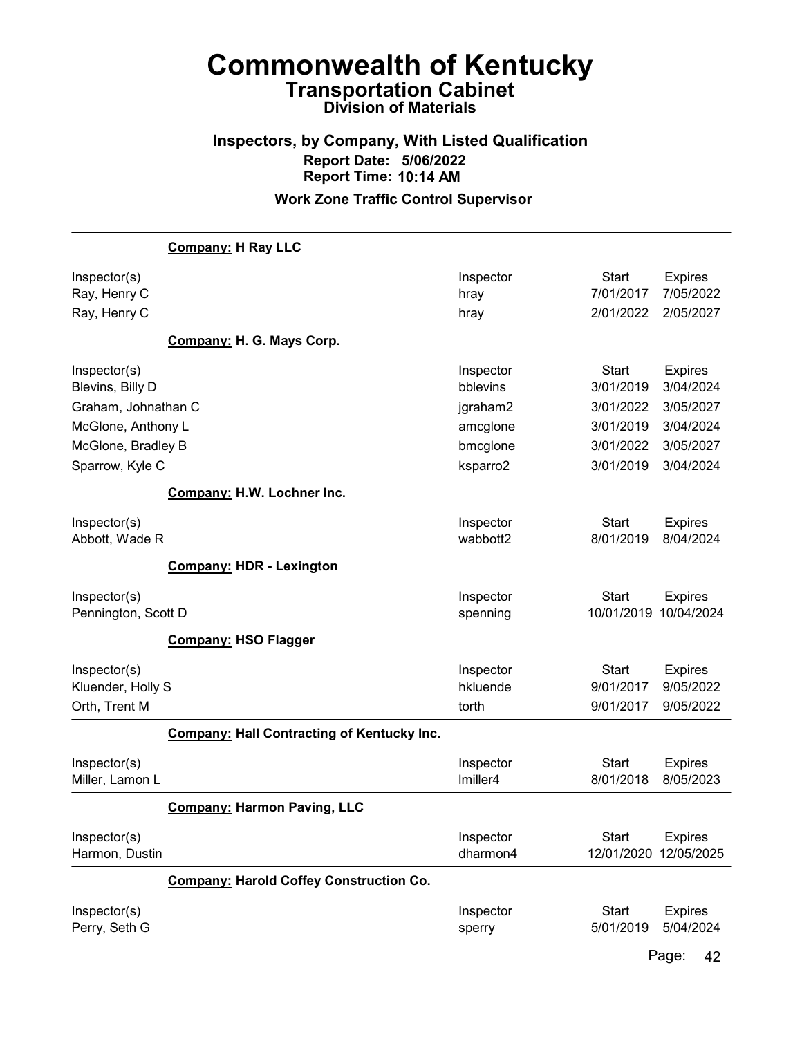# Commonwealth of Kentucky
## Transportation Cabinet
### Division of Materials

### Inspectors, by Company, With Listed Qualification
**Report Date: 5/06/2022**
**Report Time: 10:14 AM**

### Work Zone Traffic Control Supervisor

**Company: H Ray LLC**

| Inspector(s) | Inspector | Start | Expires |
|---|---|---|---|
| Ray, Henry C | hray | 7/01/2017 | 7/05/2022 |
| Ray, Henry C | hray | 2/01/2022 | 2/05/2027 |

**Company: H. G. Mays Corp.**

| Inspector(s) | Inspector | Start | Expires |
|---|---|---|---|
| Blevins, Billy D | bblevins | 3/01/2019 | 3/04/2024 |
| Graham, Johnathan C | jgraham2 | 3/01/2022 | 3/05/2027 |
| McGlone, Anthony L | amcglone | 3/01/2019 | 3/04/2024 |
| McGlone, Bradley B | bmcglone | 3/01/2022 | 3/05/2027 |
| Sparrow, Kyle C | ksparro2 | 3/01/2019 | 3/04/2024 |

**Company: H.W. Lochner Inc.**

| Inspector(s) | Inspector | Start | Expires |
|---|---|---|---|
| Abbott, Wade R | wabbott2 | 8/01/2019 | 8/04/2024 |

**Company: HDR - Lexington**

| Inspector(s) | Inspector | Start | Expires |
|---|---|---|---|
| Pennington, Scott D | spenning | 10/01/2019 | 10/04/2024 |

**Company: HSO Flagger**

| Inspector(s) | Inspector | Start | Expires |
|---|---|---|---|
| Kluender, Holly S | hkluende | 9/01/2017 | 9/05/2022 |
| Orth, Trent M | torth | 9/01/2017 | 9/05/2022 |

**Company: Hall Contracting of Kentucky Inc.**

| Inspector(s) | Inspector | Start | Expires |
|---|---|---|---|
| Miller, Lamon L | lmiller4 | 8/01/2018 | 8/05/2023 |

**Company: Harmon Paving, LLC**

| Inspector(s) | Inspector | Start | Expires |
|---|---|---|---|
| Harmon, Dustin | dharmon4 | 12/01/2020 | 12/05/2025 |

**Company: Harold Coffey Construction Co.**

| Inspector(s) | Inspector | Start | Expires |
|---|---|---|---|
| Perry, Seth G | sperry | 5/01/2019 | 5/04/2024 |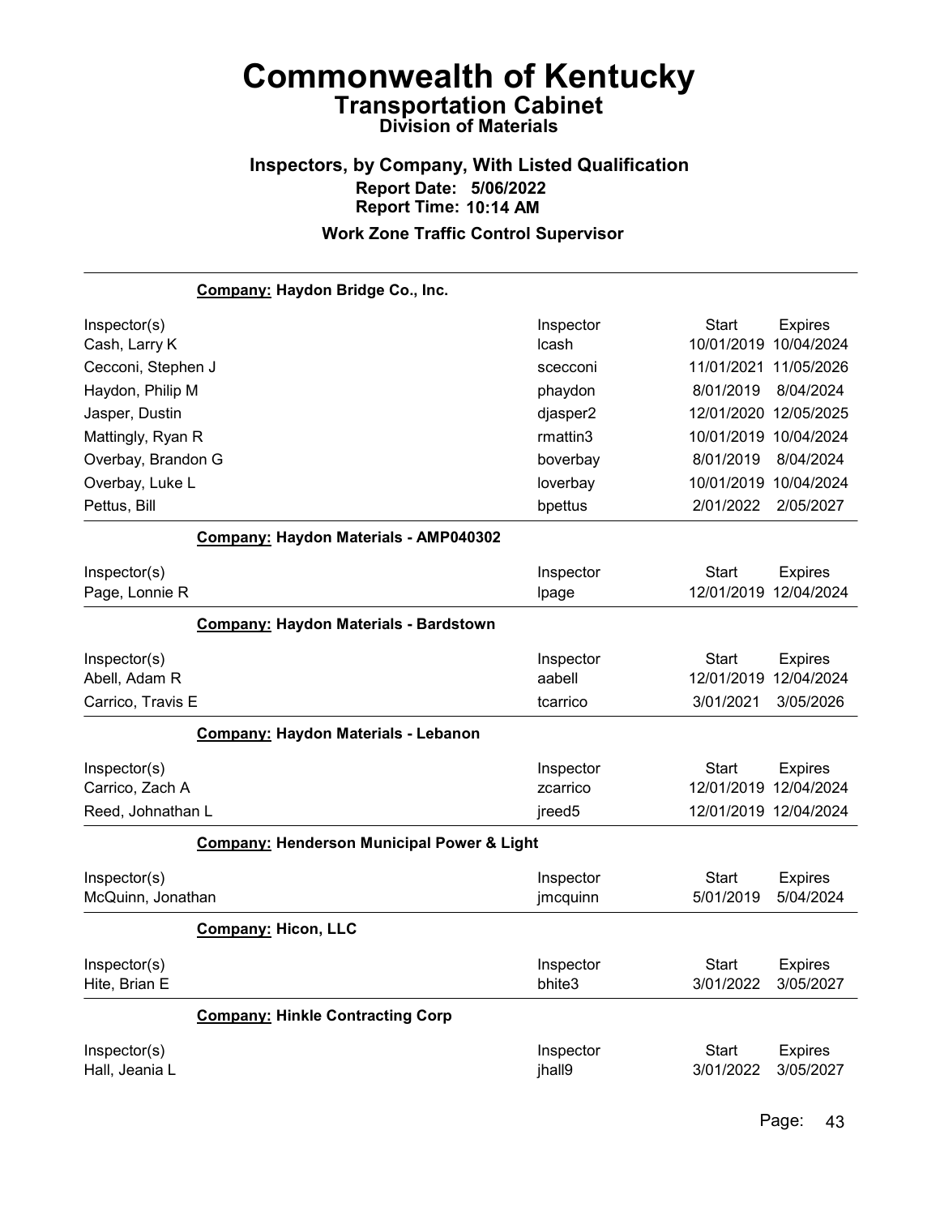# Commonwealth of Kentucky

## Transportation Cabinet

### Division of Materials

### Inspectors, by Company, With Listed Qualification

**Report Date: 5/06/2022**

**Report Time: 10:14 AM**

### Work Zone Traffic Control Supervisor

**Company: Haydon Bridge Co., Inc.**

| Inspector(s) | Inspector | Start | Expires |
|---|---|---|---|
| Cash, Larry K | lcash | 10/01/2019 | 10/04/2024 |
| Cecconi, Stephen J | scecconi | 11/01/2021 | 11/05/2026 |
| Haydon, Philip M | phaydon | 8/01/2019 | 8/04/2024 |
| Jasper, Dustin | djasper2 | 12/01/2020 | 12/05/2025 |
| Mattingly, Ryan R | rmattin3 | 10/01/2019 | 10/04/2024 |
| Overbay, Brandon G | boverbay | 8/01/2019 | 8/04/2024 |
| Overbay, Luke L | loverbay | 10/01/2019 | 10/04/2024 |
| Pettus, Bill | bpettus | 2/01/2022 | 2/05/2027 |

**Company: Haydon Materials - AMP040302**

| Inspector(s) | Inspector | Start | Expires |
|---|---|---|---|
| Page, Lonnie R | lpage | 12/01/2019 | 12/04/2024 |

**Company: Haydon Materials - Bardstown**

| Inspector(s) | Inspector | Start | Expires |
|---|---|---|---|
| Abell, Adam R | aabell | 12/01/2019 | 12/04/2024 |
| Carrico, Travis E | tcarrico | 3/01/2021 | 3/05/2026 |

**Company: Haydon Materials - Lebanon**

| Inspector(s) | Inspector | Start | Expires |
|---|---|---|---|
| Carrico, Zach A | zcarrico | 12/01/2019 | 12/04/2024 |
| Reed, Johnathan L | jreed5 | 12/01/2019 | 12/04/2024 |

**Company: Henderson Municipal Power & Light**

| Inspector(s) | Inspector | Start | Expires |
|---|---|---|---|
| McQuinn, Jonathan | jmcquinn | 5/01/2019 | 5/04/2024 |

**Company: Hicon, LLC**

| Inspector(s) | Inspector | Start | Expires |
|---|---|---|---|
| Hite, Brian E | bhite3 | 3/01/2022 | 3/05/2027 |

**Company: Hinkle Contracting Corp**

| Inspector(s) | Inspector | Start | Expires |
|---|---|---|---|
| Hall, Jeania L | jhall9 | 3/01/2022 | 3/05/2027 |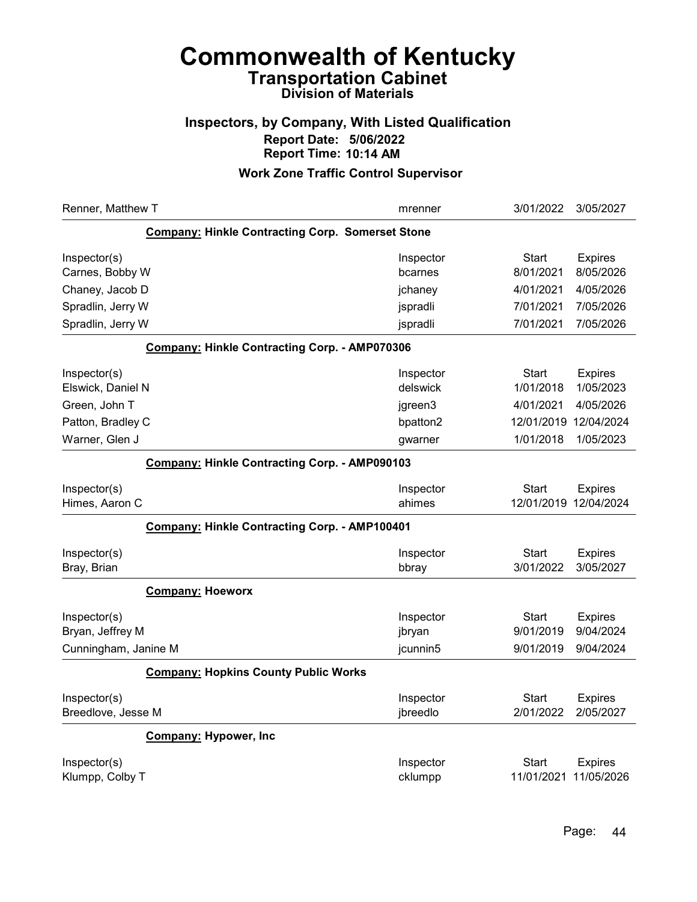# Commonwealth of Kentucky
## Transportation Cabinet
### Division of Materials

### Inspectors, by Company, With Listed Qualification
**Report Date: 5/06/2022**
**Report Time: 10:14 AM**

### Work Zone Traffic Control Supervisor

| | | | |
|---|---|---|---|
| Renner, Matthew T | mrenner | 3/01/2022 | 3/05/2027 |

**Company: Hinkle Contracting Corp. Somerset Stone**

| Inspector(s) | Inspector | Start | Expires |
|---|---|---|---|
| Carnes, Bobby W | bcarnes | 8/01/2021 | 8/05/2026 |
| Chaney, Jacob D | jchaney | 4/01/2021 | 4/05/2026 |
| Spradlin, Jerry W | jspradli | 7/01/2021 | 7/05/2026 |
| Spradlin, Jerry W | jspradli | 7/01/2021 | 7/05/2026 |

**Company: Hinkle Contracting Corp. - AMP070306**

| Inspector(s) | Inspector | Start | Expires |
|---|---|---|---|
| Elswick, Daniel N | delswick | 1/01/2018 | 1/05/2023 |
| Green, John T | jgreen3 | 4/01/2021 | 4/05/2026 |
| Patton, Bradley C | bpatton2 | 12/01/2019 | 12/04/2024 |
| Warner, Glen J | gwarner | 1/01/2018 | 1/05/2023 |

**Company: Hinkle Contracting Corp. - AMP090103**

| Inspector(s) | Inspector | Start | Expires |
|---|---|---|---|
| Himes, Aaron C | ahimes | 12/01/2019 | 12/04/2024 |

**Company: Hinkle Contracting Corp. - AMP100401**

| Inspector(s) | Inspector | Start | Expires |
|---|---|---|---|
| Bray, Brian | bbray | 3/01/2022 | 3/05/2027 |

**Company: Hoeworx**

| Inspector(s) | Inspector | Start | Expires |
|---|---|---|---|
| Bryan, Jeffrey M | jbryan | 9/01/2019 | 9/04/2024 |
| Cunningham, Janine M | jcunnin5 | 9/01/2019 | 9/04/2024 |

**Company: Hopkins County Public Works**

| Inspector(s) | Inspector | Start | Expires |
|---|---|---|---|
| Breedlove, Jesse M | jbreedlo | 2/01/2022 | 2/05/2027 |

**Company: Hypower, Inc**

| Inspector(s) | Inspector | Start | Expires |
|---|---|---|---|
| Klumpp, Colby T | cklumpp | 11/01/2021 | 11/05/2026 |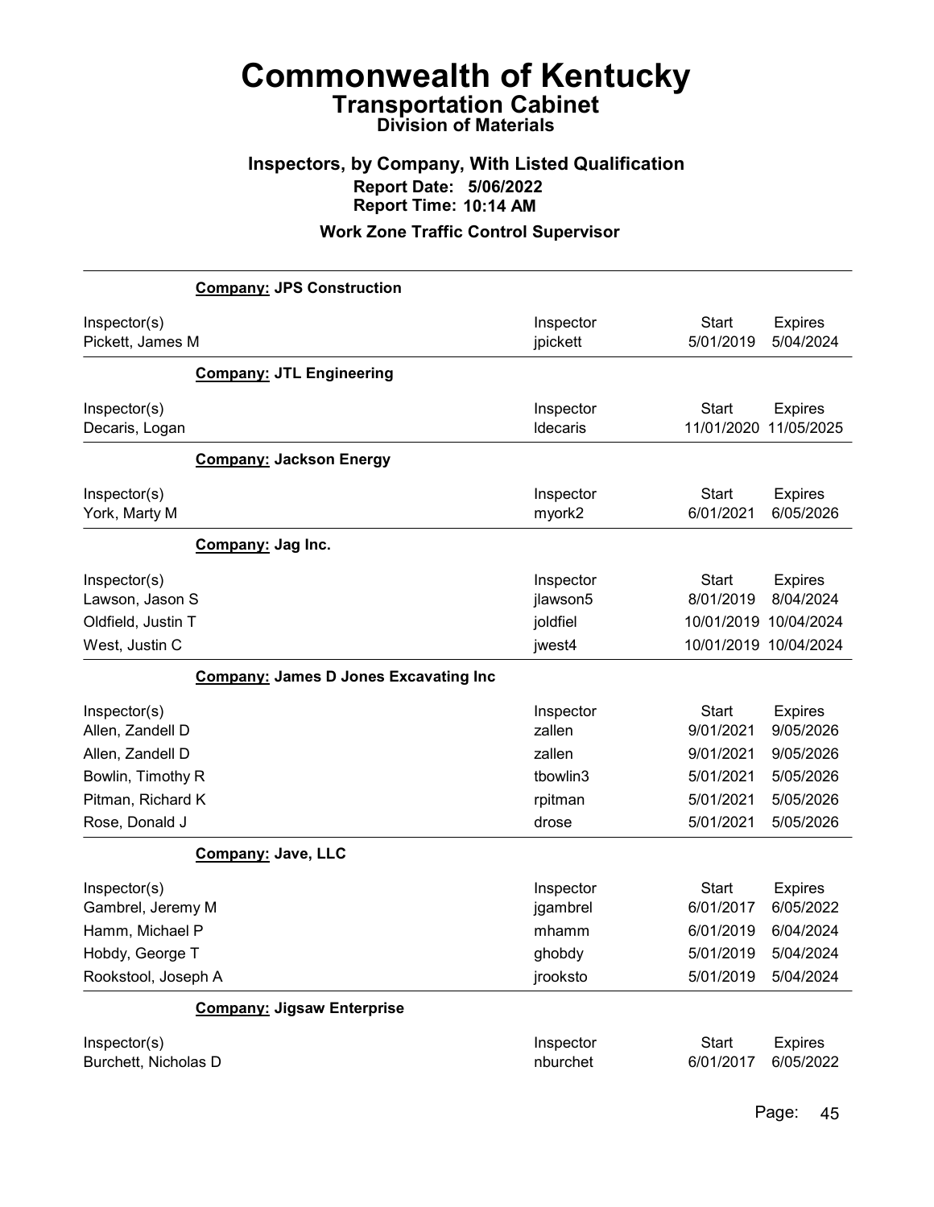# Commonwealth of Kentucky
## Transportation Cabinet
### Division of Materials

### Inspectors, by Company, With Listed Qualification
**Report Date: 5/06/2022**
**Report Time: 10:14 AM**

**Work Zone Traffic Control Supervisor**

**Company: JPS Construction**

| Inspector(s) | Inspector | Start | Expires |
|---|---|---|---|
| Pickett, James M | jpickett | 5/01/2019 | 5/04/2024 |

**Company: JTL Engineering**

| Inspector(s) | Inspector | Start | Expires |
|---|---|---|---|
| Decaris, Logan | ldecaris | 11/01/2020 | 11/05/2025 |

**Company: Jackson Energy**

| Inspector(s) | Inspector | Start | Expires |
|---|---|---|---|
| York, Marty M | myork2 | 6/01/2021 | 6/05/2026 |

**Company: Jag Inc.**

| Inspector(s) | Inspector | Start | Expires |
|---|---|---|---|
| Lawson, Jason S | jlawson5 | 8/01/2019 | 8/04/2024 |
| Oldfield, Justin T | joldfiel | 10/01/2019 | 10/04/2024 |
| West, Justin C | jwest4 | 10/01/2019 | 10/04/2024 |

**Company: James D Jones Excavating Inc**

| Inspector(s) | Inspector | Start | Expires |
|---|---|---|---|
| Allen, Zandell D | zallen | 9/01/2021 | 9/05/2026 |
| Allen, Zandell D | zallen | 9/01/2021 | 9/05/2026 |
| Bowlin, Timothy R | tbowlin3 | 5/01/2021 | 5/05/2026 |
| Pitman, Richard K | rpitman | 5/01/2021 | 5/05/2026 |
| Rose, Donald J | drose | 5/01/2021 | 5/05/2026 |

**Company: Jave, LLC**

| Inspector(s) | Inspector | Start | Expires |
|---|---|---|---|
| Gambrel, Jeremy M | jgambrel | 6/01/2017 | 6/05/2022 |
| Hamm, Michael P | mhamm | 6/01/2019 | 6/04/2024 |
| Hobdy, George T | ghobdy | 5/01/2019 | 5/04/2024 |
| Rookstool, Joseph A | jrooksto | 5/01/2019 | 5/04/2024 |

**Company: Jigsaw Enterprise**

| Inspector(s) | Inspector | Start | Expires |
|---|---|---|---|
| Burchett, Nicholas D | nburchet | 6/01/2017 | 6/05/2022 |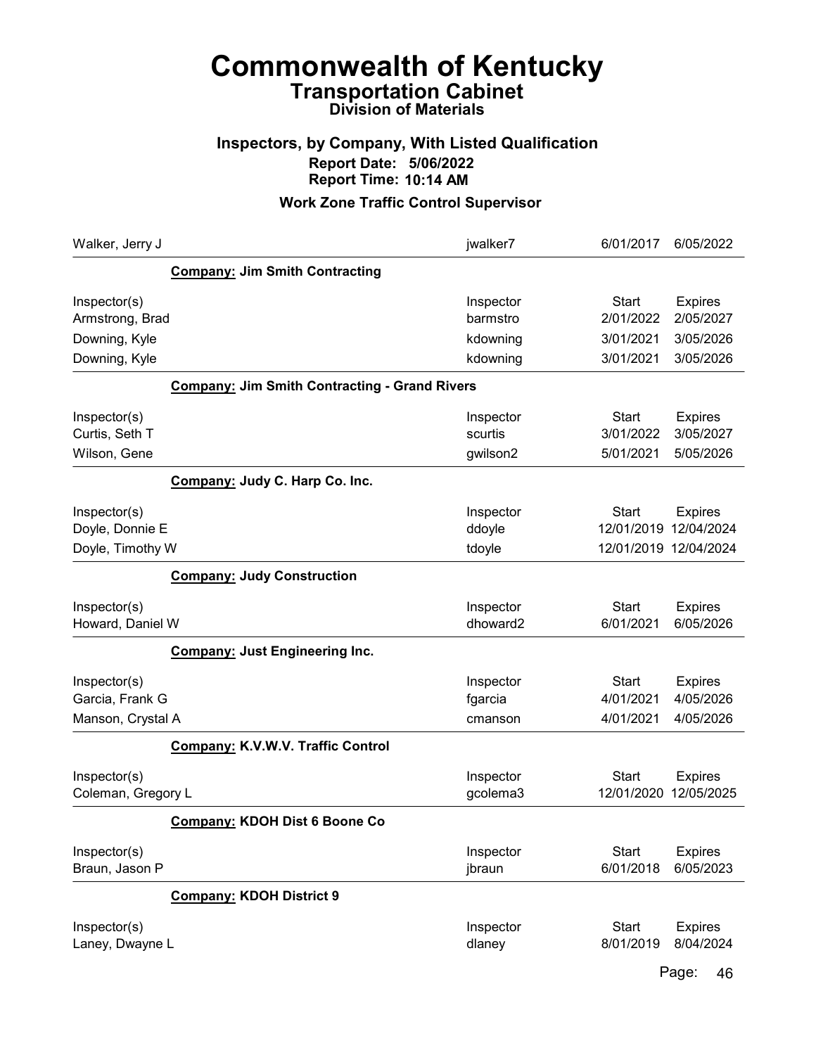# Commonwealth of Kentucky
## Transportation Cabinet
### Division of Materials

### Inspectors, by Company, With Listed Qualification
**Report Date: 5/06/2022**
**Report Time: 10:14 AM**

### Work Zone Traffic Control Supervisor

| | | | |
|---|---|---|---|
| Walker, Jerry J | jwalker7 | 6/01/2017 | 6/05/2022 |

**Company: Jim Smith Contracting**

| Inspector(s) | Inspector | Start | Expires |
|---|---|---|---|
| Armstrong, Brad | barmstro | 2/01/2022 | 2/05/2027 |
| Downing, Kyle | kdowning | 3/01/2021 | 3/05/2026 |
| Downing, Kyle | kdowning | 3/01/2021 | 3/05/2026 |

**Company: Jim Smith Contracting - Grand Rivers**

| Inspector(s) | Inspector | Start | Expires |
|---|---|---|---|
| Curtis, Seth T | scurtis | 3/01/2022 | 3/05/2027 |
| Wilson, Gene | gwilson2 | 5/01/2021 | 5/05/2026 |

**Company: Judy C. Harp Co. Inc.**

| Inspector(s) | Inspector | Start | Expires |
|---|---|---|---|
| Doyle, Donnie E | ddoyle | 12/01/2019 | 12/04/2024 |
| Doyle, Timothy W | tdoyle | 12/01/2019 | 12/04/2024 |

**Company: Judy Construction**

| Inspector(s) | Inspector | Start | Expires |
|---|---|---|---|
| Howard, Daniel W | dhoward2 | 6/01/2021 | 6/05/2026 |

**Company: Just Engineering Inc.**

| Inspector(s) | Inspector | Start | Expires |
|---|---|---|---|
| Garcia, Frank G | fgarcia | 4/01/2021 | 4/05/2026 |
| Manson, Crystal A | cmanson | 4/01/2021 | 4/05/2026 |

**Company: K.V.W.V. Traffic Control**

| Inspector(s) | Inspector | Start | Expires |
|---|---|---|---|
| Coleman, Gregory L | gcolema3 | 12/01/2020 | 12/05/2025 |

**Company: KDOH Dist 6 Boone Co**

| Inspector(s) | Inspector | Start | Expires |
|---|---|---|---|
| Braun, Jason P | jbraun | 6/01/2018 | 6/05/2023 |

**Company: KDOH District 9**

| Inspector(s) | Inspector | Start | Expires |
|---|---|---|---|
| Laney, Dwayne L | dlaney | 8/01/2019 | 8/04/2024 |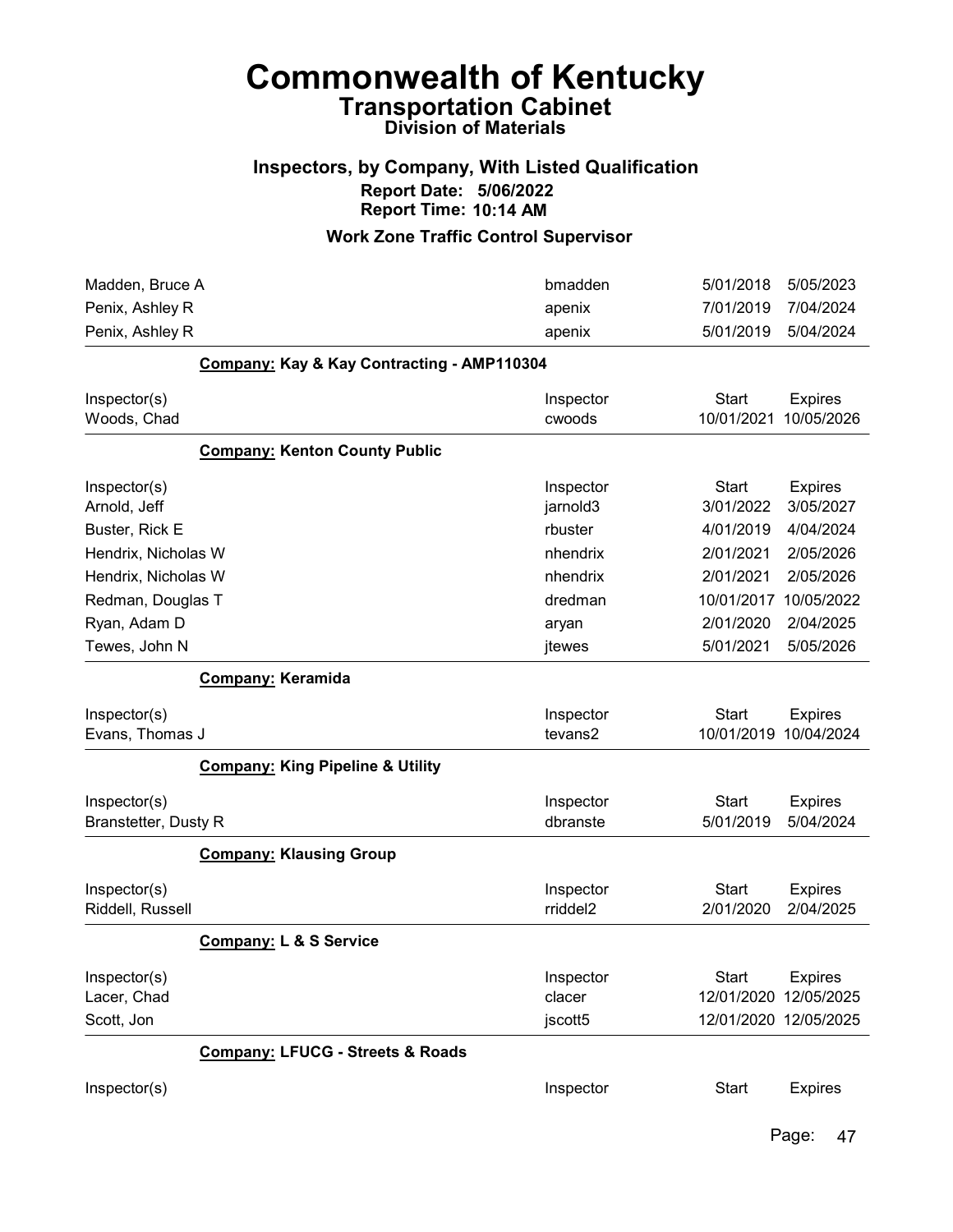# Commonwealth of Kentucky

## Transportation Cabinet

### Division of Materials

### Inspectors, by Company, With Listed Qualification

**Report Date: 5/06/2022**

**Report Time: 10:14 AM**

### Work Zone Traffic Control Supervisor

| | | | |
|---|---|---|---|
| Madden, Bruce A | bmadden | 5/01/2018 | 5/05/2023 |
| Penix, Ashley R | apenix | 7/01/2019 | 7/04/2024 |
| Penix, Ashley R | apenix | 5/01/2019 | 5/04/2024 |

**Company: Kay & Kay Contracting - AMP110304**

| Inspector(s) | Inspector | Start | Expires |
|---|---|---|---|
| Woods, Chad | cwoods | 10/01/2021 | 10/05/2026 |

**Company: Kenton County Public**

| Inspector(s) | Inspector | Start | Expires |
|---|---|---|---|
| Arnold, Jeff | jarnold3 | 3/01/2022 | 3/05/2027 |
| Buster, Rick E | rbuster | 4/01/2019 | 4/04/2024 |
| Hendrix, Nicholas W | nhendrix | 2/01/2021 | 2/05/2026 |
| Hendrix, Nicholas W | nhendrix | 2/01/2021 | 2/05/2026 |
| Redman, Douglas T | dredman | 10/01/2017 | 10/05/2022 |
| Ryan, Adam D | aryan | 2/01/2020 | 2/04/2025 |
| Tewes, John N | jtewes | 5/01/2021 | 5/05/2026 |

**Company: Keramida**

| Inspector(s) | Inspector | Start | Expires |
|---|---|---|---|
| Evans, Thomas J | tevans2 | 10/01/2019 | 10/04/2024 |

**Company: King Pipeline & Utility**

| Inspector(s) | Inspector | Start | Expires |
|---|---|---|---|
| Branstetter, Dusty R | dbranste | 5/01/2019 | 5/04/2024 |

**Company: Klausing Group**

| Inspector(s) | Inspector | Start | Expires |
|---|---|---|---|
| Riddell, Russell | rriddel2 | 2/01/2020 | 2/04/2025 |

**Company: L & S Service**

| Inspector(s) | Inspector | Start | Expires |
|---|---|---|---|
| Lacer, Chad | clacer | 12/01/2020 | 12/05/2025 |
| Scott, Jon | jscott5 | 12/01/2020 | 12/05/2025 |

**Company: LFUCG - Streets & Roads**

| Inspector(s) | Inspector | Start | Expires |
|---|---|---|---|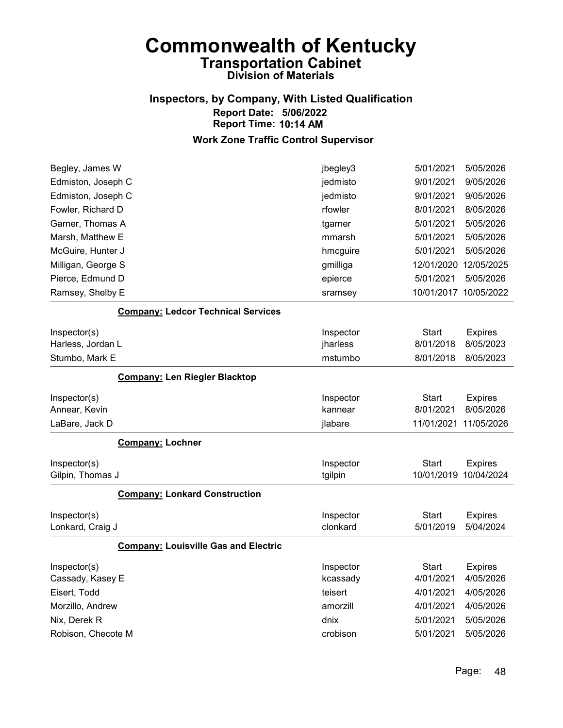# Commonwealth of Kentucky
## Transportation Cabinet
### Division of Materials

### Inspectors, by Company, With Listed Qualification
**Report Date: 5/06/2022**
**Report Time: 10:14 AM**

### Work Zone Traffic Control Supervisor

| | | | |
|---|---|---|---|
| Begley, James W | jbegley3 | 5/01/2021 | 5/05/2026 |
| Edmiston, Joseph C | jedmisto | 9/01/2021 | 9/05/2026 |
| Edmiston, Joseph C | jedmisto | 9/01/2021 | 9/05/2026 |
| Fowler, Richard D | rfowler | 8/01/2021 | 8/05/2026 |
| Garner, Thomas A | tgarner | 5/01/2021 | 5/05/2026 |
| Marsh, Matthew E | mmarsh | 5/01/2021 | 5/05/2026 |
| McGuire, Hunter J | hmcguire | 5/01/2021 | 5/05/2026 |
| Milligan, George S | gmilliga | 12/01/2020 | 12/05/2025 |
| Pierce, Edmund D | epierce | 5/01/2021 | 5/05/2026 |
| Ramsey, Shelby E | sramsey | 10/01/2017 | 10/05/2022 |

**Company: Ledcor Technical Services**

| Inspector(s) | Inspector | Start | Expires |
|---|---|---|---|
| Harless, Jordan L | jharless | 8/01/2018 | 8/05/2023 |
| Stumbo, Mark E | mstumbo | 8/01/2018 | 8/05/2023 |

**Company: Len Riegler Blacktop**

| Inspector(s) | Inspector | Start | Expires |
|---|---|---|---|
| Annear, Kevin | kannear | 8/01/2021 | 8/05/2026 |
| LaBare, Jack D | jlabare | 11/01/2021 | 11/05/2026 |

**Company: Lochner**

| Inspector(s) | Inspector | Start | Expires |
|---|---|---|---|
| Gilpin, Thomas J | tgilpin | 10/01/2019 | 10/04/2024 |

**Company: Lonkard Construction**

| Inspector(s) | Inspector | Start | Expires |
|---|---|---|---|
| Lonkard, Craig J | clonkard | 5/01/2019 | 5/04/2024 |

**Company: Louisville Gas and Electric**

| Inspector(s) | Inspector | Start | Expires |
|---|---|---|---|
| Cassady, Kasey E | kcassady | 4/01/2021 | 4/05/2026 |
| Eisert, Todd | teisert | 4/01/2021 | 4/05/2026 |
| Morzillo, Andrew | amorzill | 4/01/2021 | 4/05/2026 |
| Nix, Derek R | dnix | 5/01/2021 | 5/05/2026 |
| Robison, Checote M | crobison | 5/01/2021 | 5/05/2026 |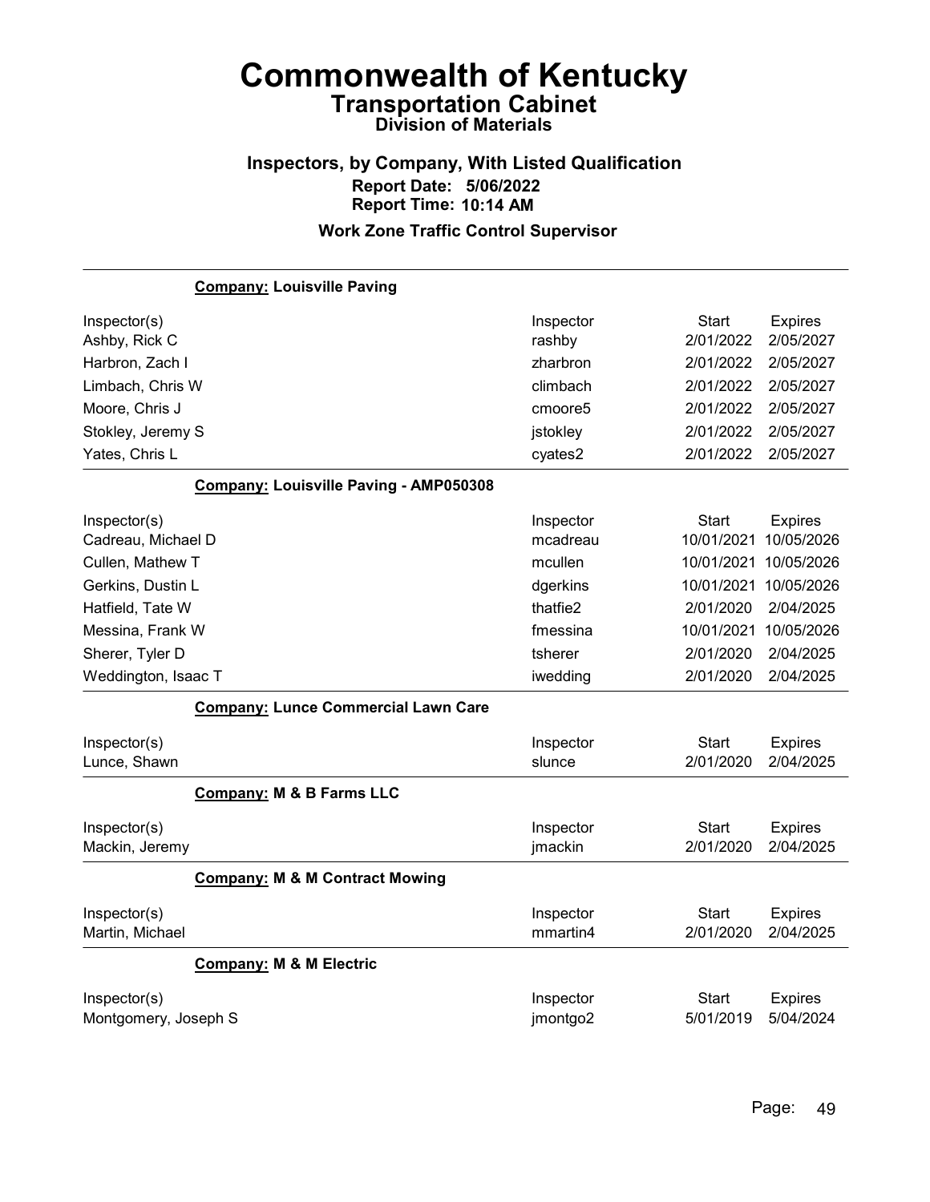# Commonwealth of Kentucky

## Transportation Cabinet

### Division of Materials

### Inspectors, by Company, With Listed Qualification

**Report Date: 5/06/2022**
**Report Time: 10:14 AM**

### Work Zone Traffic Control Supervisor

**Company: Louisville Paving**

| Inspector(s) | Inspector | Start | Expires |
|---|---|---|---|
| Ashby, Rick C | rashby | 2/01/2022 | 2/05/2027 |
| Harbron, Zach I | zharbron | 2/01/2022 | 2/05/2027 |
| Limbach, Chris W | climbach | 2/01/2022 | 2/05/2027 |
| Moore, Chris J | cmoore5 | 2/01/2022 | 2/05/2027 |
| Stokley, Jeremy S | jstokley | 2/01/2022 | 2/05/2027 |
| Yates, Chris L | cyates2 | 2/01/2022 | 2/05/2027 |

**Company: Louisville Paving - AMP050308**

| Inspector(s) | Inspector | Start | Expires |
|---|---|---|---|
| Cadreau, Michael D | mcadreau | 10/01/2021 | 10/05/2026 |
| Cullen, Mathew T | mcullen | 10/01/2021 | 10/05/2026 |
| Gerkins, Dustin L | dgerkins | 10/01/2021 | 10/05/2026 |
| Hatfield, Tate W | thatfie2 | 2/01/2020 | 2/04/2025 |
| Messina, Frank W | fmessina | 10/01/2021 | 10/05/2026 |
| Sherer, Tyler D | tsherer | 2/01/2020 | 2/04/2025 |
| Weddington, Isaac T | iwedding | 2/01/2020 | 2/04/2025 |

**Company: Lunce Commercial Lawn Care**

| Inspector(s) | Inspector | Start | Expires |
|---|---|---|---|
| Lunce, Shawn | slunce | 2/01/2020 | 2/04/2025 |

**Company: M & B Farms LLC**

| Inspector(s) | Inspector | Start | Expires |
|---|---|---|---|
| Mackin, Jeremy | jmackin | 2/01/2020 | 2/04/2025 |

**Company: M & M Contract Mowing**

| Inspector(s) | Inspector | Start | Expires |
|---|---|---|---|
| Martin, Michael | mmartin4 | 2/01/2020 | 2/04/2025 |

**Company: M & M Electric**

| Inspector(s) | Inspector | Start | Expires |
|---|---|---|---|
| Montgomery, Joseph S | jmontgo2 | 5/01/2019 | 5/04/2024 |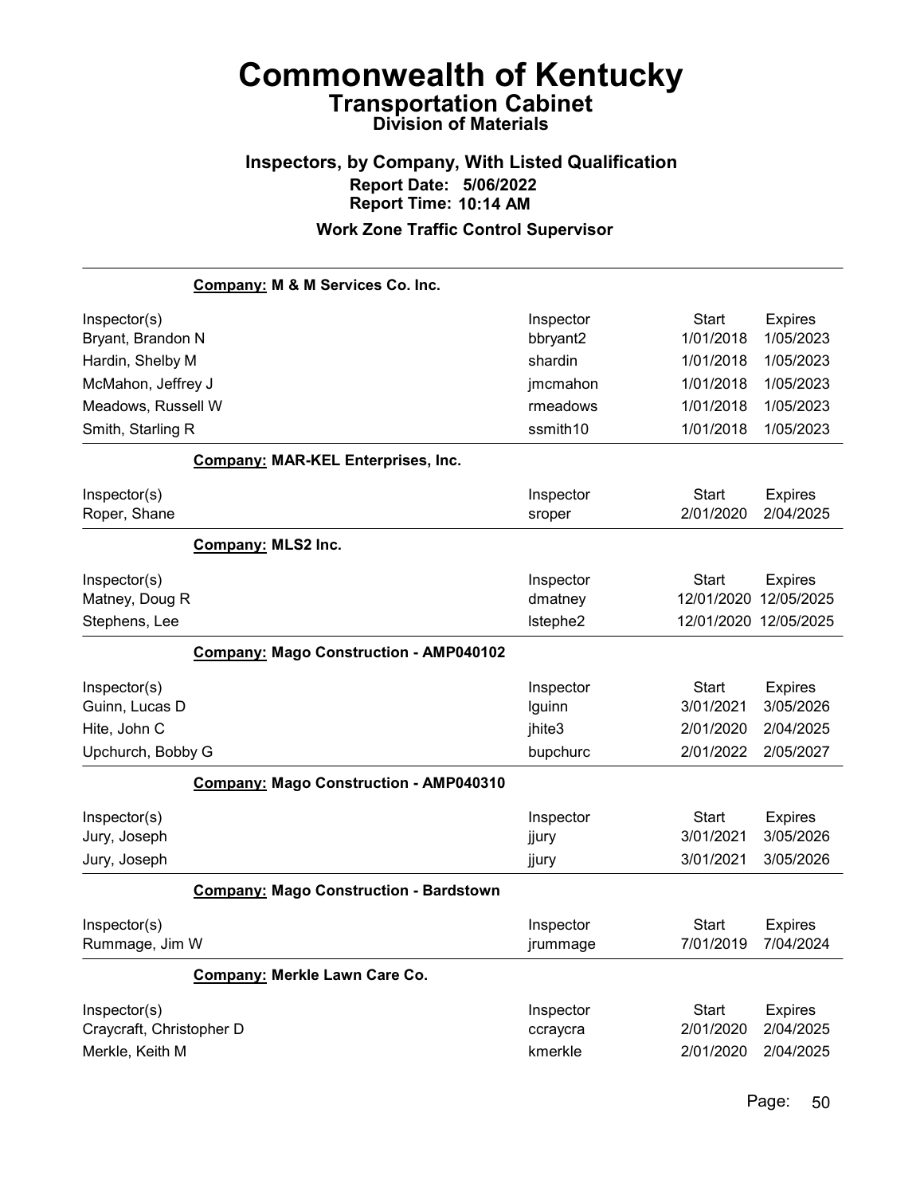# Commonwealth of Kentucky

## Transportation Cabinet

### Division of Materials

### Inspectors, by Company, With Listed Qualification

**Report Date: 5/06/2022**
**Report Time: 10:14 AM**

### Work Zone Traffic Control Supervisor

**Company: M & M Services Co. Inc.**

| Inspector(s) | Inspector | Start | Expires |
|---|---|---|---|
| Bryant, Brandon N | bbryant2 | 1/01/2018 | 1/05/2023 |
| Hardin, Shelby M | shardin | 1/01/2018 | 1/05/2023 |
| McMahon, Jeffrey J | jmcmahon | 1/01/2018 | 1/05/2023 |
| Meadows, Russell W | rmeadows | 1/01/2018 | 1/05/2023 |
| Smith, Starling R | ssmith10 | 1/01/2018 | 1/05/2023 |

**Company: MAR-KEL Enterprises, Inc.**

| Inspector(s) | Inspector | Start | Expires |
|---|---|---|---|
| Roper, Shane | sroper | 2/01/2020 | 2/04/2025 |

**Company: MLS2 Inc.**

| Inspector(s) | Inspector | Start | Expires |
|---|---|---|---|
| Matney, Doug R | dmatney | 12/01/2020 | 12/05/2025 |
| Stephens, Lee | lstephe2 | 12/01/2020 | 12/05/2025 |

**Company: Mago Construction - AMP040102**

| Inspector(s) | Inspector | Start | Expires |
|---|---|---|---|
| Guinn, Lucas D | lguinn | 3/01/2021 | 3/05/2026 |
| Hite, John C | jhite3 | 2/01/2020 | 2/04/2025 |
| Upchurch, Bobby G | bupchurc | 2/01/2022 | 2/05/2027 |

**Company: Mago Construction - AMP040310**

| Inspector(s) | Inspector | Start | Expires |
|---|---|---|---|
| Jury, Joseph | jjury | 3/01/2021 | 3/05/2026 |
| Jury, Joseph | jjury | 3/01/2021 | 3/05/2026 |

**Company: Mago Construction - Bardstown**

| Inspector(s) | Inspector | Start | Expires |
|---|---|---|---|
| Rummage, Jim W | jrummage | 7/01/2019 | 7/04/2024 |

**Company: Merkle Lawn Care Co.**

| Inspector(s) | Inspector | Start | Expires |
|---|---|---|---|
| Craycraft, Christopher D | ccraycra | 2/01/2020 | 2/04/2025 |
| Merkle, Keith M | kmerkle | 2/01/2020 | 2/04/2025 |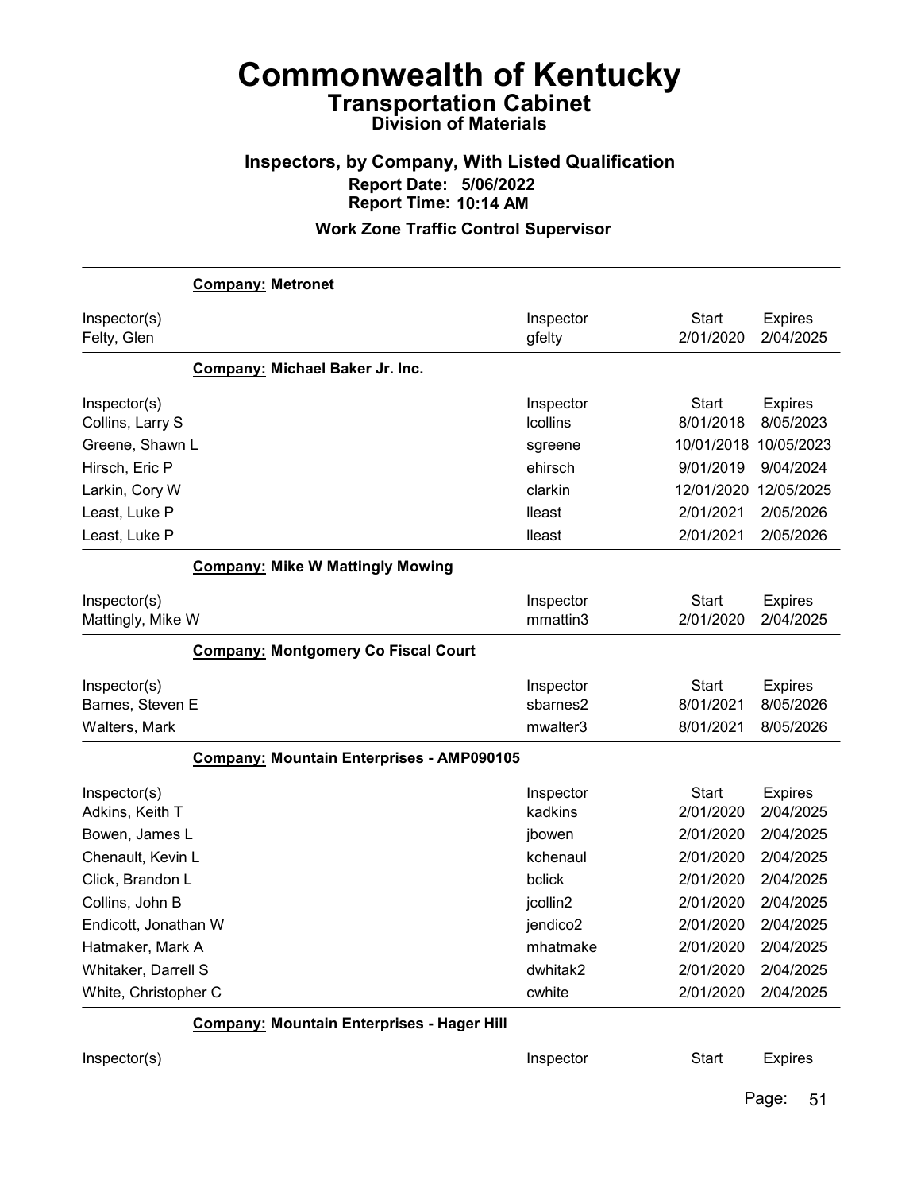# Commonwealth of Kentucky

## Transportation Cabinet

### Division of Materials

### Inspectors, by Company, With Listed Qualification

**Report Date: 5/06/2022**

**Report Time: 10:14 AM**

### Work Zone Traffic Control Supervisor

**Company: Metronet**

| Inspector(s) | Inspector | Start | Expires |
|---|---|---|---|
| Felty, Glen | gfelty | 2/01/2020 | 2/04/2025 |

**Company: Michael Baker Jr. Inc.**

| Inspector(s) | Inspector | Start | Expires |
|---|---|---|---|
| Collins, Larry S | lcollins | 8/01/2018 | 8/05/2023 |
| Greene, Shawn L | sgreene | 10/01/2018 | 10/05/2023 |
| Hirsch, Eric P | ehirsch | 9/01/2019 | 9/04/2024 |
| Larkin, Cory W | clarkin | 12/01/2020 | 12/05/2025 |
| Least, Luke P | lleast | 2/01/2021 | 2/05/2026 |
| Least, Luke P | lleast | 2/01/2021 | 2/05/2026 |

**Company: Mike W Mattingly Mowing**

| Inspector(s) | Inspector | Start | Expires |
|---|---|---|---|
| Mattingly, Mike W | mmattin3 | 2/01/2020 | 2/04/2025 |

**Company: Montgomery Co Fiscal Court**

| Inspector(s) | Inspector | Start | Expires |
|---|---|---|---|
| Barnes, Steven E | sbarnes2 | 8/01/2021 | 8/05/2026 |
| Walters, Mark | mwalter3 | 8/01/2021 | 8/05/2026 |

**Company: Mountain Enterprises - AMP090105**

| Inspector(s) | Inspector | Start | Expires |
|---|---|---|---|
| Adkins, Keith T | kadkins | 2/01/2020 | 2/04/2025 |
| Bowen, James L | jbowen | 2/01/2020 | 2/04/2025 |
| Chenault, Kevin L | kchenaul | 2/01/2020 | 2/04/2025 |
| Click, Brandon L | bclick | 2/01/2020 | 2/04/2025 |
| Collins, John B | jcollin2 | 2/01/2020 | 2/04/2025 |
| Endicott, Jonathan W | jendico2 | 2/01/2020 | 2/04/2025 |
| Hatmaker, Mark A | mhatmake | 2/01/2020 | 2/04/2025 |
| Whitaker, Darrell S | dwhitak2 | 2/01/2020 | 2/04/2025 |
| White, Christopher C | cwhite | 2/01/2020 | 2/04/2025 |

**Company: Mountain Enterprises - Hager Hill**

| Inspector(s) | Inspector | Start | Expires |
|---|---|---|---|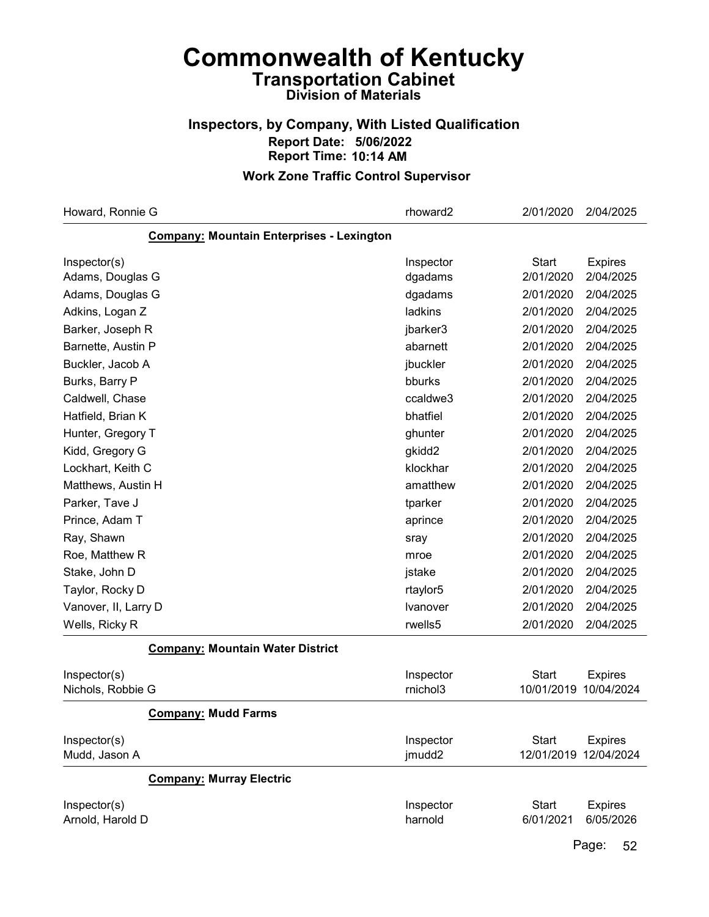# Commonwealth of Kentucky

## Transportation Cabinet

### Division of Materials

### Inspectors, by Company, With Listed Qualification

**Report Date: 5/06/2022**

**Report Time: 10:14 AM**

### Work Zone Traffic Control Supervisor

| | | | |
|---|---|---|---|
| Howard, Ronnie G | rhoward2 | 2/01/2020 | 2/04/2025 |

**Company: Mountain Enterprises - Lexington**

| Inspector(s) | Inspector | Start | Expires |
|---|---|---|---|
| Adams, Douglas G | dgadams | 2/01/2020 | 2/04/2025 |
| Adams, Douglas G | dgadams | 2/01/2020 | 2/04/2025 |
| Adkins, Logan Z | ladkins | 2/01/2020 | 2/04/2025 |
| Barker, Joseph R | jbarker3 | 2/01/2020 | 2/04/2025 |
| Barnette, Austin P | abarnett | 2/01/2020 | 2/04/2025 |
| Buckler, Jacob A | jbuckler | 2/01/2020 | 2/04/2025 |
| Burks, Barry P | bburks | 2/01/2020 | 2/04/2025 |
| Caldwell, Chase | ccaldwe3 | 2/01/2020 | 2/04/2025 |
| Hatfield, Brian K | bhatfiel | 2/01/2020 | 2/04/2025 |
| Hunter, Gregory T | ghunter | 2/01/2020 | 2/04/2025 |
| Kidd, Gregory G | gkidd2 | 2/01/2020 | 2/04/2025 |
| Lockhart, Keith C | klockhar | 2/01/2020 | 2/04/2025 |
| Matthews, Austin H | amatthew | 2/01/2020 | 2/04/2025 |
| Parker, Tave J | tparker | 2/01/2020 | 2/04/2025 |
| Prince, Adam T | aprince | 2/01/2020 | 2/04/2025 |
| Ray, Shawn | sray | 2/01/2020 | 2/04/2025 |
| Roe, Matthew R | mroe | 2/01/2020 | 2/04/2025 |
| Stake, John D | jstake | 2/01/2020 | 2/04/2025 |
| Taylor, Rocky D | rtaylor5 | 2/01/2020 | 2/04/2025 |
| Vanover, II, Larry D | lvanover | 2/01/2020 | 2/04/2025 |
| Wells, Ricky R | rwells5 | 2/01/2020 | 2/04/2025 |

**Company: Mountain Water District**

| Inspector(s) | Inspector | Start | Expires |
|---|---|---|---|
| Nichols, Robbie G | rnichol3 | 10/01/2019 | 10/04/2024 |

**Company: Mudd Farms**

| Inspector(s) | Inspector | Start | Expires |
|---|---|---|---|
| Mudd, Jason A | jmudd2 | 12/01/2019 | 12/04/2024 |

**Company: Murray Electric**

| Inspector(s) | Inspector | Start | Expires |
|---|---|---|---|
| Arnold, Harold D | harnold | 6/01/2021 | 6/05/2026 |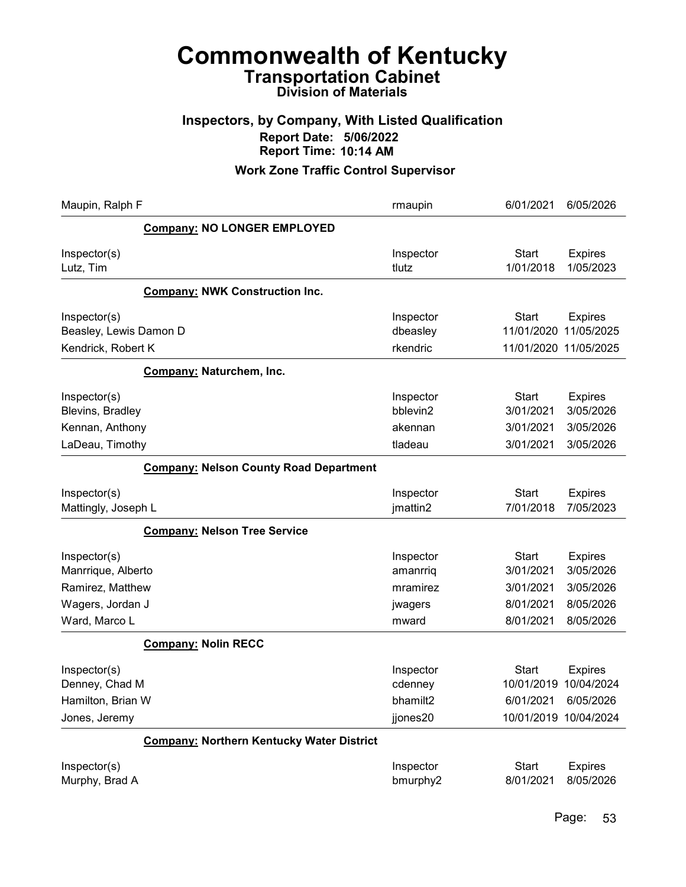# Commonwealth of Kentucky

## Transportation Cabinet

### Division of Materials

### Inspectors, by Company, With Listed Qualification

**Report Date: 5/06/2022**
**Report Time: 10:14 AM**

### Work Zone Traffic Control Supervisor

| Inspector(s) | Inspector | Start | Expires |
|---|---|---|---|
| Maupin, Ralph F | rmaupin | 6/01/2021 | 6/05/2026 |

**Company: NO LONGER EMPLOYED**

| Inspector(s) | Inspector | Start | Expires |
|---|---|---|---|
| Lutz, Tim | tlutz | 1/01/2018 | 1/05/2023 |

**Company: NWK Construction Inc.**

| Inspector(s) | Inspector | Start | Expires |
|---|---|---|---|
| Beasley, Lewis Damon D | dbeasley | 11/01/2020 | 11/05/2025 |
| Kendrick, Robert K | rkendric | 11/01/2020 | 11/05/2025 |

**Company: Naturchem, Inc.**

| Inspector(s) | Inspector | Start | Expires |
|---|---|---|---|
| Blevins, Bradley | bblevin2 | 3/01/2021 | 3/05/2026 |
| Kennan, Anthony | akennan | 3/01/2021 | 3/05/2026 |
| LaDeau, Timothy | tladeau | 3/01/2021 | 3/05/2026 |

**Company: Nelson County Road Department**

| Inspector(s) | Inspector | Start | Expires |
|---|---|---|---|
| Mattingly, Joseph L | jmattin2 | 7/01/2018 | 7/05/2023 |

**Company: Nelson Tree Service**

| Inspector(s) | Inspector | Start | Expires |
|---|---|---|---|
| Manrrique, Alberto | amanrriq | 3/01/2021 | 3/05/2026 |
| Ramirez, Matthew | mramirez | 3/01/2021 | 3/05/2026 |
| Wagers, Jordan J | jwagers | 8/01/2021 | 8/05/2026 |
| Ward, Marco L | mward | 8/01/2021 | 8/05/2026 |

**Company: Nolin RECC**

| Inspector(s) | Inspector | Start | Expires |
|---|---|---|---|
| Denney, Chad M | cdenney | 10/01/2019 | 10/04/2024 |
| Hamilton, Brian W | bhamilt2 | 6/01/2021 | 6/05/2026 |
| Jones, Jeremy | jjones20 | 10/01/2019 | 10/04/2024 |

**Company: Northern Kentucky Water District**

| Inspector(s) | Inspector | Start | Expires |
|---|---|---|---|
| Murphy, Brad A | bmurphy2 | 8/01/2021 | 8/05/2026 |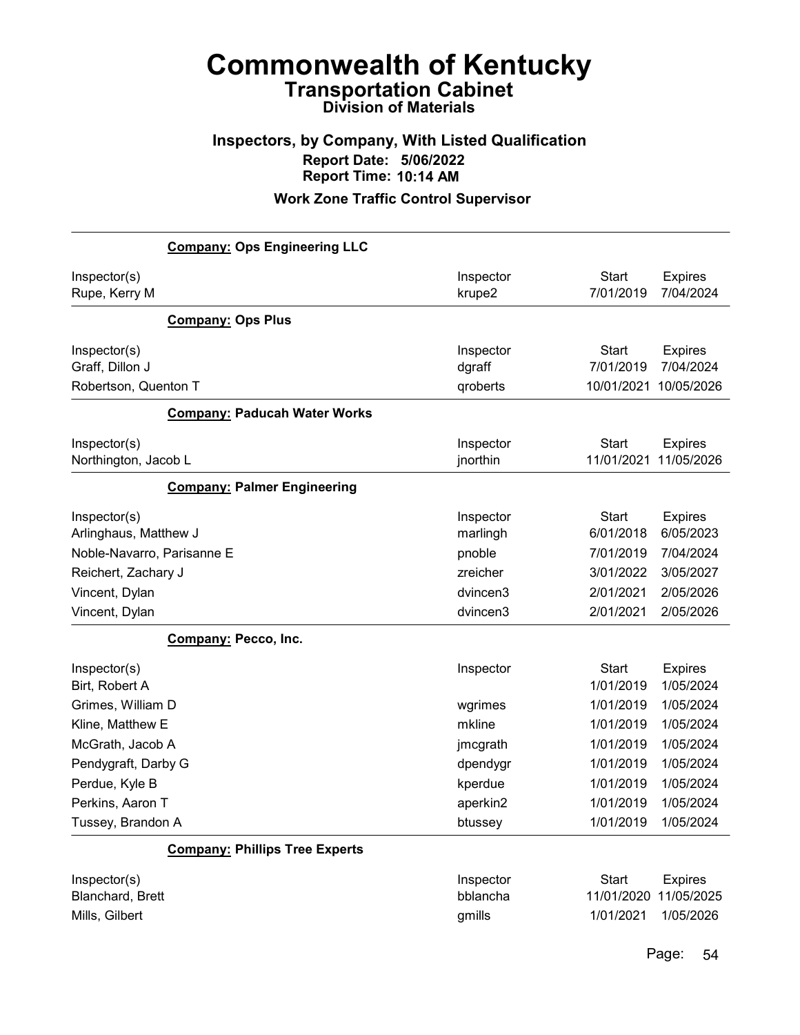# Commonwealth of Kentucky
## Transportation Cabinet
### Division of Materials

### Inspectors, by Company, With Listed Qualification
**Report Date: 5/06/2022**
**Report Time: 10:14 AM**

**Work Zone Traffic Control Supervisor**

**Company: Ops Engineering LLC**

| Inspector(s) | Inspector | Start | Expires |
|---|---|---|---|
| Rupe, Kerry M | krupe2 | 7/01/2019 | 7/04/2024 |

**Company: Ops Plus**

| Inspector(s) | Inspector | Start | Expires |
|---|---|---|---|
| Graff, Dillon J | dgraff | 7/01/2019 | 7/04/2024 |
| Robertson, Quenton T | qroberts | 10/01/2021 | 10/05/2026 |

**Company: Paducah Water Works**

| Inspector(s) | Inspector | Start | Expires |
|---|---|---|---|
| Northington, Jacob L | jnorthin | 11/01/2021 | 11/05/2026 |

**Company: Palmer Engineering**

| Inspector(s) | Inspector | Start | Expires |
|---|---|---|---|
| Arlinghaus, Matthew J | marlingh | 6/01/2018 | 6/05/2023 |
| Noble-Navarro, Parisanne E | pnoble | 7/01/2019 | 7/04/2024 |
| Reichert, Zachary J | zreicher | 3/01/2022 | 3/05/2027 |
| Vincent, Dylan | dvincen3 | 2/01/2021 | 2/05/2026 |
| Vincent, Dylan | dvincen3 | 2/01/2021 | 2/05/2026 |

**Company: Pecco, Inc.**

| Inspector(s) | Inspector | Start | Expires |
|---|---|---|---|
| Birt, Robert A | | 1/01/2019 | 1/05/2024 |
| Grimes, William D | wgrimes | 1/01/2019 | 1/05/2024 |
| Kline, Matthew E | mkline | 1/01/2019 | 1/05/2024 |
| McGrath, Jacob A | jmcgrath | 1/01/2019 | 1/05/2024 |
| Pendygraft, Darby G | dpendygr | 1/01/2019 | 1/05/2024 |
| Perdue, Kyle B | kperdue | 1/01/2019 | 1/05/2024 |
| Perkins, Aaron T | aperkin2 | 1/01/2019 | 1/05/2024 |
| Tussey, Brandon A | btussey | 1/01/2019 | 1/05/2024 |

**Company: Phillips Tree Experts**

| Inspector(s) | Inspector | Start | Expires |
|---|---|---|---|
| Blanchard, Brett | bblancha | 11/01/2020 | 11/05/2025 |
| Mills, Gilbert | gmills | 1/01/2021 | 1/05/2026 |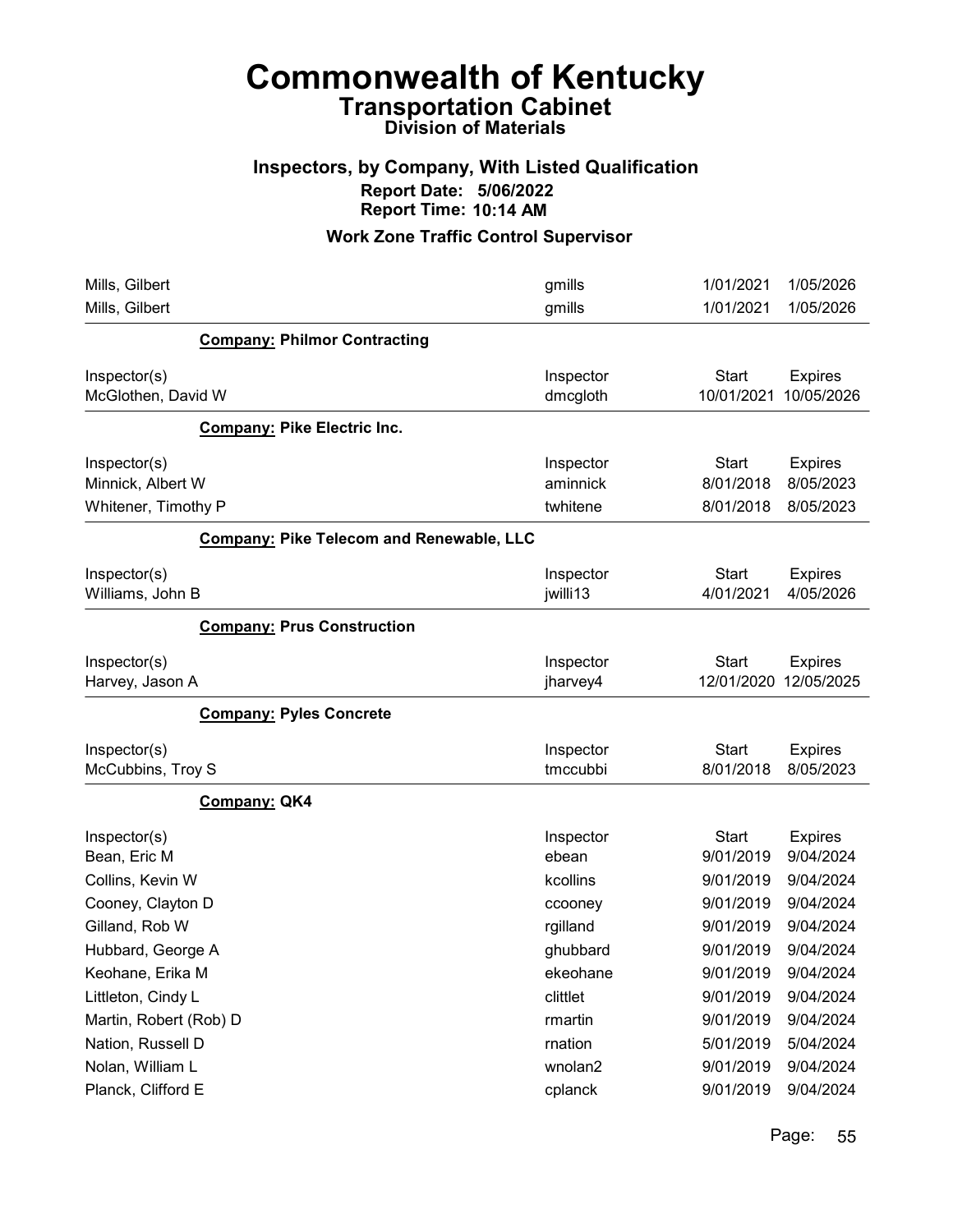# Commonwealth of Kentucky

## Transportation Cabinet

### Division of Materials

### Inspectors, by Company, With Listed Qualification

**Report Date: 5/06/2022**

**Report Time: 10:14 AM**

### Work Zone Traffic Control Supervisor

| | | | |
|---|---|---|---|
| Mills, Gilbert | gmills | 1/01/2021 | 1/05/2026 |
| Mills, Gilbert | gmills | 1/01/2021 | 1/05/2026 |

**Company: Philmor Contracting**

| Inspector(s) | Inspector | Start | Expires |
|---|---|---|---|
| McGlothen, David W | dmcgloth | 10/01/2021 | 10/05/2026 |

**Company: Pike Electric Inc.**

| Inspector(s) | Inspector | Start | Expires |
|---|---|---|---|
| Minnick, Albert W | aminnick | 8/01/2018 | 8/05/2023 |
| Whitener, Timothy P | twhitene | 8/01/2018 | 8/05/2023 |

**Company: Pike Telecom and Renewable, LLC**

| Inspector(s) | Inspector | Start | Expires |
|---|---|---|---|
| Williams, John B | jwilli13 | 4/01/2021 | 4/05/2026 |

**Company: Prus Construction**

| Inspector(s) | Inspector | Start | Expires |
|---|---|---|---|
| Harvey, Jason A | jharvey4 | 12/01/2020 | 12/05/2025 |

**Company: Pyles Concrete**

| Inspector(s) | Inspector | Start | Expires |
|---|---|---|---|
| McCubbins, Troy S | tmccubbi | 8/01/2018 | 8/05/2023 |

**Company: QK4**

| Inspector(s) | Inspector | Start | Expires |
|---|---|---|---|
| Bean, Eric M | ebean | 9/01/2019 | 9/04/2024 |
| Collins, Kevin W | kcollins | 9/01/2019 | 9/04/2024 |
| Cooney, Clayton D | ccooney | 9/01/2019 | 9/04/2024 |
| Gilland, Rob W | rgilland | 9/01/2019 | 9/04/2024 |
| Hubbard, George A | ghubbard | 9/01/2019 | 9/04/2024 |
| Keohane, Erika M | ekeohane | 9/01/2019 | 9/04/2024 |
| Littleton, Cindy L | clittlet | 9/01/2019 | 9/04/2024 |
| Martin, Robert (Rob) D | rmartin | 9/01/2019 | 9/04/2024 |
| Nation, Russell D | rnation | 5/01/2019 | 5/04/2024 |
| Nolan, William L | wnolan2 | 9/01/2019 | 9/04/2024 |
| Planck, Clifford E | cplanck | 9/01/2019 | 9/04/2024 |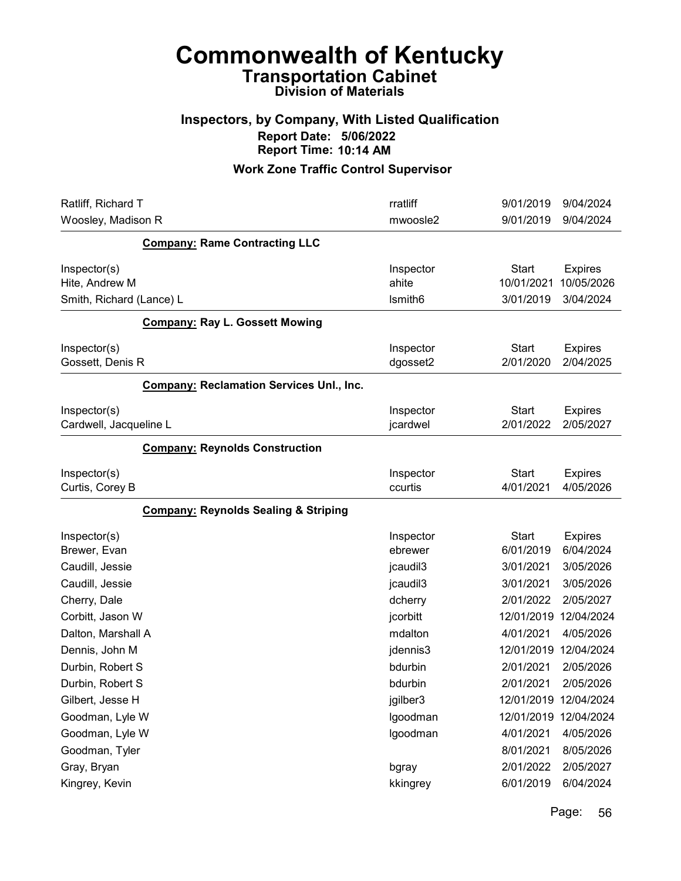# Commonwealth of Kentucky
## Transportation Cabinet
### Division of Materials

### Inspectors, by Company, With Listed Qualification
**Report Date: 5/06/2022**
**Report Time: 10:14 AM**

### Work Zone Traffic Control Supervisor

| | | | |
|---|---|---|---|
| Ratliff, Richard T | rratliff | 9/01/2019 | 9/04/2024 |
| Woosley, Madison R | mwoosle2 | 9/01/2019 | 9/04/2024 |

**Company: Rame Contracting LLC**

| Inspector(s) | Inspector | Start | Expires |
|---|---|---|---|
| Hite, Andrew M | ahite | 10/01/2021 | 10/05/2026 |
| Smith, Richard (Lance) L | lsmith6 | 3/01/2019 | 3/04/2024 |

**Company: Ray L. Gossett Mowing**

| Inspector(s) | Inspector | Start | Expires |
|---|---|---|---|
| Gossett, Denis R | dgosset2 | 2/01/2020 | 2/04/2025 |

**Company: Reclamation Services Unl., Inc.**

| Inspector(s) | Inspector | Start | Expires |
|---|---|---|---|
| Cardwell, Jacqueline L | jcardwel | 2/01/2022 | 2/05/2027 |

**Company: Reynolds Construction**

| Inspector(s) | Inspector | Start | Expires |
|---|---|---|---|
| Curtis, Corey B | ccurtis | 4/01/2021 | 4/05/2026 |

**Company: Reynolds Sealing & Striping**

| Inspector(s) | Inspector | Start | Expires |
|---|---|---|---|
| Brewer, Evan | ebrewer | 6/01/2019 | 6/04/2024 |
| Caudill, Jessie | jcaudil3 | 3/01/2021 | 3/05/2026 |
| Caudill, Jessie | jcaudil3 | 3/01/2021 | 3/05/2026 |
| Cherry, Dale | dcherry | 2/01/2022 | 2/05/2027 |
| Corbitt, Jason W | jcorbitt | 12/01/2019 | 12/04/2024 |
| Dalton, Marshall A | mdalton | 4/01/2021 | 4/05/2026 |
| Dennis, John M | jdennis3 | 12/01/2019 | 12/04/2024 |
| Durbin, Robert S | bdurbin | 2/01/2021 | 2/05/2026 |
| Durbin, Robert S | bdurbin | 2/01/2021 | 2/05/2026 |
| Gilbert, Jesse H | jgilber3 | 12/01/2019 | 12/04/2024 |
| Goodman, Lyle W | lgoodman | 12/01/2019 | 12/04/2024 |
| Goodman, Lyle W | lgoodman | 4/01/2021 | 4/05/2026 |
| Goodman, Tyler | | 8/01/2021 | 8/05/2026 |
| Gray, Bryan | bgray | 2/01/2022 | 2/05/2027 |
| Kingrey, Kevin | kkingrey | 6/01/2019 | 6/04/2024 |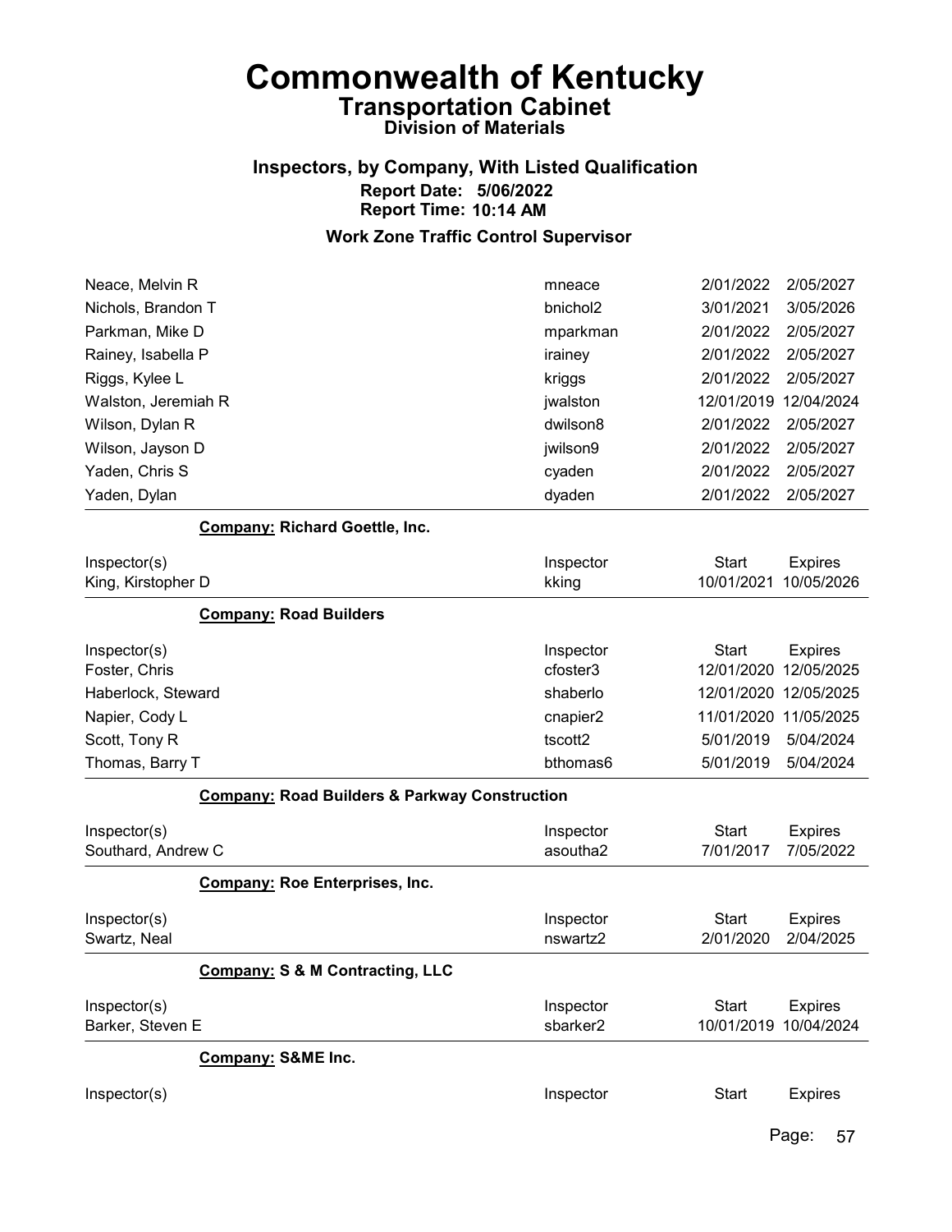# Commonwealth of Kentucky
## Transportation Cabinet
### Division of Materials

### Inspectors, by Company, With Listed Qualification
**Report Date: 5/06/2022**
**Report Time: 10:14 AM**

### Work Zone Traffic Control Supervisor

| | | | |
|---|---|---|---|
| Neace, Melvin R | mneace | 2/01/2022 | 2/05/2027 |
| Nichols, Brandon T | bnichol2 | 3/01/2021 | 3/05/2026 |
| Parkman, Mike D | mparkman | 2/01/2022 | 2/05/2027 |
| Rainey, Isabella P | irainey | 2/01/2022 | 2/05/2027 |
| Riggs, Kylee L | kriggs | 2/01/2022 | 2/05/2027 |
| Walston, Jeremiah R | jwalston | 12/01/2019 | 12/04/2024 |
| Wilson, Dylan R | dwilson8 | 2/01/2022 | 2/05/2027 |
| Wilson, Jayson D | jwilson9 | 2/01/2022 | 2/05/2027 |
| Yaden, Chris S | cyaden | 2/01/2022 | 2/05/2027 |
| Yaden, Dylan | dyaden | 2/01/2022 | 2/05/2027 |

**Company: Richard Goettle, Inc.**

| Inspector(s) | Inspector | Start | Expires |
|---|---|---|---|
| King, Kirstopher D | kking | 10/01/2021 | 10/05/2026 |

**Company: Road Builders**

| Inspector(s) | Inspector | Start | Expires |
|---|---|---|---|
| Foster, Chris | cfoster3 | 12/01/2020 | 12/05/2025 |
| Haberlock, Steward | shaberlo | 12/01/2020 | 12/05/2025 |
| Napier, Cody L | cnapier2 | 11/01/2020 | 11/05/2025 |
| Scott, Tony R | tscott2 | 5/01/2019 | 5/04/2024 |
| Thomas, Barry T | bthomas6 | 5/01/2019 | 5/04/2024 |

**Company: Road Builders & Parkway Construction**

| Inspector(s) | Inspector | Start | Expires |
|---|---|---|---|
| Southard, Andrew C | asoutha2 | 7/01/2017 | 7/05/2022 |

**Company: Roe Enterprises, Inc.**

| Inspector(s) | Inspector | Start | Expires |
|---|---|---|---|
| Swartz, Neal | nswartz2 | 2/01/2020 | 2/04/2025 |

**Company: S & M Contracting, LLC**

| Inspector(s) | Inspector | Start | Expires |
|---|---|---|---|
| Barker, Steven E | sbarker2 | 10/01/2019 | 10/04/2024 |

**Company: S&ME Inc.**

| Inspector(s) | Inspector | Start | Expires |
|---|---|---|---|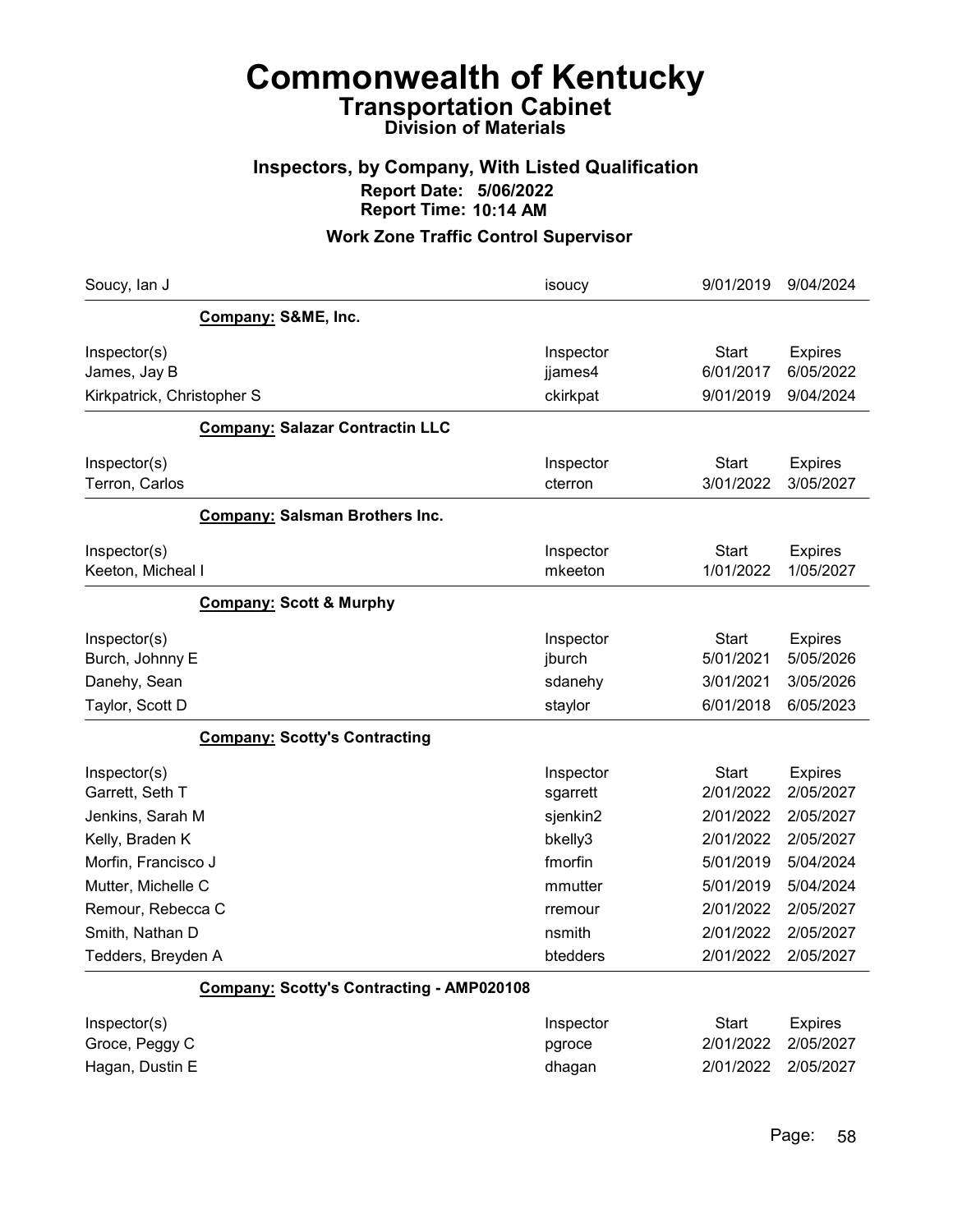# Commonwealth of Kentucky
## Transportation Cabinet
### Division of Materials

### Inspectors, by Company, With Listed Qualification
**Report Date: 5/06/2022**
**Report Time: 10:14 AM**

### Work Zone Traffic Control Supervisor

| | | | |
|---|---|---|---|
| Soucy, Ian J | isoucy | 9/01/2019 | 9/04/2024 |

**Company: S&ME, Inc.**

| Inspector(s) | Inspector | Start | Expires |
|---|---|---|---|
| James, Jay B | jjames4 | 6/01/2017 | 6/05/2022 |
| Kirkpatrick, Christopher S | ckirkpat | 9/01/2019 | 9/04/2024 |

**Company: Salazar Contractin LLC**

| Inspector(s) | Inspector | Start | Expires |
|---|---|---|---|
| Terron, Carlos | cterron | 3/01/2022 | 3/05/2027 |

**Company: Salsman Brothers Inc.**

| Inspector(s) | Inspector | Start | Expires |
|---|---|---|---|
| Keeton, Micheal I | mkeeton | 1/01/2022 | 1/05/2027 |

**Company: Scott & Murphy**

| Inspector(s) | Inspector | Start | Expires |
|---|---|---|---|
| Burch, Johnny E | jburch | 5/01/2021 | 5/05/2026 |
| Danehy, Sean | sdanehy | 3/01/2021 | 3/05/2026 |
| Taylor, Scott D | staylor | 6/01/2018 | 6/05/2023 |

**Company: Scotty's Contracting**

| Inspector(s) | Inspector | Start | Expires |
|---|---|---|---|
| Garrett, Seth T | sgarrett | 2/01/2022 | 2/05/2027 |
| Jenkins, Sarah M | sjenkin2 | 2/01/2022 | 2/05/2027 |
| Kelly, Braden K | bkelly3 | 2/01/2022 | 2/05/2027 |
| Morfin, Francisco J | fmorfin | 5/01/2019 | 5/04/2024 |
| Mutter, Michelle C | mmutter | 5/01/2019 | 5/04/2024 |
| Remour, Rebecca C | rremour | 2/01/2022 | 2/05/2027 |
| Smith, Nathan D | nsmith | 2/01/2022 | 2/05/2027 |
| Tedders, Breyden A | btedders | 2/01/2022 | 2/05/2027 |

**Company: Scotty's Contracting - AMP020108**

| Inspector(s) | Inspector | Start | Expires |
|---|---|---|---|
| Groce, Peggy C | pgroce | 2/01/2022 | 2/05/2027 |
| Hagan, Dustin E | dhagan | 2/01/2022 | 2/05/2027 |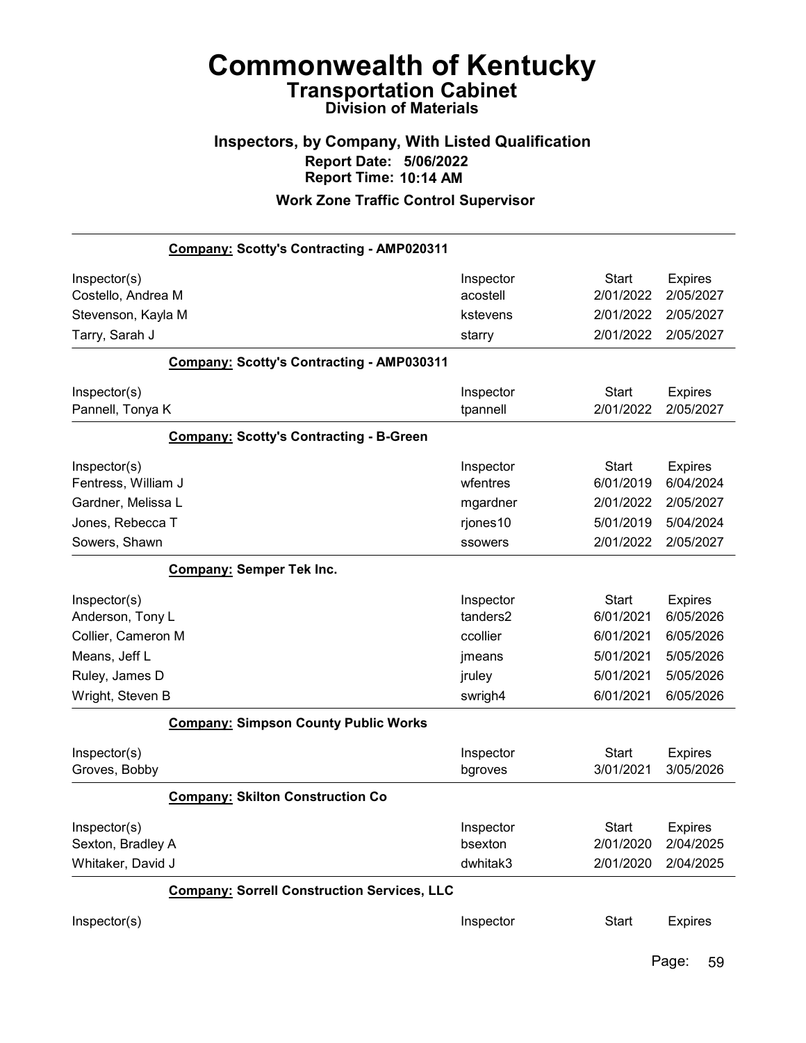# Commonwealth of Kentucky

## Transportation Cabinet

### Division of Materials

### Inspectors, by Company, With Listed Qualification

**Report Date: 5/06/2022**

**Report Time: 10:14 AM**

### Work Zone Traffic Control Supervisor

**Company: Scotty's Contracting - AMP020311**

| Inspector(s) | Inspector | Start | Expires |
|---|---|---|---|
| Costello, Andrea M | acostell | 2/01/2022 | 2/05/2027 |
| Stevenson, Kayla M | kstevens | 2/01/2022 | 2/05/2027 |
| Tarry, Sarah J | starry | 2/01/2022 | 2/05/2027 |

**Company: Scotty's Contracting - AMP030311**

| Inspector(s) | Inspector | Start | Expires |
|---|---|---|---|
| Pannell, Tonya K | tpannell | 2/01/2022 | 2/05/2027 |

**Company: Scotty's Contracting - B-Green**

| Inspector(s) | Inspector | Start | Expires |
|---|---|---|---|
| Fentress, William J | wfentres | 6/01/2019 | 6/04/2024 |
| Gardner, Melissa L | mgardner | 2/01/2022 | 2/05/2027 |
| Jones, Rebecca T | rjones10 | 5/01/2019 | 5/04/2024 |
| Sowers, Shawn | ssowers | 2/01/2022 | 2/05/2027 |

**Company: Semper Tek Inc.**

| Inspector(s) | Inspector | Start | Expires |
|---|---|---|---|
| Anderson, Tony L | tanders2 | 6/01/2021 | 6/05/2026 |
| Collier, Cameron M | ccollier | 6/01/2021 | 6/05/2026 |
| Means, Jeff L | jmeans | 5/01/2021 | 5/05/2026 |
| Ruley, James D | jruley | 5/01/2021 | 5/05/2026 |
| Wright, Steven B | swrigh4 | 6/01/2021 | 6/05/2026 |

**Company: Simpson County Public Works**

| Inspector(s) | Inspector | Start | Expires |
|---|---|---|---|
| Groves, Bobby | bgroves | 3/01/2021 | 3/05/2026 |

**Company: Skilton Construction Co**

| Inspector(s) | Inspector | Start | Expires |
|---|---|---|---|
| Sexton, Bradley A | bsexton | 2/01/2020 | 2/04/2025 |
| Whitaker, David J | dwhitak3 | 2/01/2020 | 2/04/2025 |

**Company: Sorrell Construction Services, LLC**

| Inspector(s) | Inspector | Start | Expires |
|---|---|---|---|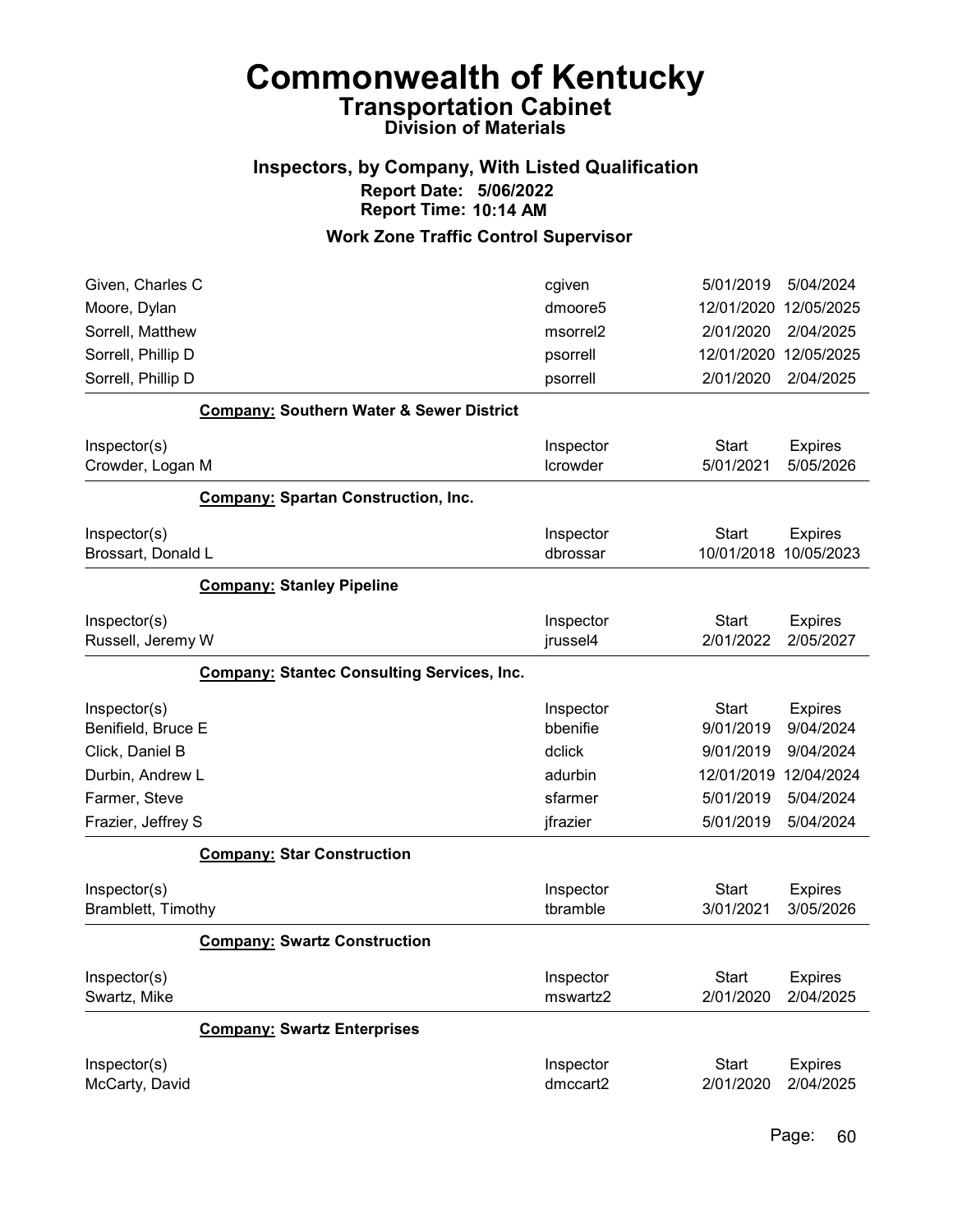# Commonwealth of Kentucky
## Transportation Cabinet
### Division of Materials

### Inspectors, by Company, With Listed Qualification
**Report Date: 5/06/2022**
**Report Time: 10:14 AM**

### Work Zone Traffic Control Supervisor

| | | | |
|---|---|---|---|
| Given, Charles C | cgiven | 5/01/2019 | 5/04/2024 |
| Moore, Dylan | dmoore5 | 12/01/2020 | 12/05/2025 |
| Sorrell, Matthew | msorrel2 | 2/01/2020 | 2/04/2025 |
| Sorrell, Phillip D | psorrell | 12/01/2020 | 12/05/2025 |
| Sorrell, Phillip D | psorrell | 2/01/2020 | 2/04/2025 |

**Company:** **Southern Water & Sewer District**

| Inspector(s) | Inspector | Start | Expires |
|---|---|---|---|
| Crowder, Logan M | lcrowder | 5/01/2021 | 5/05/2026 |

**Company:** **Spartan Construction, Inc.**

| Inspector(s) | Inspector | Start | Expires |
|---|---|---|---|
| Brossart, Donald L | dbrossar | 10/01/2018 | 10/05/2023 |

**Company:** **Stanley Pipeline**

| Inspector(s) | Inspector | Start | Expires |
|---|---|---|---|
| Russell, Jeremy W | jrussel4 | 2/01/2022 | 2/05/2027 |

**Company:** **Stantec Consulting Services, Inc.**

| Inspector(s) | Inspector | Start | Expires |
|---|---|---|---|
| Benifield, Bruce E | bbenifie | 9/01/2019 | 9/04/2024 |
| Click, Daniel B | dclick | 9/01/2019 | 9/04/2024 |
| Durbin, Andrew L | adurbin | 12/01/2019 | 12/04/2024 |
| Farmer, Steve | sfarmer | 5/01/2019 | 5/04/2024 |
| Frazier, Jeffrey S | jfrazier | 5/01/2019 | 5/04/2024 |

**Company:** **Star Construction**

| Inspector(s) | Inspector | Start | Expires |
|---|---|---|---|
| Bramblett, Timothy | tbramble | 3/01/2021 | 3/05/2026 |

**Company:** **Swartz Construction**

| Inspector(s) | Inspector | Start | Expires |
|---|---|---|---|
| Swartz, Mike | mswartz2 | 2/01/2020 | 2/04/2025 |

**Company:** **Swartz Enterprises**

| Inspector(s) | Inspector | Start | Expires |
|---|---|---|---|
| McCarty, David | dmccart2 | 2/01/2020 | 2/04/2025 |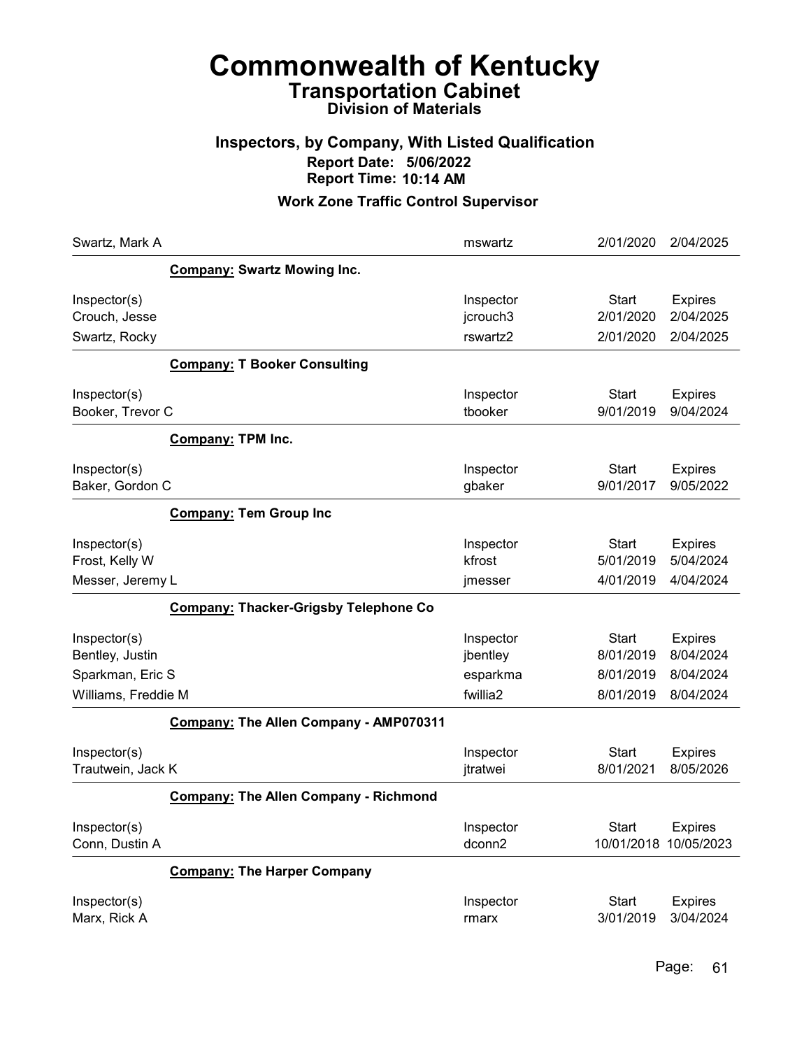# Commonwealth of Kentucky
## Transportation Cabinet
### Division of Materials

### Inspectors, by Company, With Listed Qualification
**Report Date: 5/06/2022**
**Report Time: 10:14 AM**

### Work Zone Traffic Control Supervisor

| | Inspector | Start | Expires |
|---|---|---|---|
| Swartz, Mark A | mswartz | 2/01/2020 | 2/04/2025 |

**Company: Swartz Mowing Inc.**

| Inspector(s) | Inspector | Start | Expires |
|---|---|---|---|
| Crouch, Jesse | jcrouch3 | 2/01/2020 | 2/04/2025 |
| Swartz, Rocky | rswartz2 | 2/01/2020 | 2/04/2025 |

**Company: T Booker Consulting**

| Inspector(s) | Inspector | Start | Expires |
|---|---|---|---|
| Booker, Trevor C | tbooker | 9/01/2019 | 9/04/2024 |

**Company: TPM Inc.**

| Inspector(s) | Inspector | Start | Expires |
|---|---|---|---|
| Baker, Gordon C | gbaker | 9/01/2017 | 9/05/2022 |

**Company: Tem Group Inc**

| Inspector(s) | Inspector | Start | Expires |
|---|---|---|---|
| Frost, Kelly W | kfrost | 5/01/2019 | 5/04/2024 |
| Messer, Jeremy L | jmesser | 4/01/2019 | 4/04/2024 |

**Company: Thacker-Grigsby Telephone Co**

| Inspector(s) | Inspector | Start | Expires |
|---|---|---|---|
| Bentley, Justin | jbentley | 8/01/2019 | 8/04/2024 |
| Sparkman, Eric S | esparkma | 8/01/2019 | 8/04/2024 |
| Williams, Freddie M | fwillia2 | 8/01/2019 | 8/04/2024 |

**Company: The Allen Company - AMP070311**

| Inspector(s) | Inspector | Start | Expires |
|---|---|---|---|
| Trautwein, Jack K | jtratwei | 8/01/2021 | 8/05/2026 |

**Company: The Allen Company - Richmond**

| Inspector(s) | Inspector | Start | Expires |
|---|---|---|---|
| Conn, Dustin A | dconn2 | 10/01/2018 | 10/05/2023 |

**Company: The Harper Company**

| Inspector(s) | Inspector | Start | Expires |
|---|---|---|---|
| Marx, Rick A | rmarx | 3/01/2019 | 3/04/2024 |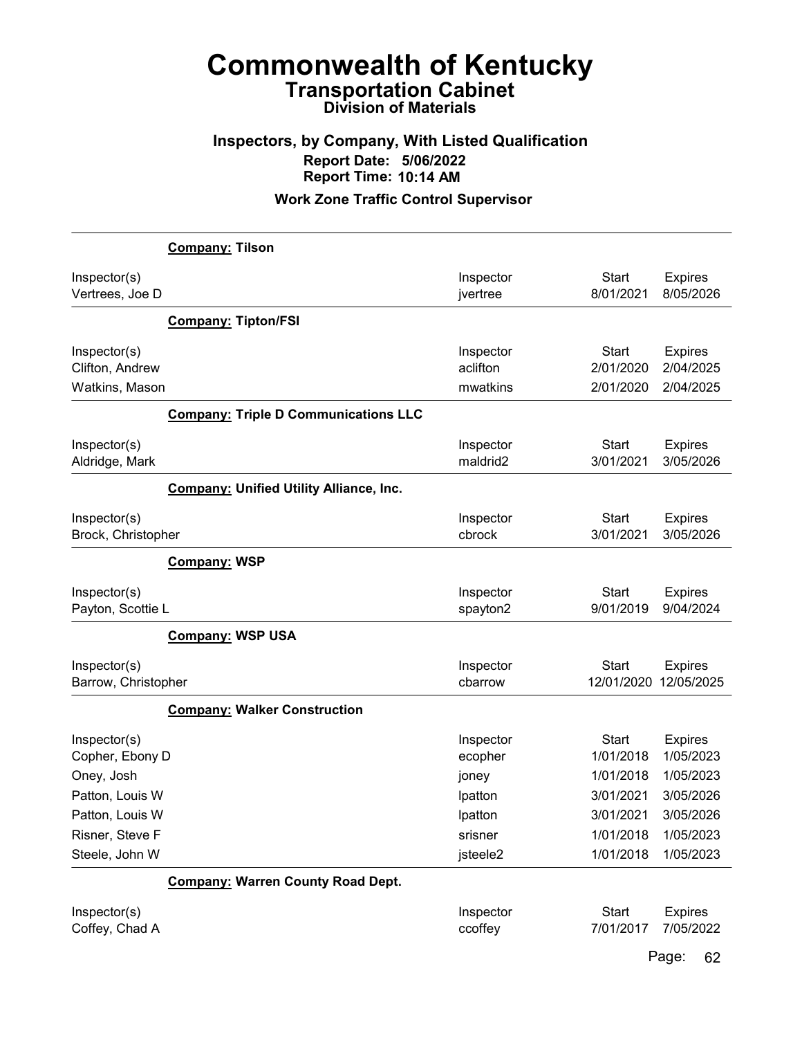# Commonwealth of Kentucky

## Transportation Cabinet

### Division of Materials

### Inspectors, by Company, With Listed Qualification

**Report Date: 5/06/2022**

**Report Time: 10:14 AM**

### Work Zone Traffic Control Supervisor

**Company: Tilson**

| Inspector(s) | Inspector | Start | Expires |
|---|---|---|---|
| Vertrees, Joe D | jvertree | 8/01/2021 | 8/05/2026 |

**Company: Tipton/FSI**

| Inspector(s) | Inspector | Start | Expires |
|---|---|---|---|
| Clifton, Andrew | aclifton | 2/01/2020 | 2/04/2025 |
| Watkins, Mason | mwatkins | 2/01/2020 | 2/04/2025 |

**Company: Triple D Communications LLC**

| Inspector(s) | Inspector | Start | Expires |
|---|---|---|---|
| Aldridge, Mark | maldrid2 | 3/01/2021 | 3/05/2026 |

**Company: Unified Utility Alliance, Inc.**

| Inspector(s) | Inspector | Start | Expires |
|---|---|---|---|
| Brock, Christopher | cbrock | 3/01/2021 | 3/05/2026 |

**Company: WSP**

| Inspector(s) | Inspector | Start | Expires |
|---|---|---|---|
| Payton, Scottie L | spayton2 | 9/01/2019 | 9/04/2024 |

**Company: WSP USA**

| Inspector(s) | Inspector | Start | Expires |
|---|---|---|---|
| Barrow, Christopher | cbarrow | 12/01/2020 | 12/05/2025 |

**Company: Walker Construction**

| Inspector(s) | Inspector | Start | Expires |
|---|---|---|---|
| Copher, Ebony D | ecopher | 1/01/2018 | 1/05/2023 |
| Oney, Josh | joney | 1/01/2018 | 1/05/2023 |
| Patton, Louis W | lpatton | 3/01/2021 | 3/05/2026 |
| Patton, Louis W | lpatton | 3/01/2021 | 3/05/2026 |
| Risner, Steve F | srisner | 1/01/2018 | 1/05/2023 |
| Steele, John W | jsteele2 | 1/01/2018 | 1/05/2023 |

**Company: Warren County Road Dept.**

| Inspector(s) | Inspector | Start | Expires |
|---|---|---|---|
| Coffey, Chad A | ccoffey | 7/01/2017 | 7/05/2022 |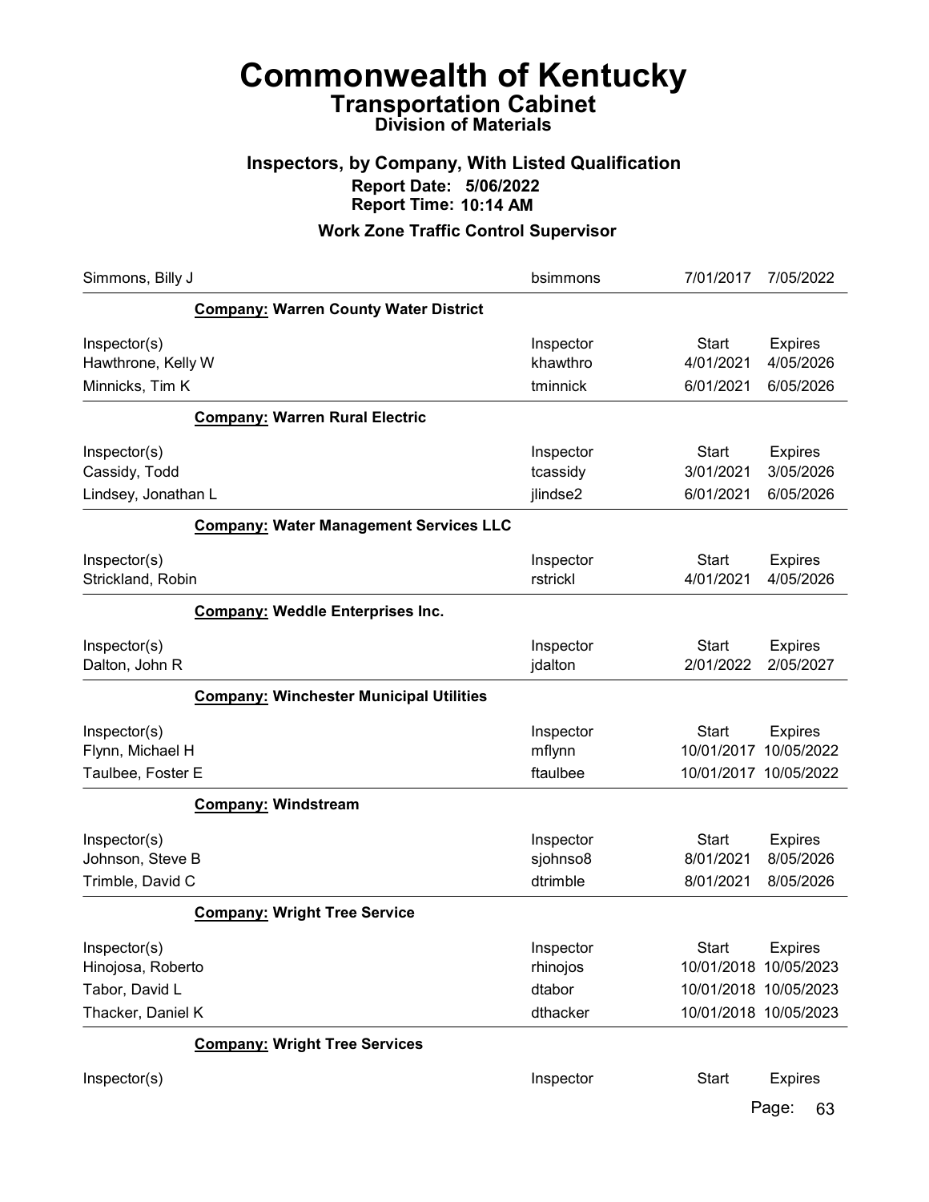# Commonwealth of Kentucky

## Transportation Cabinet

### Division of Materials

### Inspectors, by Company, With Listed Qualification

**Report Date: 5/06/2022**
**Report Time: 10:14 AM**

### Work Zone Traffic Control Supervisor

| Simmons, Billy J | bsimmons | 7/01/2017 | 7/05/2022 |
|---|---|---|---|

**Company: Warren County Water District**

| Inspector(s) | Inspector | Start | Expires |
|---|---|---|---|
| Hawthrone, Kelly W | khawthro | 4/01/2021 | 4/05/2026 |
| Minnicks, Tim K | tminnick | 6/01/2021 | 6/05/2026 |

**Company: Warren Rural Electric**

| Inspector(s) | Inspector | Start | Expires |
|---|---|---|---|
| Cassidy, Todd | tcassidy | 3/01/2021 | 3/05/2026 |
| Lindsey, Jonathan L | jlindse2 | 6/01/2021 | 6/05/2026 |

**Company: Water Management Services LLC**

| Inspector(s) | Inspector | Start | Expires |
|---|---|---|---|
| Strickland, Robin | rstrickl | 4/01/2021 | 4/05/2026 |

**Company: Weddle Enterprises Inc.**

| Inspector(s) | Inspector | Start | Expires |
|---|---|---|---|
| Dalton, John R | jdalton | 2/01/2022 | 2/05/2027 |

**Company: Winchester Municipal Utilities**

| Inspector(s) | Inspector | Start | Expires |
|---|---|---|---|
| Flynn, Michael H | mflynn | 10/01/2017 | 10/05/2022 |
| Taulbee, Foster E | ftaulbee | 10/01/2017 | 10/05/2022 |

**Company: Windstream**

| Inspector(s) | Inspector | Start | Expires |
|---|---|---|---|
| Johnson, Steve B | sjohnso8 | 8/01/2021 | 8/05/2026 |
| Trimble, David C | dtrimble | 8/01/2021 | 8/05/2026 |

**Company: Wright Tree Service**

| Inspector(s) | Inspector | Start | Expires |
|---|---|---|---|
| Hinojosa, Roberto | rhinojos | 10/01/2018 | 10/05/2023 |
| Tabor, David L | dtabor | 10/01/2018 | 10/05/2023 |
| Thacker, Daniel K | dthacker | 10/01/2018 | 10/05/2023 |

**Company: Wright Tree Services**

| Inspector(s) | Inspector | Start | Expires |
|---|---|---|---|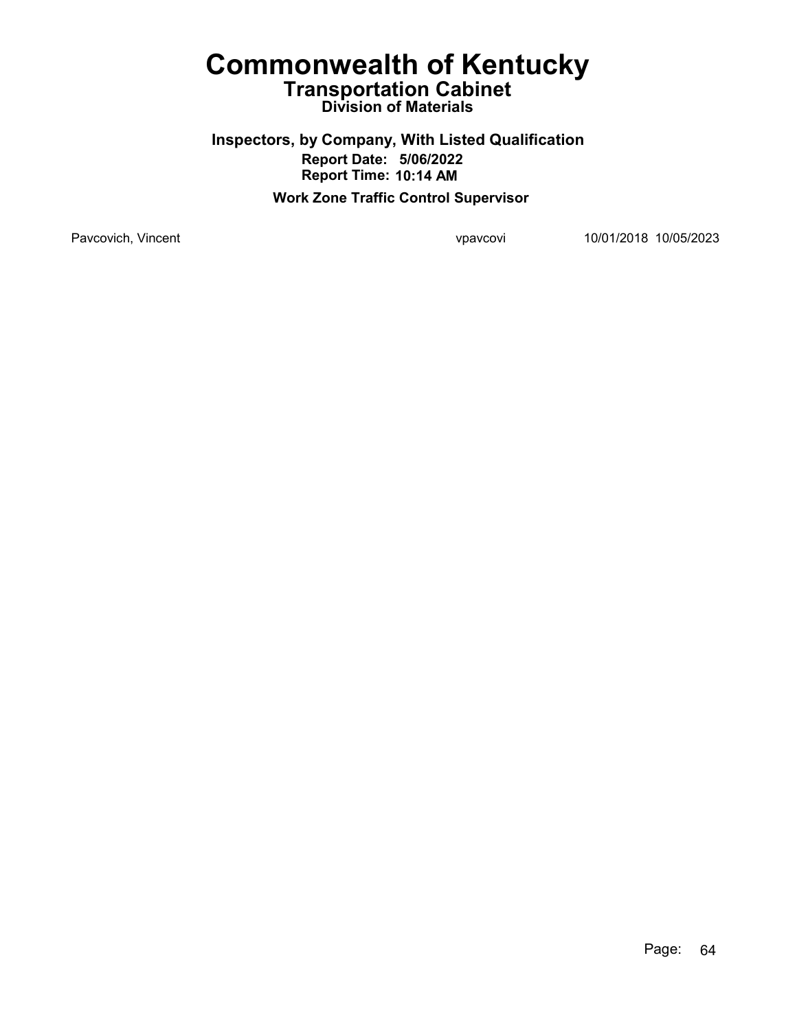# Commonwealth of Kentucky
## Transportation Cabinet
### Division of Materials

**Inspectors, by Company, With Listed Qualification**

**Report Date: 5/06/2022**
**Report Time: 10:14 AM**

**Work Zone Traffic Control Supervisor**

| | | | |
|---|---|---|---|
| Pavcovich, Vincent | vpavcovi | 10/01/2018 | 10/05/2023 |